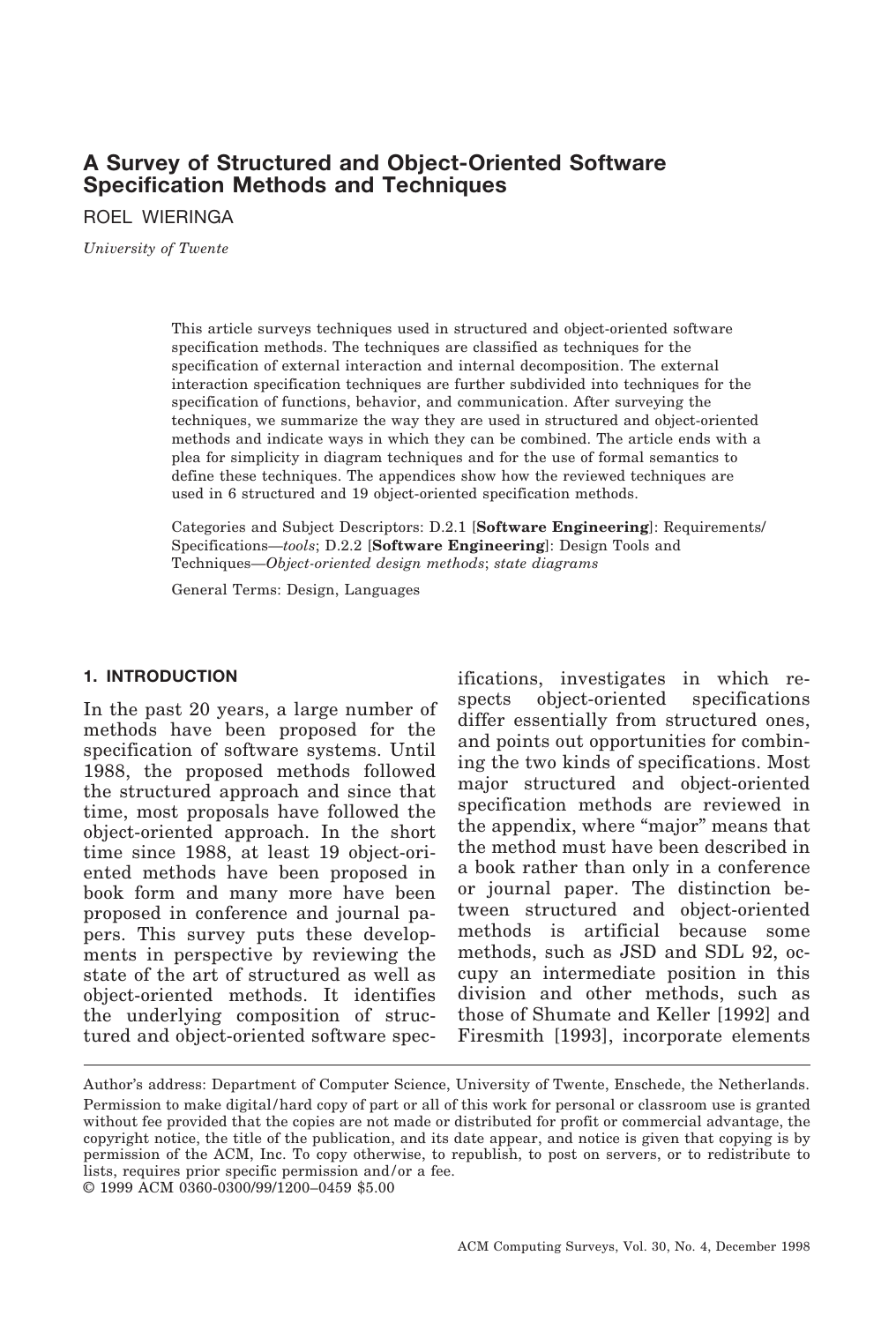# A Survey of Structured and Object-Oriented Software Specification Methods and Techniques

ROEL WIERINGA

*University of Twente*

This article surveys techniques used in structured and object-oriented software specification methods. The techniques are classified as techniques for the specification of external interaction and internal decomposition. The external interaction specification techniques are further subdivided into techniques for the specification of functions, behavior, and communication. After surveying the techniques, we summarize the way they are used in structured and object-oriented methods and indicate ways in which they can be combined. The article ends with a plea for simplicity in diagram techniques and for the use of formal semantics to define these techniques. The appendices show how the reviewed techniques are used in 6 structured and 19 object-oriented specification methods.

Categories and Subject Descriptors: D.2.1 [**Software Engineering**]: Requirements/Specifications—*tools*; D.2.2 [**Software Engineering**]: Design Tools and Techniques—*Object-oriented design methods*; *state diagrams*

General Terms: Design, Languages

## 1. INTRODUCTION

In the past 20 years, a large number of methods have been proposed for the specification of software systems. Until 1988, the proposed methods followed the structured approach and since that time, most proposals have followed the object-oriented approach. In the short time since 1988, at least 19 object-oriented methods have been proposed in book form and many more have been proposed in conference and journal papers. This survey puts these developments in perspective by reviewing the state of the art of structured as well as object-oriented methods. It identifies the underlying composition of structured and object-oriented software specifications, investigates in which respects object-oriented specifications differ essentially from structured ones, and points out opportunities for combining the two kinds of specifications. Most major structured and object-oriented specification methods are reviewed in the appendix, where "major" means that the method must have been described in a book rather than only in a conference or journal paper. The distinction between structured and object-oriented methods is artificial because some methods, such as JSD and SDL 92, occupy an intermediate position in this division and other methods, such as those of Shumate and Keller [1992] and Firesmith [1993], incorporate elements

Author's address: Department of Computer Science, University of Twente, Enschede, the Netherlands.
Permission to make digital/hard copy of part or all of this work for personal or classroom use is granted without fee provided that the copies are not made or distributed for profit or commercial advantage, the copyright notice, the title of the publication, and its date appear, and notice is given that copying is by permission of the ACM, Inc. To copy otherwise, to republish, to post on servers, or to redistribute to lists, requires prior specific permission and/or a fee.
© 1999 ACM 0360-0300/99/1200–0459 $5.00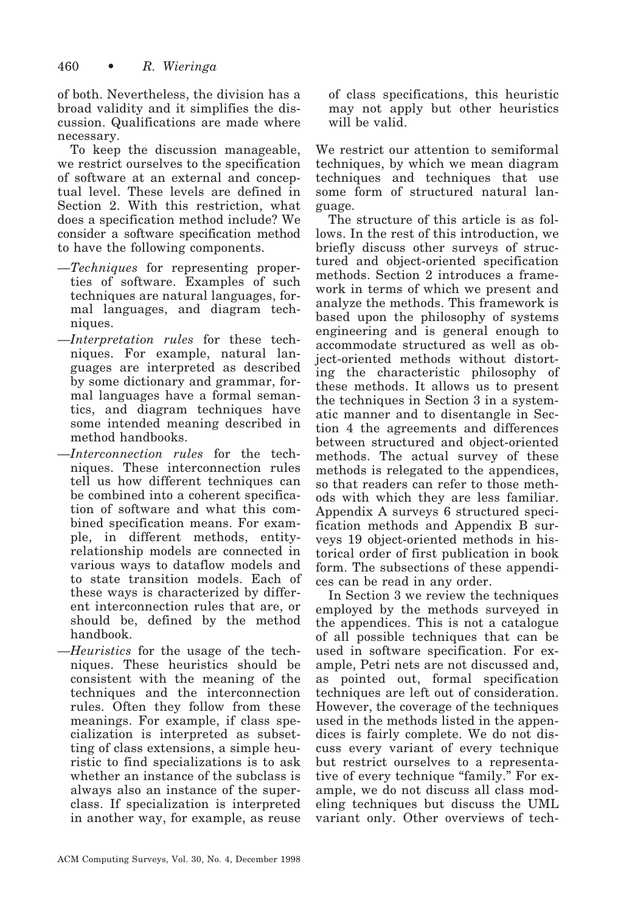of both. Nevertheless, the division has a broad validity and it simplifies the discussion. Qualifications are made where necessary.

To keep the discussion manageable, we restrict ourselves to the specification of software at an external and conceptual level. These levels are defined in Section 2. With this restriction, what does a specification method include? We consider a software specification method to have the following components.

—*Techniques* for representing properties of software. Examples of such techniques are natural languages, formal languages, and diagram techniques.

—*Interpretation rules* for these techniques. For example, natural languages are interpreted as described by some dictionary and grammar, formal languages have a formal semantics, and diagram techniques have some intended meaning described in method handbooks.

—*Interconnection rules* for the techniques. These interconnection rules tell us how different techniques can be combined into a coherent specification of software and what this combined specification means. For example, in different methods, entity-relationship models are connected in various ways to dataflow models and to state transition models. Each of these ways is characterized by different interconnection rules that are, or should be, defined by the method handbook.

—*Heuristics* for the usage of the techniques. These heuristics should be consistent with the meaning of the techniques and the interconnection rules. Often they follow from these meanings. For example, if class specialization is interpreted as subsetting of class extensions, a simple heuristic to find specializations is to ask whether an instance of the subclass is always also an instance of the superclass. If specialization is interpreted in another way, for example, as reuse of class specifications, this heuristic may not apply but other heuristics will be valid.

We restrict our attention to semiformal techniques, by which we mean diagram techniques and techniques that use some form of structured natural language.

The structure of this article is as follows. In the rest of this introduction, we briefly discuss other surveys of structured and object-oriented specification methods. Section 2 introduces a framework in terms of which we present and analyze the methods. This framework is based upon the philosophy of systems engineering and is general enough to accommodate structured as well as object-oriented methods without distorting the characteristic philosophy of these methods. It allows us to present the techniques in Section 3 in a systematic manner and to disentangle in Section 4 the agreements and differences between structured and object-oriented methods. The actual survey of these methods is relegated to the appendices, so that readers can refer to those methods with which they are less familiar. Appendix A surveys 6 structured specification methods and Appendix B surveys 19 object-oriented methods in historical order of first publication in book form. The subsections of these appendices can be read in any order.

In Section 3 we review the techniques employed by the methods surveyed in the appendices. This is not a catalogue of all possible techniques that can be used in software specification. For example, Petri nets are not discussed and, as pointed out, formal specification techniques are left out of consideration. However, the coverage of the techniques used in the methods listed in the appendices is fairly complete. We do not discuss every variant of every technique but restrict ourselves to a representative of every technique "family." For example, we do not discuss all class modeling techniques but discuss the UML variant only. Other overviews of tech-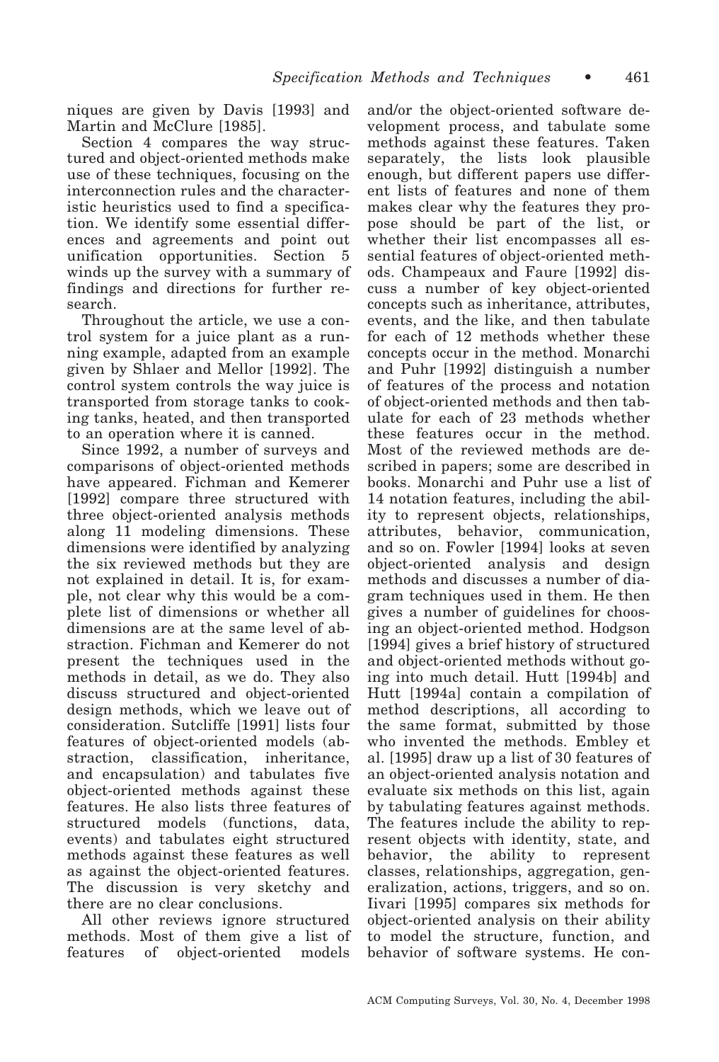niques are given by Davis [1993] and Martin and McClure [1985].

Section 4 compares the way structured and object-oriented methods make use of these techniques, focusing on the interconnection rules and the characteristic heuristics used to find a specification. We identify some essential differences and agreements and point out unification opportunities. Section 5 winds up the survey with a summary of findings and directions for further research.

Throughout the article, we use a control system for a juice plant as a running example, adapted from an example given by Shlaer and Mellor [1992]. The control system controls the way juice is transported from storage tanks to cooking tanks, heated, and then transported to an operation where it is canned.

Since 1992, a number of surveys and comparisons of object-oriented methods have appeared. Fichman and Kemerer [1992] compare three structured with three object-oriented analysis methods along 11 modeling dimensions. These dimensions were identified by analyzing the six reviewed methods but they are not explained in detail. It is, for example, not clear why this would be a complete list of dimensions or whether all dimensions are at the same level of abstraction. Fichman and Kemerer do not present the techniques used in the methods in detail, as we do. They also discuss structured and object-oriented design methods, which we leave out of consideration. Sutcliffe [1991] lists four features of object-oriented models (abstraction, classification, inheritance, and encapsulation) and tabulates five object-oriented methods against these features. He also lists three features of structured models (functions, data, events) and tabulates eight structured methods against these features as well as against the object-oriented features. The discussion is very sketchy and there are no clear conclusions.

All other reviews ignore structured methods. Most of them give a list of features of object-oriented models and/or the object-oriented software development process, and tabulate some methods against these features. Taken separately, the lists look plausible enough, but different papers use different lists of features and none of them makes clear why the features they propose should be part of the list, or whether their list encompasses all essential features of object-oriented methods. Champeaux and Faure [1992] discuss a number of key object-oriented concepts such as inheritance, attributes, events, and the like, and then tabulate for each of 12 methods whether these concepts occur in the method. Monarchi and Puhr [1992] distinguish a number of features of the process and notation of object-oriented methods and then tabulate for each of 23 methods whether these features occur in the method. Most of the reviewed methods are described in papers; some are described in books. Monarchi and Puhr use a list of 14 notation features, including the ability to represent objects, relationships, attributes, behavior, communication, and so on. Fowler [1994] looks at seven object-oriented analysis and design methods and discusses a number of diagram techniques used in them. He then gives a number of guidelines for choosing an object-oriented method. Hodgson [1994] gives a brief history of structured and object-oriented methods without going into much detail. Hutt [1994b] and Hutt [1994a] contain a compilation of method descriptions, all according to the same format, submitted by those who invented the methods. Embley et al. [1995] draw up a list of 30 features of an object-oriented analysis notation and evaluate six methods on this list, again by tabulating features against methods. The features include the ability to represent objects with identity, state, and behavior, the ability to represent classes, relationships, aggregation, generalization, actions, triggers, and so on. Iivari [1995] compares six methods for object-oriented analysis on their ability to model the structure, function, and behavior of software systems. He con-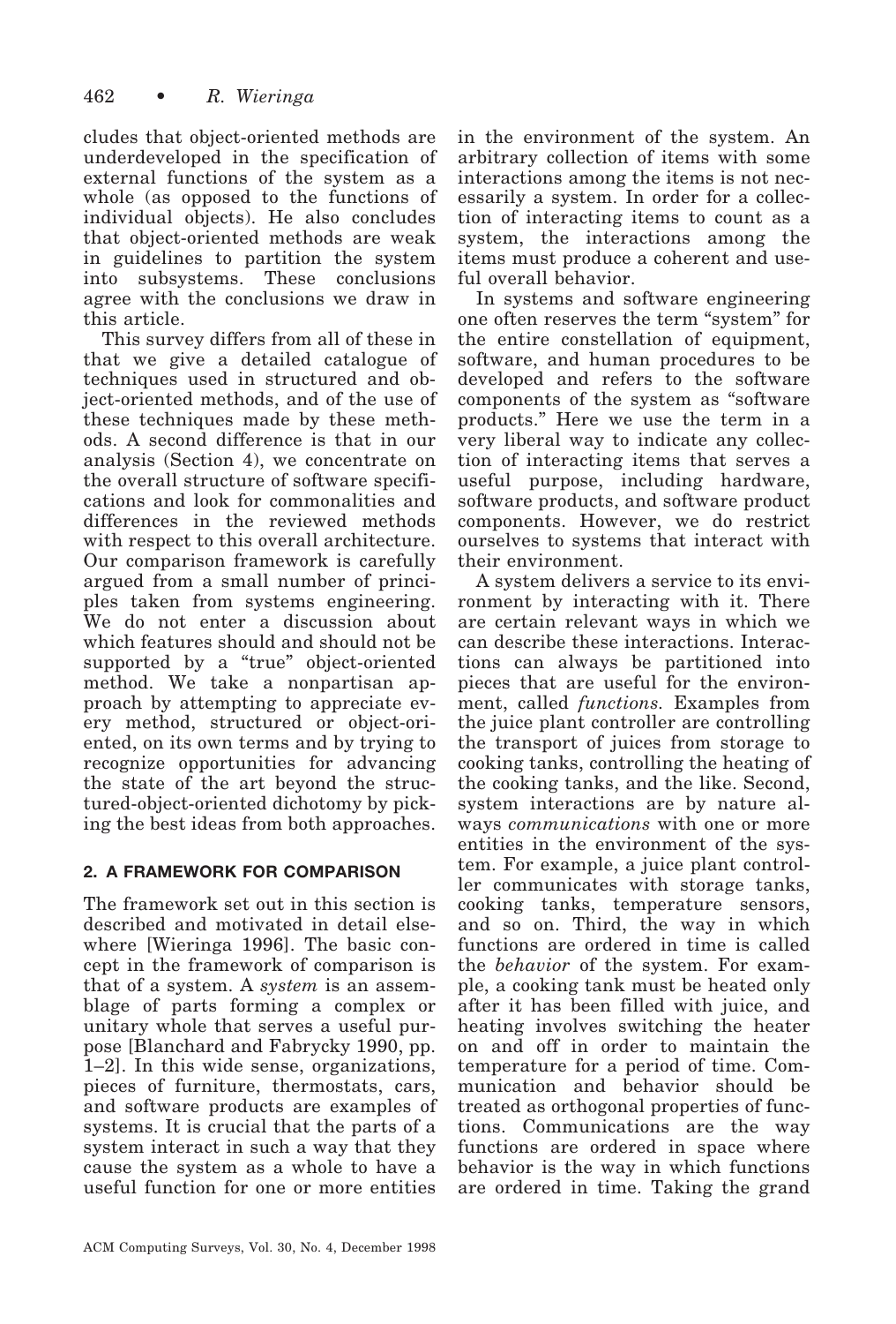cludes that object-oriented methods are underdeveloped in the specification of external functions of the system as a whole (as opposed to the functions of individual objects). He also concludes that object-oriented methods are weak in guidelines to partition the system into subsystems. These conclusions agree with the conclusions we draw in this article.

This survey differs from all of these in that we give a detailed catalogue of techniques used in structured and object-oriented methods, and of the use of these techniques made by these methods. A second difference is that in our analysis (Section 4), we concentrate on the overall structure of software specifications and look for commonalities and differences in the reviewed methods with respect to this overall architecture. Our comparison framework is carefully argued from a small number of principles taken from systems engineering. We do not enter a discussion about which features should and should not be supported by a "true" object-oriented method. We take a nonpartisan approach by attempting to appreciate every method, structured or object-oriented, on its own terms and by trying to recognize opportunities for advancing the state of the art beyond the structured-object-oriented dichotomy by picking the best ideas from both approaches.

## 2. A FRAMEWORK FOR COMPARISON

The framework set out in this section is described and motivated in detail elsewhere [Wieringa 1996]. The basic concept in the framework of comparison is that of a system. A *system* is an assemblage of parts forming a complex or unitary whole that serves a useful purpose [Blanchard and Fabrycky 1990, pp. 1–2]. In this wide sense, organizations, pieces of furniture, thermostats, cars, and software products are examples of systems. It is crucial that the parts of a system interact in such a way that they cause the system as a whole to have a useful function for one or more entities in the environment of the system. An arbitrary collection of items with some interactions among the items is not necessarily a system. In order for a collection of interacting items to count as a system, the interactions among the items must produce a coherent and useful overall behavior.

In systems and software engineering one often reserves the term "system" for the entire constellation of equipment, software, and human procedures to be developed and refers to the software components of the system as "software products." Here we use the term in a very liberal way to indicate any collection of interacting items that serves a useful purpose, including hardware, software products, and software product components. However, we do restrict ourselves to systems that interact with their environment.

A system delivers a service to its environment by interacting with it. There are certain relevant ways in which we can describe these interactions. Interactions can always be partitioned into pieces that are useful for the environment, called *functions.* Examples from the juice plant controller are controlling the transport of juices from storage to cooking tanks, controlling the heating of the cooking tanks, and the like. Second, system interactions are by nature always *communications* with one or more entities in the environment of the system. For example, a juice plant controller communicates with storage tanks, cooking tanks, temperature sensors, and so on. Third, the way in which functions are ordered in time is called the *behavior* of the system. For example, a cooking tank must be heated only after it has been filled with juice, and heating involves switching the heater on and off in order to maintain the temperature for a period of time. Communication and behavior should be treated as orthogonal properties of functions. Communications are the way functions are ordered in space where behavior is the way in which functions are ordered in time. Taking the grand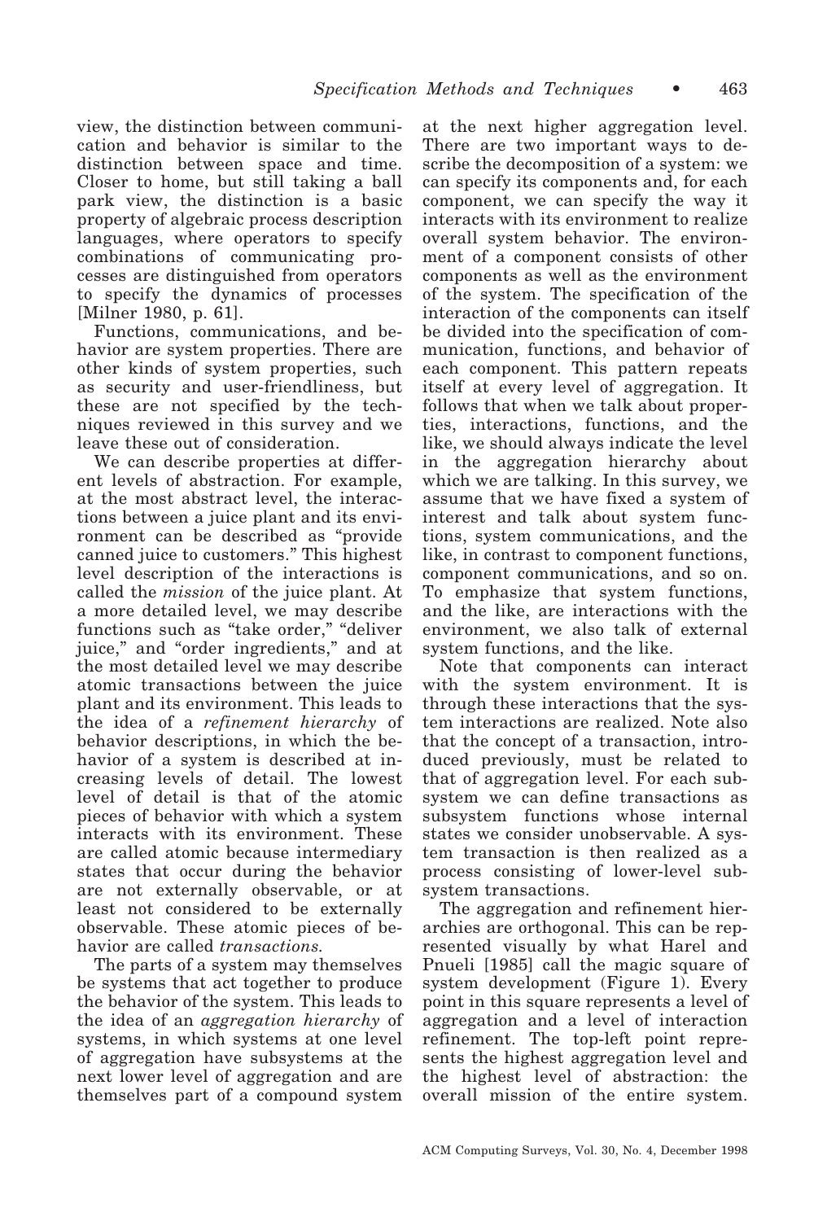view, the distinction between communication and behavior is similar to the distinction between space and time. Closer to home, but still taking a ball park view, the distinction is a basic property of algebraic process description languages, where operators to specify combinations of communicating processes are distinguished from operators to specify the dynamics of processes [Milner 1980, p. 61].

Functions, communications, and behavior are system properties. There are other kinds of system properties, such as security and user-friendliness, but these are not specified by the techniques reviewed in this survey and we leave these out of consideration.

We can describe properties at different levels of abstraction. For example, at the most abstract level, the interactions between a juice plant and its environment can be described as "provide canned juice to customers." This highest level description of the interactions is called the *mission* of the juice plant. At a more detailed level, we may describe functions such as "take order," "deliver juice," and "order ingredients," and at the most detailed level we may describe atomic transactions between the juice plant and its environment. This leads to the idea of a *refinement hierarchy* of behavior descriptions, in which the behavior of a system is described at increasing levels of detail. The lowest level of detail is that of the atomic pieces of behavior with which a system interacts with its environment. These are called atomic because intermediary states that occur during the behavior are not externally observable, or at least not considered to be externally observable. These atomic pieces of behavior are called *transactions*.

The parts of a system may themselves be systems that act together to produce the behavior of the system. This leads to the idea of an *aggregation hierarchy* of systems, in which systems at one level of aggregation have subsystems at the next lower level of aggregation and are themselves part of a compound system at the next higher aggregation level. There are two important ways to describe the decomposition of a system: we can specify its components and, for each component, we can specify the way it interacts with its environment to realize overall system behavior. The environment of a component consists of other components as well as the environment of the system. The specification of the interaction of the components can itself be divided into the specification of communication, functions, and behavior of each component. This pattern repeats itself at every level of aggregation. It follows that when we talk about properties, interactions, functions, and the like, we should always indicate the level in the aggregation hierarchy about which we are talking. In this survey, we assume that we have fixed a system of interest and talk about system functions, system communications, and the like, in contrast to component functions, component communications, and so on. To emphasize that system functions, and the like, are interactions with the environment, we also talk of external system functions, and the like.

Note that components can interact with the system environment. It is through these interactions that the system interactions are realized. Note also that the concept of a transaction, introduced previously, must be related to that of aggregation level. For each subsystem we can define transactions as subsystem functions whose internal states we consider unobservable. A system transaction is then realized as a process consisting of lower-level subsystem transactions.

The aggregation and refinement hierarchies are orthogonal. This can be represented visually by what Harel and Pnueli [1985] call the magic square of system development (Figure 1). Every point in this square represents a level of aggregation and a level of interaction refinement. The top-left point represents the highest aggregation level and the highest level of abstraction: the overall mission of the entire system.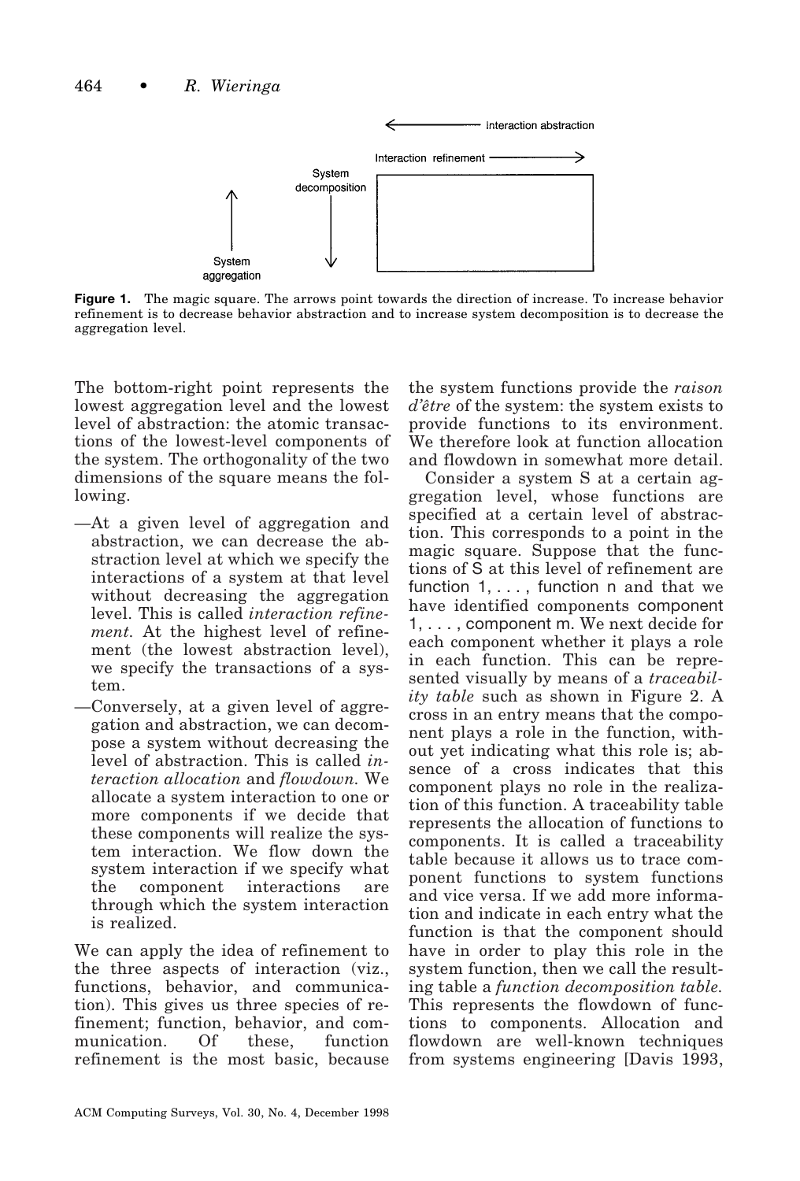Interaction abstraction

Interaction refinement

System decomposition

System aggregation

**Figure 1.** The magic square. The arrows point towards the direction of increase. To increase behavior refinement is to decrease behavior abstraction and to increase system decomposition is to decrease the aggregation level.

The bottom-right point represents the lowest aggregation level and the lowest level of abstraction: the atomic transactions of the lowest-level components of the system. The orthogonality of the two dimensions of the square means the following.

—At a given level of aggregation and abstraction, we can decrease the abstraction level at which we specify the interactions of a system at that level without decreasing the aggregation level. This is called *interaction refinement*. At the highest level of refinement (the lowest abstraction level), we specify the transactions of a system.

—Conversely, at a given level of aggregation and abstraction, we can decompose a system without decreasing the level of abstraction. This is called *interaction allocation* and *flowdown*. We allocate a system interaction to one or more components if we decide that these components will realize the system interaction. We flow down the system interaction if we specify what the component interactions are through which the system interaction is realized.

We can apply the idea of refinement to the three aspects of interaction (viz., functions, behavior, and communication). This gives us three species of refinement; function, behavior, and communication. Of these, function refinement is the most basic, because the system functions provide the *raison d'être* of the system: the system exists to provide functions to its environment. We therefore look at function allocation and flowdown in somewhat more detail.

Consider a system S at a certain aggregation level, whose functions are specified at a certain level of abstraction. This corresponds to a point in the magic square. Suppose that the functions of S at this level of refinement are function 1, . . . , function n and that we have identified components component 1, . . . , component m. We next decide for each component whether it plays a role in each function. This can be represented visually by means of a *traceability table* such as shown in Figure 2. A cross in an entry means that the component plays a role in the function, without yet indicating what this role is; absence of a cross indicates that this component plays no role in the realization of this function. A traceability table represents the allocation of functions to components. It is called a traceability table because it allows us to trace component functions to system functions and vice versa. If we add more information and indicate in each entry what the function is that the component should have in order to play this role in the system function, then we call the resulting table a *function decomposition table*. This represents the flowdown of functions to components. Allocation and flowdown are well-known techniques from systems engineering [Davis 1993,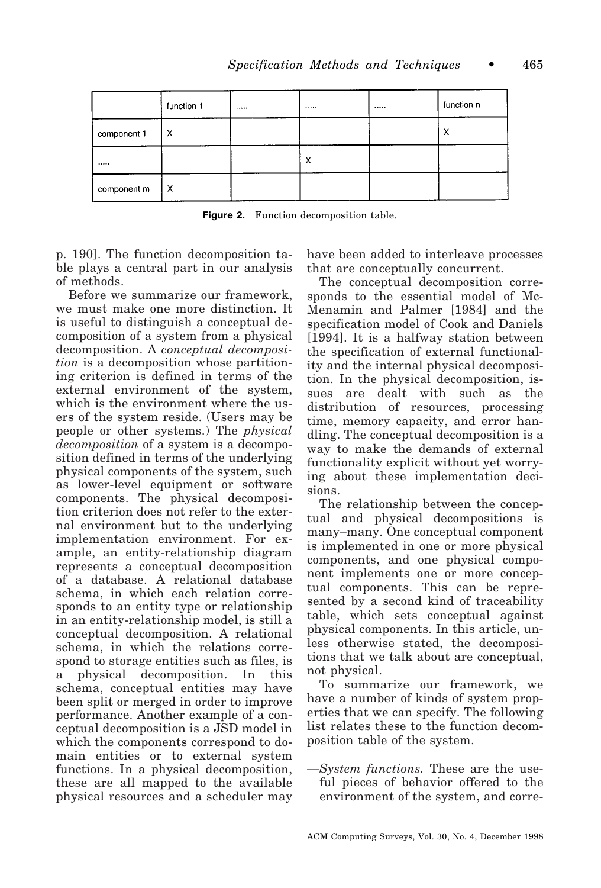|  | function 1 | ..... | ..... | ..... | function n |
|---|---|---|---|---|---|
| component 1 | X |  |  |  | X |
| ..... |  |  | X |  |  |
| component m | X |  |  |  |  |

**Figure 2.** Function decomposition table.

p. 190]. The function decomposition table plays a central part in our analysis of methods.

Before we summarize our framework, we must make one more distinction. It is useful to distinguish a conceptual decomposition of a system from a physical decomposition. A *conceptual decomposition* is a decomposition whose partitioning criterion is defined in terms of the external environment of the system, which is the environment where the users of the system reside. (Users may be people or other systems.) The *physical decomposition* of a system is a decomposition defined in terms of the underlying physical components of the system, such as lower-level equipment or software components. The physical decomposition criterion does not refer to the external environment but to the underlying implementation environment. For example, an entity-relationship diagram represents a conceptual decomposition of a database. A relational database schema, in which each relation corresponds to an entity type or relationship in an entity-relationship model, is still a conceptual decomposition. A relational schema, in which the relations correspond to storage entities such as files, is a physical decomposition. In this schema, conceptual entities may have been split or merged in order to improve performance. Another example of a conceptual decomposition is a JSD model in which the components correspond to domain entities or to external system functions. In a physical decomposition, these are all mapped to the available physical resources and a scheduler may have been added to interleave processes that are conceptually concurrent.

The conceptual decomposition corresponds to the essential model of McMenamin and Palmer [1984] and the specification model of Cook and Daniels [1994]. It is a halfway station between the specification of external functionality and the internal physical decomposition. In the physical decomposition, issues are dealt with such as the distribution of resources, processing time, memory capacity, and error handling. The conceptual decomposition is a way to make the demands of external functionality explicit without yet worrying about these implementation decisions.

The relationship between the conceptual and physical decompositions is many–many. One conceptual component is implemented in one or more physical components, and one physical component implements one or more conceptual components. This can be represented by a second kind of traceability table, which sets conceptual against physical components. In this article, unless otherwise stated, the decompositions that we talk about are conceptual, not physical.

To summarize our framework, we have a number of kinds of system properties that we can specify. The following list relates these to the function decomposition table of the system.

—*System functions.* These are the useful pieces of behavior offered to the environment of the system, and corre-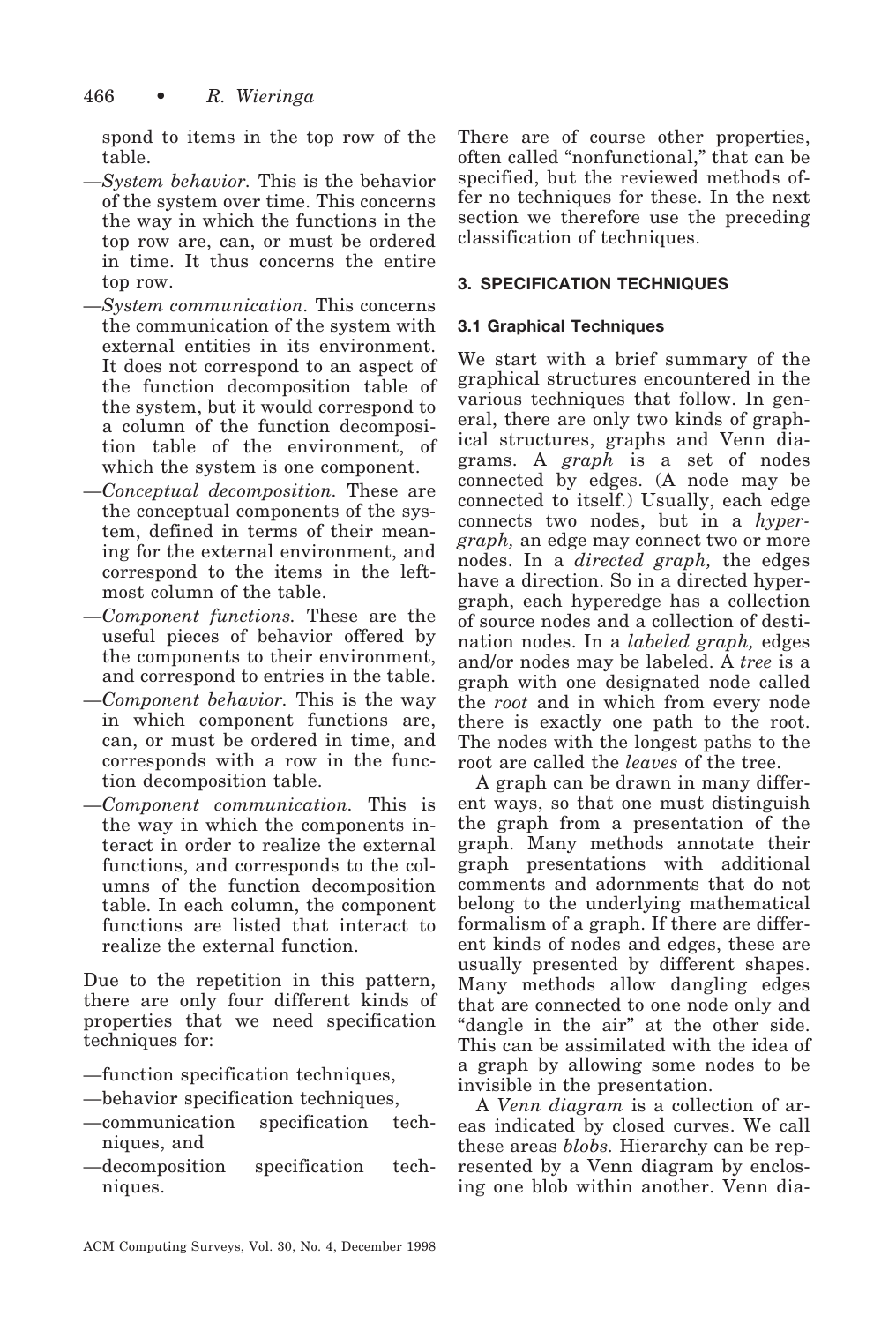spond to items in the top row of the table.

—*System behavior.* This is the behavior of the system over time. This concerns the way in which the functions in the top row are, can, or must be ordered in time. It thus concerns the entire top row.

—*System communication.* This concerns the communication of the system with external entities in its environment. It does not correspond to an aspect of the function decomposition table of the system, but it would correspond to a column of the function decomposition table of the environment, of which the system is one component.

—*Conceptual decomposition.* These are the conceptual components of the system, defined in terms of their meaning for the external environment, and correspond to the items in the leftmost column of the table.

—*Component functions.* These are the useful pieces of behavior offered by the components to their environment, and correspond to entries in the table.

—*Component behavior.* This is the way in which component functions are, can, or must be ordered in time, and corresponds with a row in the function decomposition table.

—*Component communication.* This is the way in which the components interact in order to realize the external functions, and corresponds to the columns of the function decomposition table. In each column, the component functions are listed that interact to realize the external function.

Due to the repetition in this pattern, there are only four different kinds of properties that we need specification techniques for:

—function specification techniques,

—behavior specification techniques,

—communication specification techniques, and

—decomposition specification techniques.

There are of course other properties, often called "nonfunctional," that can be specified, but the reviewed methods offer no techniques for these. In the next section we therefore use the preceding classification of techniques.

## 3. SPECIFICATION TECHNIQUES

### 3.1 Graphical Techniques

We start with a brief summary of the graphical structures encountered in the various techniques that follow. In general, there are only two kinds of graphical structures, graphs and Venn diagrams. A *graph* is a set of nodes connected by edges. (A node may be connected to itself.) Usually, each edge connects two nodes, but in a *hypergraph,* an edge may connect two or more nodes. In a *directed graph,* the edges have a direction. So in a directed hypergraph, each hyperedge has a collection of source nodes and a collection of destination nodes. In a *labeled graph,* edges and/or nodes may be labeled. A *tree* is a graph with one designated node called the *root* and in which from every node there is exactly one path to the root. The nodes with the longest paths to the root are called the *leaves* of the tree.

A graph can be drawn in many different ways, so that one must distinguish the graph from a presentation of the graph. Many methods annotate their graph presentations with additional comments and adornments that do not belong to the underlying mathematical formalism of a graph. If there are different kinds of nodes and edges, these are usually presented by different shapes. Many methods allow dangling edges that are connected to one node only and "dangle in the air" at the other side. This can be assimilated with the idea of a graph by allowing some nodes to be invisible in the presentation.

A *Venn diagram* is a collection of areas indicated by closed curves. We call these areas *blobs.* Hierarchy can be represented by a Venn diagram by enclosing one blob within another. Venn dia-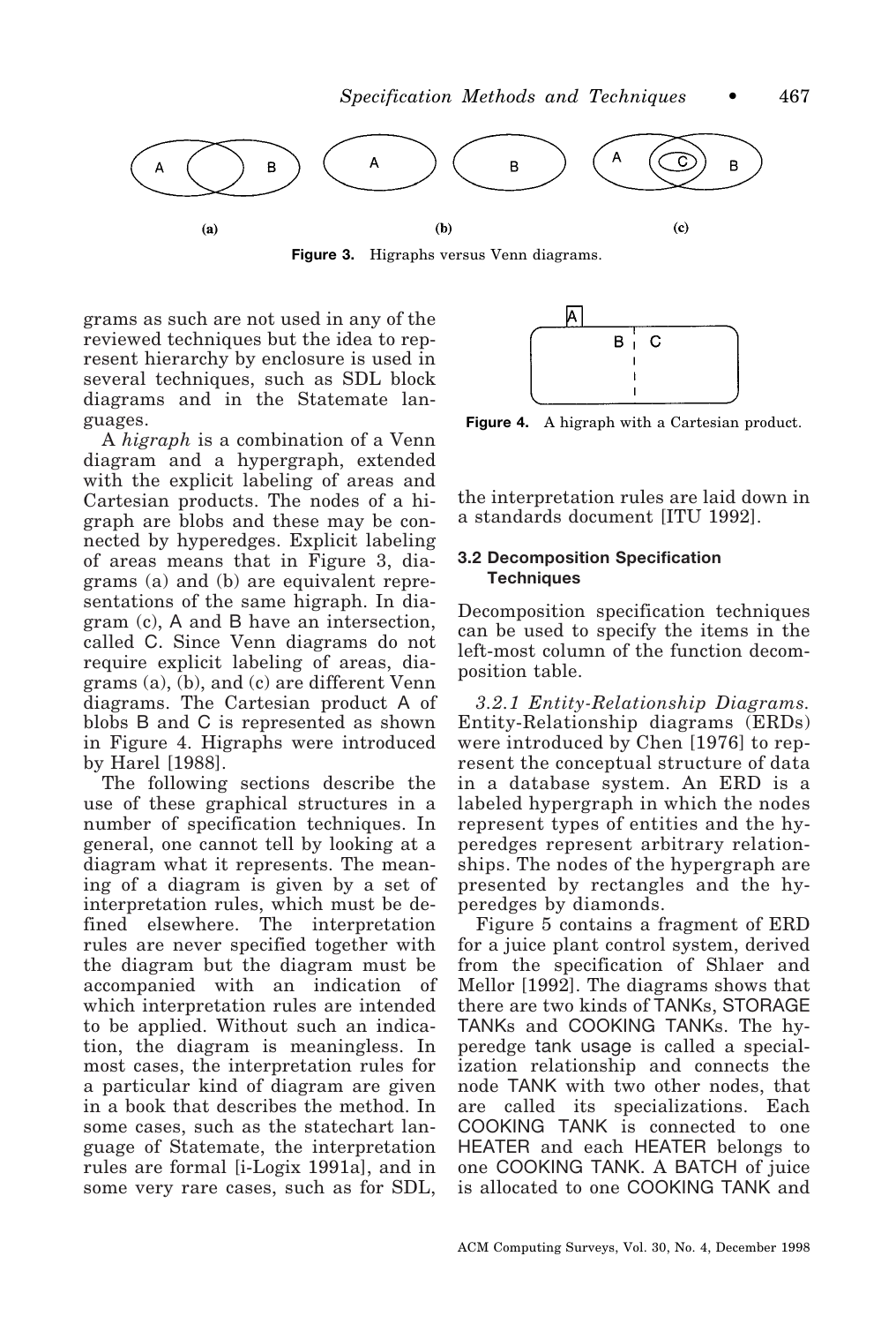Figure 3. Higraphs versus Venn diagrams.

grams as such are not used in any of the reviewed techniques but the idea to represent hierarchy by enclosure is used in several techniques, such as SDL block diagrams and in the Statemate languages.

A *higraph* is a combination of a Venn diagram and a hypergraph, extended with the explicit labeling of areas and Cartesian products. The nodes of a higraph are blobs and these may be connected by hyperedges. Explicit labeling of areas means that in Figure 3, diagrams (a) and (b) are equivalent representations of the same higraph. In diagram (c), A and B have an intersection, called C. Since Venn diagrams do not require explicit labeling of areas, diagrams (a), (b), and (c) are different Venn diagrams. The Cartesian product A of blobs B and C is represented as shown in Figure 4. Higraphs were introduced by Harel [1988].

The following sections describe the use of these graphical structures in a number of specification techniques. In general, one cannot tell by looking at a diagram what it represents. The meaning of a diagram is given by a set of interpretation rules, which must be defined elsewhere. The interpretation rules are never specified together with the diagram but the diagram must be accompanied with an indication of which interpretation rules are intended to be applied. Without such an indication, the diagram is meaningless. In most cases, the interpretation rules for a particular kind of diagram are given in a book that describes the method. In some cases, such as the statechart language of Statemate, the interpretation rules are formal [i-Logix 1991a], and in some very rare cases, such as for SDL, the interpretation rules are laid down in a standards document [ITU 1992].

Figure 4. A higraph with a Cartesian product.

### 3.2 Decomposition Specification Techniques

Decomposition specification techniques can be used to specify the items in the left-most column of the function decomposition table.

*3.2.1 Entity-Relationship Diagrams.* Entity-Relationship diagrams (ERDs) were introduced by Chen [1976] to represent the conceptual structure of data in a database system. An ERD is a labeled hypergraph in which the nodes represent types of entities and the hyperedges represent arbitrary relationships. The nodes of the hypergraph are presented by rectangles and the hyperedges by diamonds.

Figure 5 contains a fragment of ERD for a juice plant control system, derived from the specification of Shlaer and Mellor [1992]. The diagrams shows that there are two kinds of TANKs, STORAGE TANKs and COOKING TANKs. The hyperedge tank usage is called a specialization relationship and connects the node TANK with two other nodes, that are called its specializations. Each COOKING TANK is connected to one HEATER and each HEATER belongs to one COOKING TANK. A BATCH of juice is allocated to one COOKING TANK and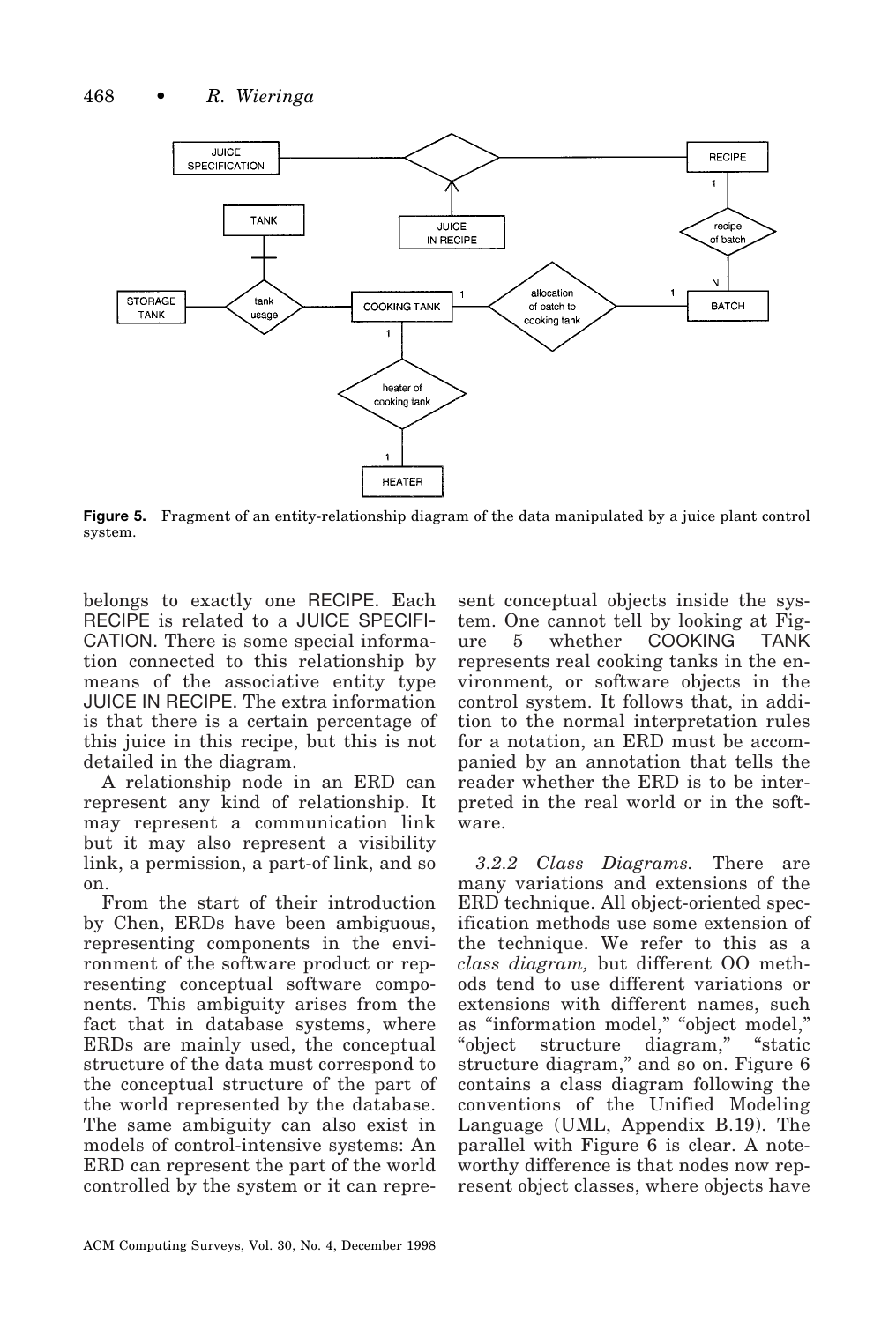Figure 5. Fragment of an entity-relationship diagram of the data manipulated by a juice plant control system.

belongs to exactly one RECIPE. Each RECIPE is related to a JUICE SPECIFICATION. There is some special information connected to this relationship by means of the associative entity type JUICE IN RECIPE. The extra information is that there is a certain percentage of this juice in this recipe, but this is not detailed in the diagram.

A relationship node in an ERD can represent any kind of relationship. It may represent a communication link but it may also represent a visibility link, a permission, a part-of link, and so on.

From the start of their introduction by Chen, ERDs have been ambiguous, representing components in the environment of the software product or representing conceptual software components. This ambiguity arises from the fact that in database systems, where ERDs are mainly used, the conceptual structure of the data must correspond to the conceptual structure of the part of the world represented by the database. The same ambiguity can also exist in models of control-intensive systems: An ERD can represent the part of the world controlled by the system or it can represent conceptual objects inside the system. One cannot tell by looking at Figure 5 whether COOKING TANK represents real cooking tanks in the environment, or software objects in the control system. It follows that, in addition to the normal interpretation rules for a notation, an ERD must be accompanied by an annotation that tells the reader whether the ERD is to be interpreted in the real world or in the software.

*3.2.2 Class Diagrams.* There are many variations and extensions of the ERD technique. All object-oriented specification methods use some extension of the technique. We refer to this as a *class diagram,* but different OO methods tend to use different variations or extensions with different names, such as "information model," "object model," "object structure diagram," "static structure diagram," and so on. Figure 6 contains a class diagram following the conventions of the Unified Modeling Language (UML, Appendix B.19). The parallel with Figure 6 is clear. A noteworthy difference is that nodes now represent object classes, where objects have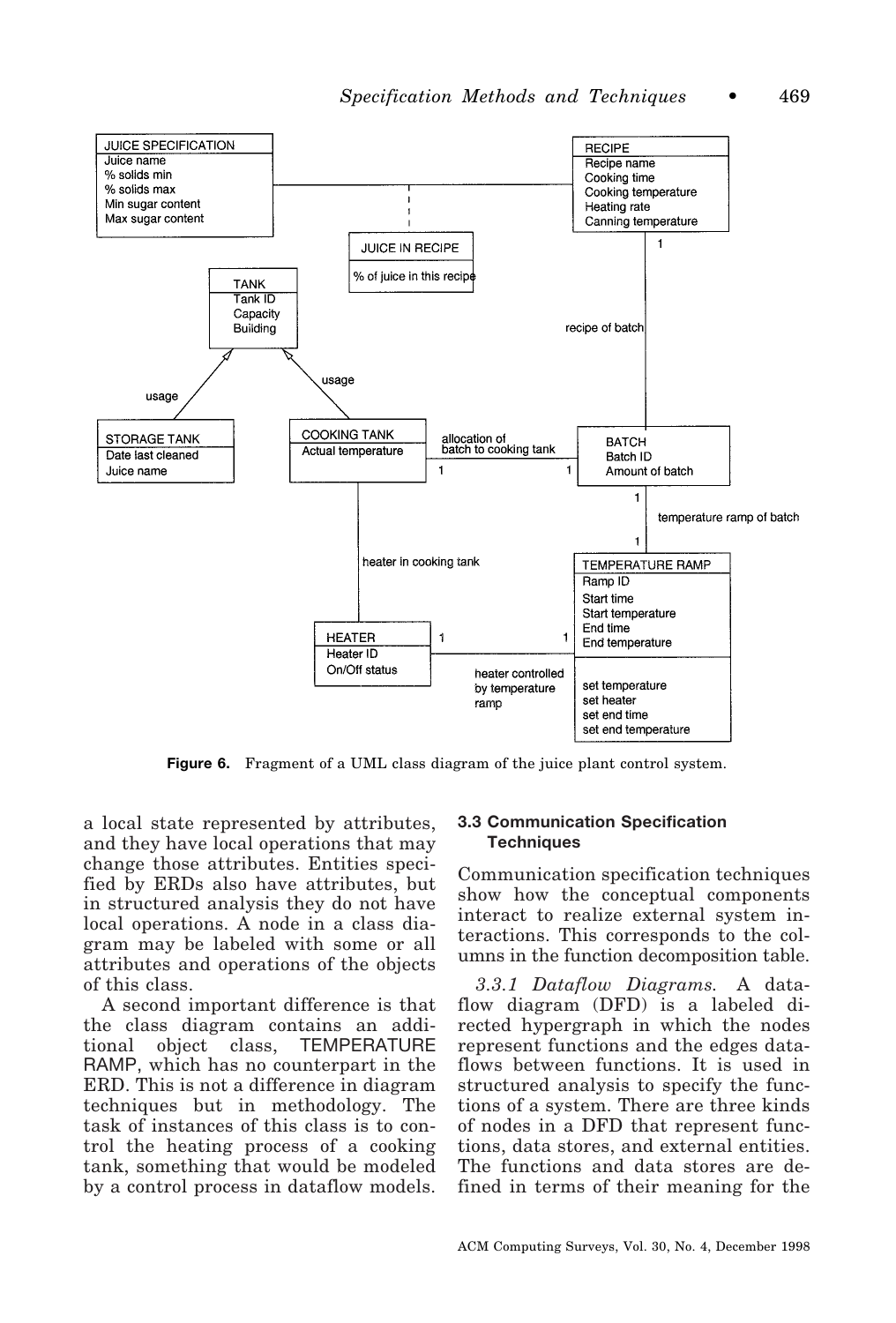Figure 6. Fragment of a UML class diagram of the juice plant control system.

a local state represented by attributes, and they have local operations that may change those attributes. Entities specified by ERDs also have attributes, but in structured analysis they do not have local operations. A node in a class diagram may be labeled with some or all attributes and operations of the objects of this class.

A second important difference is that the class diagram contains an additional object class, TEMPERATURE RAMP, which has no counterpart in the ERD. This is not a difference in diagram techniques but in methodology. The task of instances of this class is to control the heating process of a cooking tank, something that would be modeled by a control process in dataflow models.

### 3.3 Communication Specification Techniques

Communication specification techniques show how the conceptual components interact to realize external system interactions. This corresponds to the columns in the function decomposition table.

*3.3.1 Dataflow Diagrams.* A dataflow diagram (DFD) is a labeled directed hypergraph in which the nodes represent functions and the edges dataflows between functions. It is used in structured analysis to specify the functions of a system. There are three kinds of nodes in a DFD that represent functions, data stores, and external entities. The functions and data stores are defined in terms of their meaning for the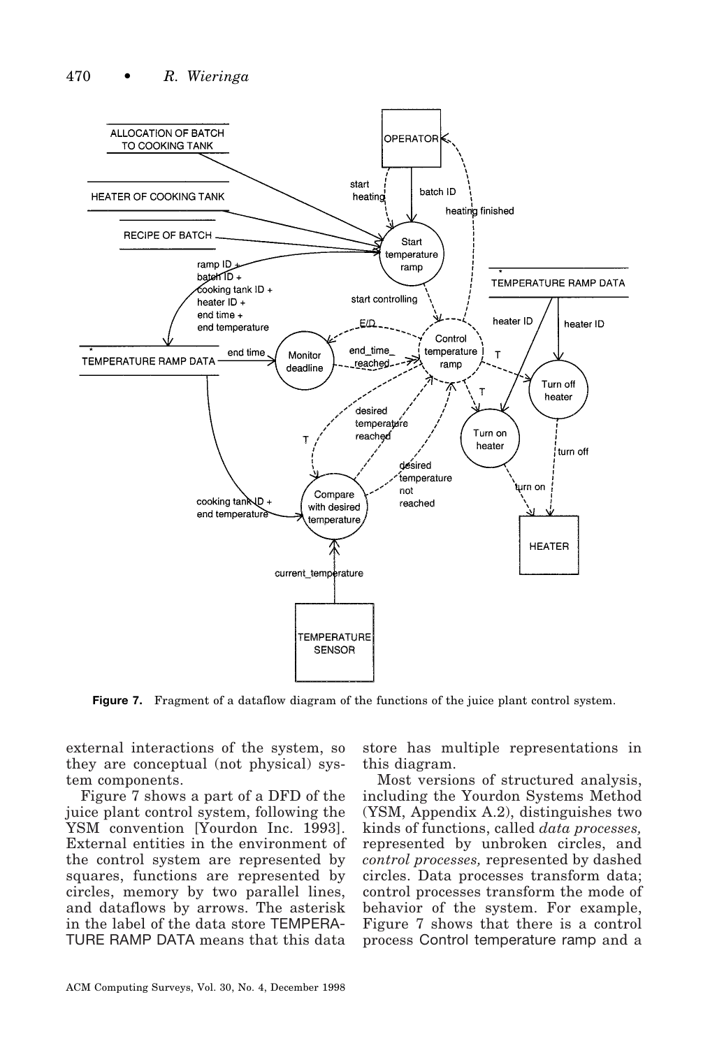Figure 7. Fragment of a dataflow diagram of the functions of the juice plant control system.

external interactions of the system, so they are conceptual (not physical) system components.

Figure 7 shows a part of a DFD of the juice plant control system, following the YSM convention [Yourdon Inc. 1993]. External entities in the environment of the control system are represented by squares, functions are represented by circles, memory by two parallel lines, and dataflows by arrows. The asterisk in the label of the data store TEMPERATURE RAMP DATA means that this data store has multiple representations in this diagram.

Most versions of structured analysis, including the Yourdon Systems Method (YSM, Appendix A.2), distinguishes two kinds of functions, called *data processes,* represented by unbroken circles, and *control processes,* represented by dashed circles. Data processes transform data; control processes transform the mode of behavior of the system. For example, Figure 7 shows that there is a control process Control temperature ramp and a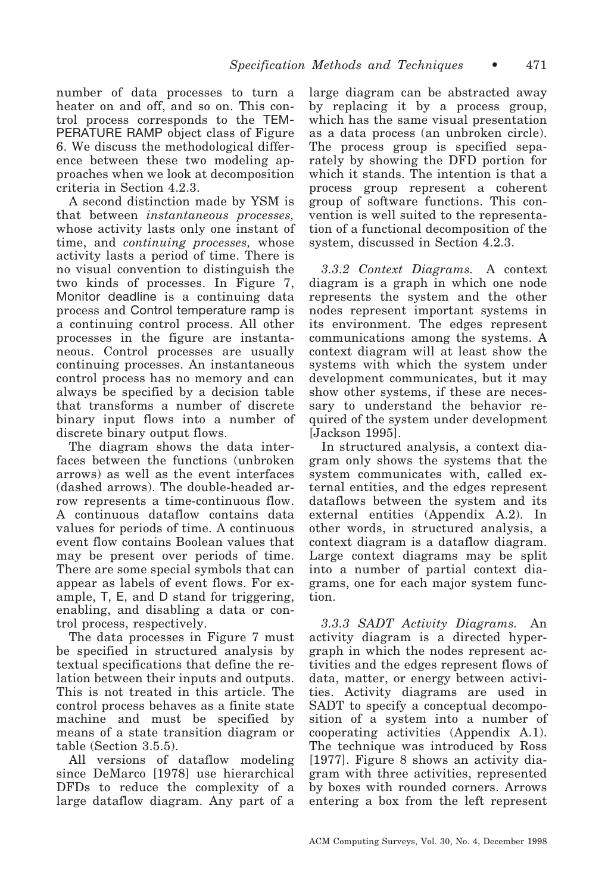number of data processes to turn a heater on and off, and so on. This control process corresponds to the TEMPERATURE RAMP object class of Figure 6. We discuss the methodological difference between these two modeling approaches when we look at decomposition criteria in Section 4.2.3.

A second distinction made by YSM is that between *instantaneous processes,* whose activity lasts only one instant of time, and *continuing processes,* whose activity lasts a period of time. There is no visual convention to distinguish the two kinds of processes. In Figure 7, Monitor deadline is a continuing data process and Control temperature ramp is a continuing control process. All other processes in the figure are instantaneous. Control processes are usually continuing processes. An instantaneous control process has no memory and can always be specified by a decision table that transforms a number of discrete binary input flows into a number of discrete binary output flows.

The diagram shows the data interfaces between the functions (unbroken arrows) as well as the event interfaces (dashed arrows). The double-headed arrow represents a time-continuous flow. A continuous dataflow contains data values for periods of time. A continuous event flow contains Boolean values that may be present over periods of time. There are some special symbols that can appear as labels of event flows. For example, T, E, and D stand for triggering, enabling, and disabling a data or control process, respectively.

The data processes in Figure 7 must be specified in structured analysis by textual specifications that define the relation between their inputs and outputs. This is not treated in this article. The control process behaves as a finite state machine and must be specified by means of a state transition diagram or table (Section 3.5.5).

All versions of dataflow modeling since DeMarco [1978] use hierarchical DFDs to reduce the complexity of a large dataflow diagram. Any part of a large diagram can be abstracted away by replacing it by a process group, which has the same visual presentation as a data process (an unbroken circle). The process group is specified separately by showing the DFD portion for which it stands. The intention is that a process group represent a coherent group of software functions. This convention is well suited to the representation of a functional decomposition of the system, discussed in Section 4.2.3.

*3.3.2 Context Diagrams.* A context diagram is a graph in which one node represents the system and the other nodes represent important systems in its environment. The edges represent communications among the systems. A context diagram will at least show the systems with which the system under development communicates, but it may show other systems, if these are necessary to understand the behavior required of the system under development [Jackson 1995].

In structured analysis, a context diagram only shows the systems that the system communicates with, called external entities, and the edges represent dataflows between the system and its external entities (Appendix A.2). In other words, in structured analysis, a context diagram is a dataflow diagram. Large context diagrams may be split into a number of partial context diagrams, one for each major system function.

*3.3.3 SADT Activity Diagrams.* An activity diagram is a directed hypergraph in which the nodes represent activities and the edges represent flows of data, matter, or energy between activities. Activity diagrams are used in SADT to specify a conceptual decomposition of a system into a number of cooperating activities (Appendix A.1). The technique was introduced by Ross [1977]. Figure 8 shows an activity diagram with three activities, represented by boxes with rounded corners. Arrows entering a box from the left represent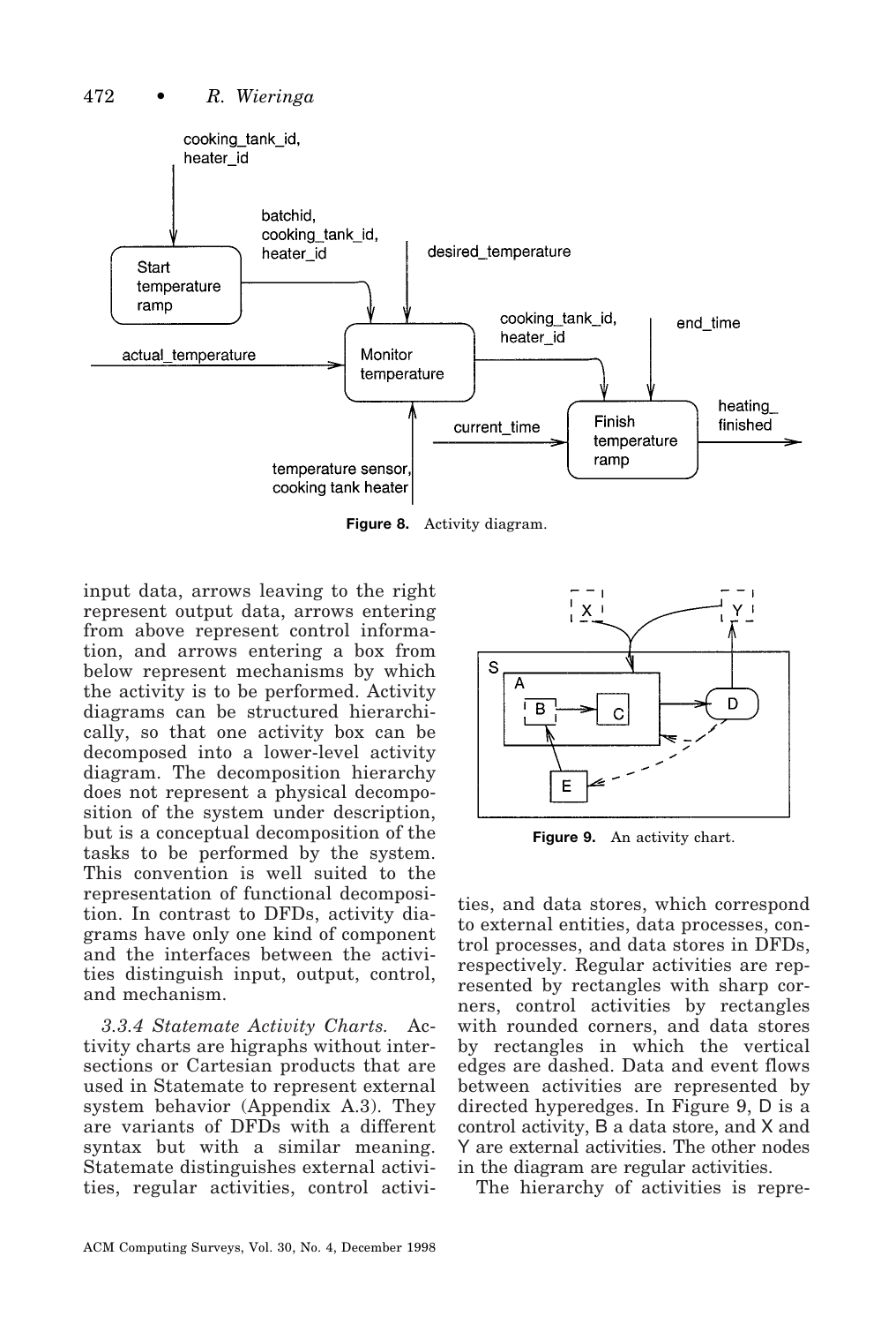Figure 8. Activity diagram.

input data, arrows leaving to the right represent output data, arrows entering from above represent control information, and arrows entering a box from below represent mechanisms by which the activity is to be performed. Activity diagrams can be structured hierarchically, so that one activity box can be decomposed into a lower-level activity diagram. The decomposition hierarchy does not represent a physical decomposition of the system under description, but is a conceptual decomposition of the tasks to be performed by the system. This convention is well suited to the representation of functional decomposition. In contrast to DFDs, activity diagrams have only one kind of component and the interfaces between the activities distinguish input, output, control, and mechanism.

*3.3.4 Statemate Activity Charts.* Activity charts are higraphs without intersections or Cartesian products that are used in Statemate to represent external system behavior (Appendix A.3). They are variants of DFDs with a different syntax but with a similar meaning. Statemate distinguishes external activities, regular activities, control activities, and data stores, which correspond to external entities, data processes, control processes, and data stores in DFDs, respectively. Regular activities are represented by rectangles with sharp corners, control activities by rectangles with rounded corners, and data stores by rectangles in which the vertical edges are dashed. Data and event flows between activities are represented by directed hyperedges. In Figure 9, D is a control activity, B a data store, and X and Y are external activities. The other nodes in the diagram are regular activities.

Figure 9. An activity chart.

The hierarchy of activities is repre-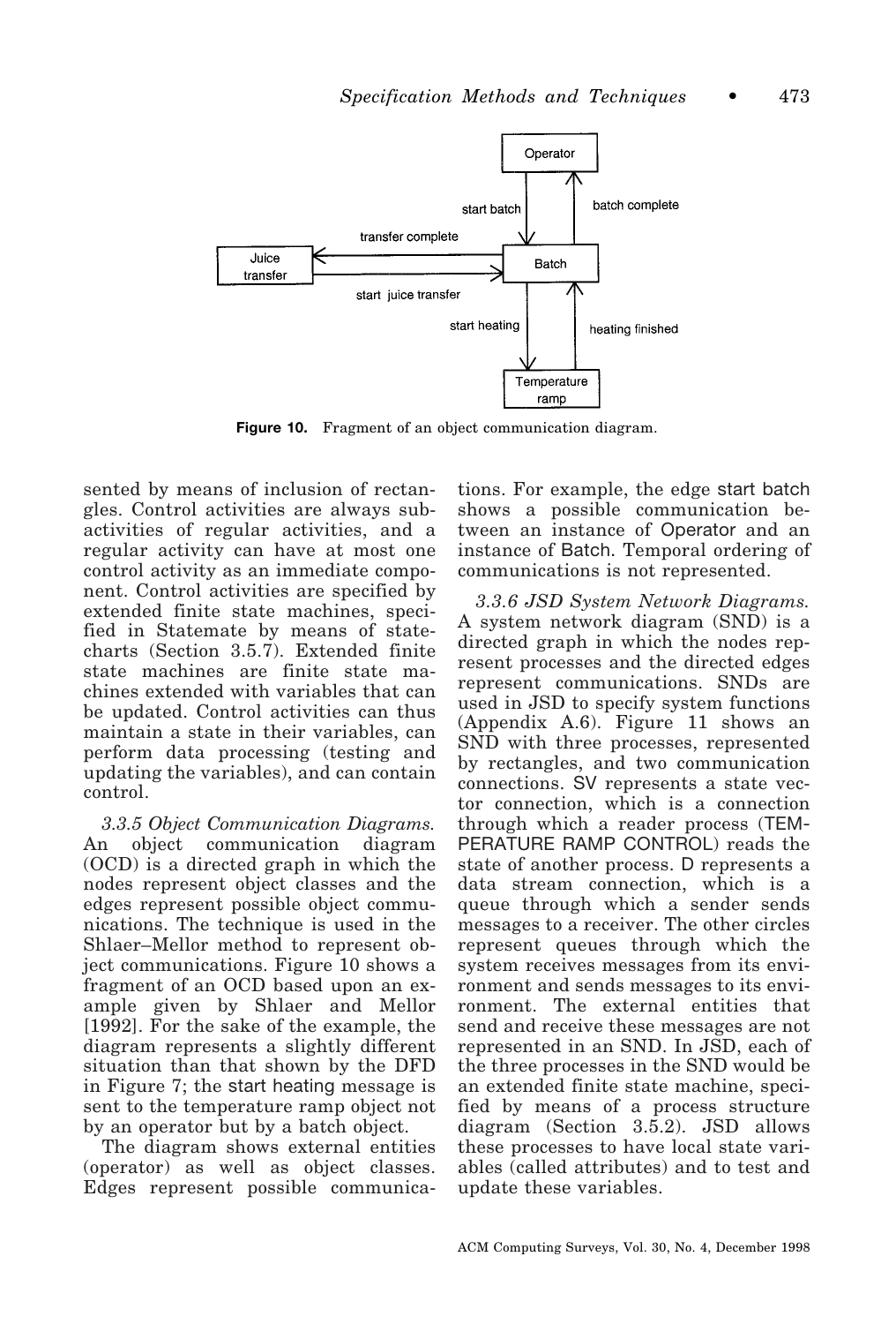**Figure 10.** Fragment of an object communication diagram.

sented by means of inclusion of rectangles. Control activities are always subactivities of regular activities, and a regular activity can have at most one control activity as an immediate component. Control activities are specified by extended finite state machines, specified in Statemate by means of statecharts (Section 3.5.7). Extended finite state machines are finite state machines extended with variables that can be updated. Control activities can thus maintain a state in their variables, can perform data processing (testing and updating the variables), and can contain control.

*3.3.5 Object Communication Diagrams.* An object communication diagram (OCD) is a directed graph in which the nodes represent object classes and the edges represent possible object communications. The technique is used in the Shlaer–Mellor method to represent object communications. Figure 10 shows a fragment of an OCD based upon an example given by Shlaer and Mellor [1992]. For the sake of the example, the diagram represents a slightly different situation than that shown by the DFD in Figure 7; the start heating message is sent to the temperature ramp object not by an operator but by a batch object.

The diagram shows external entities (operator) as well as object classes. Edges represent possible communications. For example, the edge start batch shows a possible communication between an instance of Operator and an instance of Batch. Temporal ordering of communications is not represented.

*3.3.6 JSD System Network Diagrams.* A system network diagram (SND) is a directed graph in which the nodes represent processes and the directed edges represent communications. SNDs are used in JSD to specify system functions (Appendix A.6). Figure 11 shows an SND with three processes, represented by rectangles, and two communication connections. SV represents a state vector connection, which is a connection through which a reader process (TEMPERATURE RAMP CONTROL) reads the state of another process. D represents a data stream connection, which is a queue through which a sender sends messages to a receiver. The other circles represent queues through which the system receives messages from its environment and sends messages to its environment. The external entities that send and receive these messages are not represented in an SND. In JSD, each of the three processes in the SND would be an extended finite state machine, specified by means of a process structure diagram (Section 3.5.2). JSD allows these processes to have local state variables (called attributes) and to test and update these variables.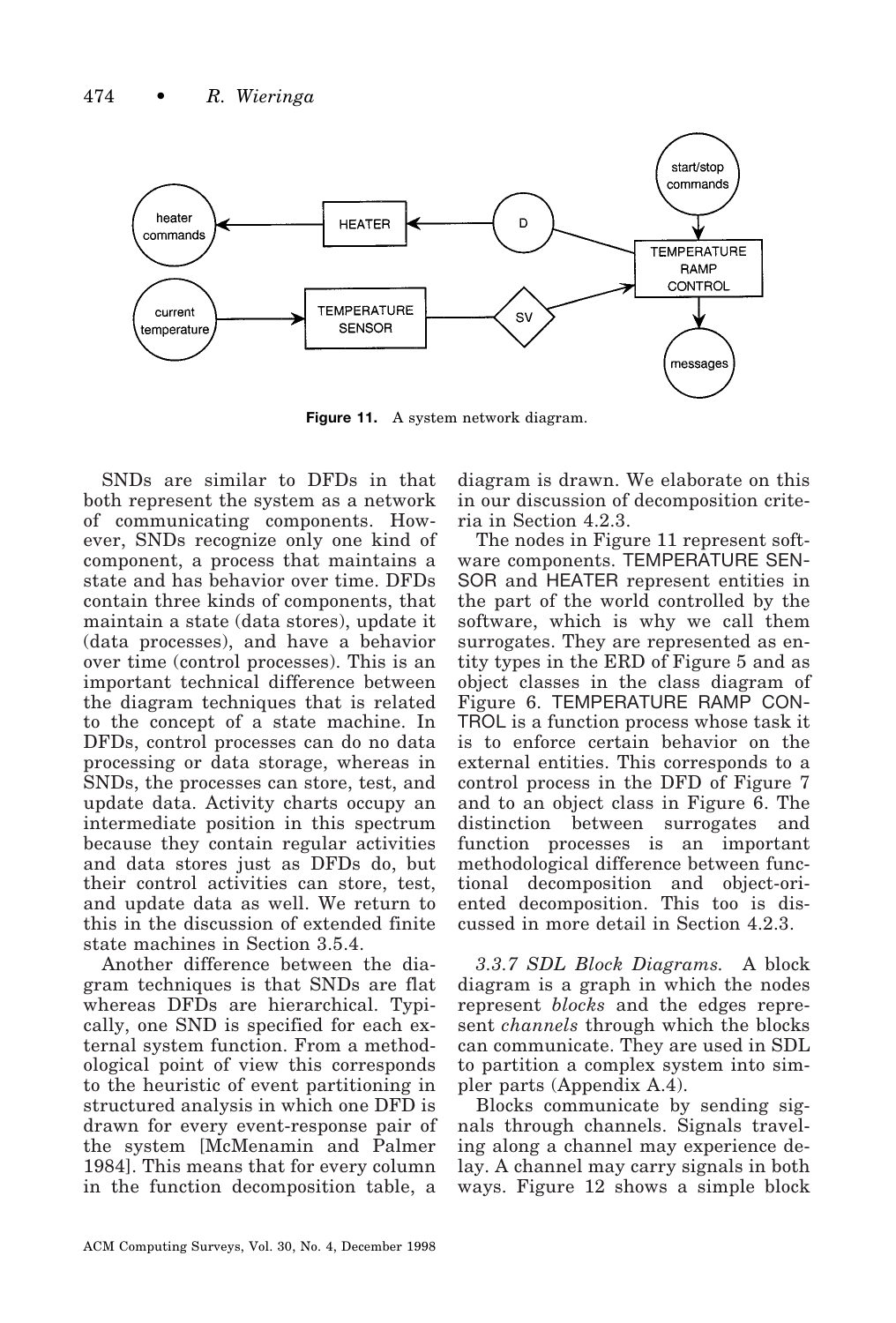Figure 11. A system network diagram.

SNDs are similar to DFDs in that both represent the system as a network of communicating components. However, SNDs recognize only one kind of component, a process that maintains a state and has behavior over time. DFDs contain three kinds of components, that maintain a state (data stores), update it (data processes), and have a behavior over time (control processes). This is an important technical difference between the diagram techniques that is related to the concept of a state machine. In DFDs, control processes can do no data processing or data storage, whereas in SNDs, the processes can store, test, and update data. Activity charts occupy an intermediate position in this spectrum because they contain regular activities and data stores just as DFDs do, but their control activities can store, test, and update data as well. We return to this in the discussion of extended finite state machines in Section 3.5.4.

Another difference between the diagram techniques is that SNDs are flat whereas DFDs are hierarchical. Typically, one SND is specified for each external system function. From a methodological point of view this corresponds to the heuristic of event partitioning in structured analysis in which one DFD is drawn for every event-response pair of the system [McMenamin and Palmer 1984]. This means that for every column in the function decomposition table, a diagram is drawn. We elaborate on this in our discussion of decomposition criteria in Section 4.2.3.

The nodes in Figure 11 represent software components. TEMPERATURE SENSOR and HEATER represent entities in the part of the world controlled by the software, which is why we call them surrogates. They are represented as entity types in the ERD of Figure 5 and as object classes in the class diagram of Figure 6. TEMPERATURE RAMP CONTROL is a function process whose task it is to enforce certain behavior on the external entities. This corresponds to a control process in the DFD of Figure 7 and to an object class in Figure 6. The distinction between surrogates and function processes is an important methodological difference between functional decomposition and object-oriented decomposition. This too is discussed in more detail in Section 4.2.3.

*3.3.7 SDL Block Diagrams.* A block diagram is a graph in which the nodes represent *blocks* and the edges represent *channels* through which the blocks can communicate. They are used in SDL to partition a complex system into simpler parts (Appendix A.4).

Blocks communicate by sending signals through channels. Signals traveling along a channel may experience delay. A channel may carry signals in both ways. Figure 12 shows a simple block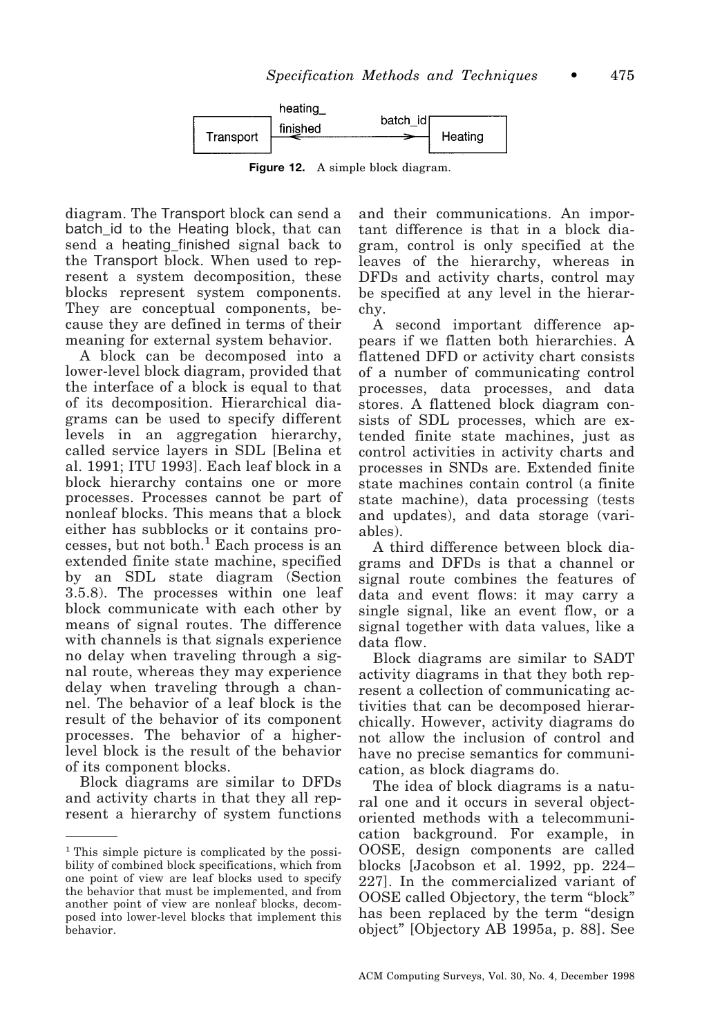Figure 12. A simple block diagram.

diagram. The Transport block can send a batch_id to the Heating block, that can send a heating_finished signal back to the Transport block. When used to represent a system decomposition, these blocks represent system components. They are conceptual components, because they are defined in terms of their meaning for external system behavior.

A block can be decomposed into a lower-level block diagram, provided that the interface of a block is equal to that of its decomposition. Hierarchical diagrams can be used to specify different levels in an aggregation hierarchy, called service layers in SDL [Belina et al. 1991; ITU 1993]. Each leaf block in a block hierarchy contains one or more processes. Processes cannot be part of nonleaf blocks. This means that a block either has subblocks or it contains processes, but not both.[1] Each process is an extended finite state machine, specified by an SDL state diagram (Section 3.5.8). The processes within one leaf block communicate with each other by means of signal routes. The difference with channels is that signals experience no delay when traveling through a signal route, whereas they may experience delay when traveling through a channel. The behavior of a leaf block is the result of the behavior of its component processes. The behavior of a higher-level block is the result of the behavior of its component blocks.

Block diagrams are similar to DFDs and activity charts in that they all represent a hierarchy of system functions and their communications. An important difference is that in a block diagram, control is only specified at the leaves of the hierarchy, whereas in DFDs and activity charts, control may be specified at any level in the hierarchy.

A second important difference appears if we flatten both hierarchies. A flattened DFD or activity chart consists of a number of communicating control processes, data processes, and data stores. A flattened block diagram consists of SDL processes, which are extended finite state machines, just as control activities in activity charts and processes in SNDs are. Extended finite state machines contain control (a finite state machine), data processing (tests and updates), and data storage (variables).

A third difference between block diagrams and DFDs is that a channel or signal route combines the features of data and event flows: it may carry a single signal, like an event flow, or a signal together with data values, like a data flow.

Block diagrams are similar to SADT activity diagrams in that they both represent a collection of communicating activities that can be decomposed hierarchically. However, activity diagrams do not allow the inclusion of control and have no precise semantics for communication, as block diagrams do.

The idea of block diagrams is a natural one and it occurs in several object-oriented methods with a telecommunication background. For example, in OOSE, design components are called blocks [Jacobson et al. 1992, pp. 224–227]. In the commercialized variant of OOSE called Objectory, the term "block" has been replaced by the term "design object" [Objectory AB 1995a, p. 88]. See

---

[1] This simple picture is complicated by the possibility of combined block specifications, which from one point of view are leaf blocks used to specify the behavior that must be implemented, and from another point of view are nonleaf blocks, decomposed into lower-level blocks that implement this behavior.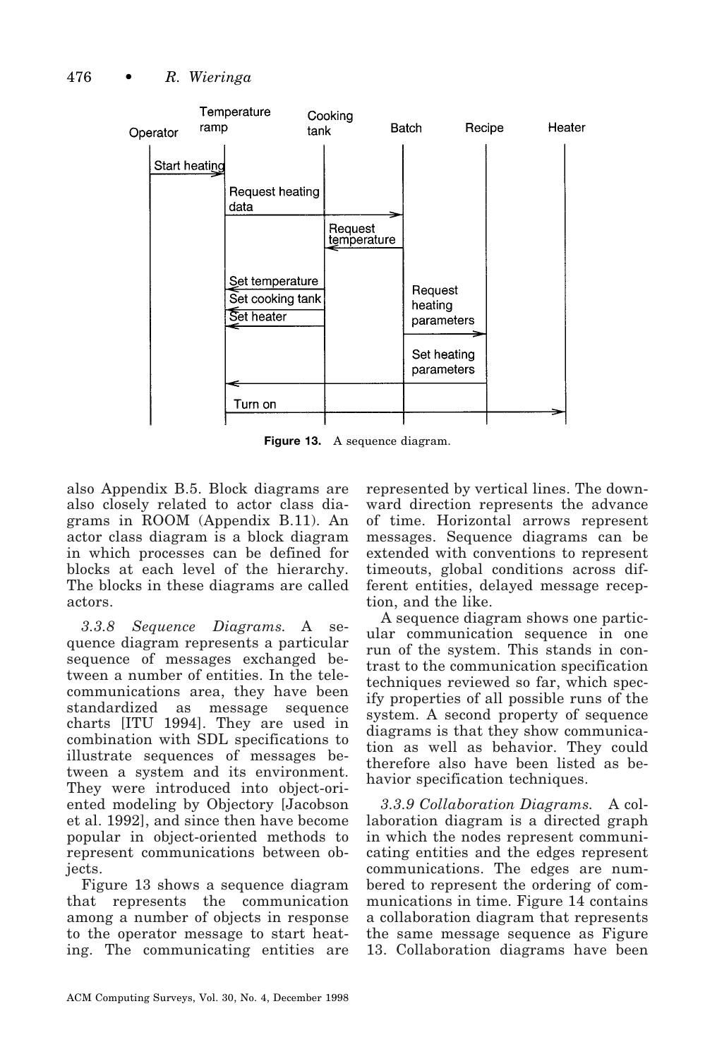Figure 13. A sequence diagram.

also Appendix B.5. Block diagrams are also closely related to actor class diagrams in ROOM (Appendix B.11). An actor class diagram is a block diagram in which processes can be defined for blocks at each level of the hierarchy. The blocks in these diagrams are called actors.

*3.3.8 Sequence Diagrams.* A sequence diagram represents a particular sequence of messages exchanged between a number of entities. In the telecommunications area, they have been standardized as message sequence charts [ITU 1994]. They are used in combination with SDL specifications to illustrate sequences of messages between a system and its environment. They were introduced into object-oriented modeling by Objectory [Jacobson et al. 1992], and since then have become popular in object-oriented methods to represent communications between objects.

Figure 13 shows a sequence diagram that represents the communication among a number of objects in response to the operator message to start heating. The communicating entities are represented by vertical lines. The downward direction represents the advance of time. Horizontal arrows represent messages. Sequence diagrams can be extended with conventions to represent timeouts, global conditions across different entities, delayed message reception, and the like.

A sequence diagram shows one particular communication sequence in one run of the system. This stands in contrast to the communication specification techniques reviewed so far, which specify properties of all possible runs of the system. A second property of sequence diagrams is that they show communication as well as behavior. They could therefore also have been listed as behavior specification techniques.

*3.3.9 Collaboration Diagrams.* A collaboration diagram is a directed graph in which the nodes represent communicating entities and the edges represent communications. The edges are numbered to represent the ordering of communications in time. Figure 14 contains a collaboration diagram that represents the same message sequence as Figure 13. Collaboration diagrams have been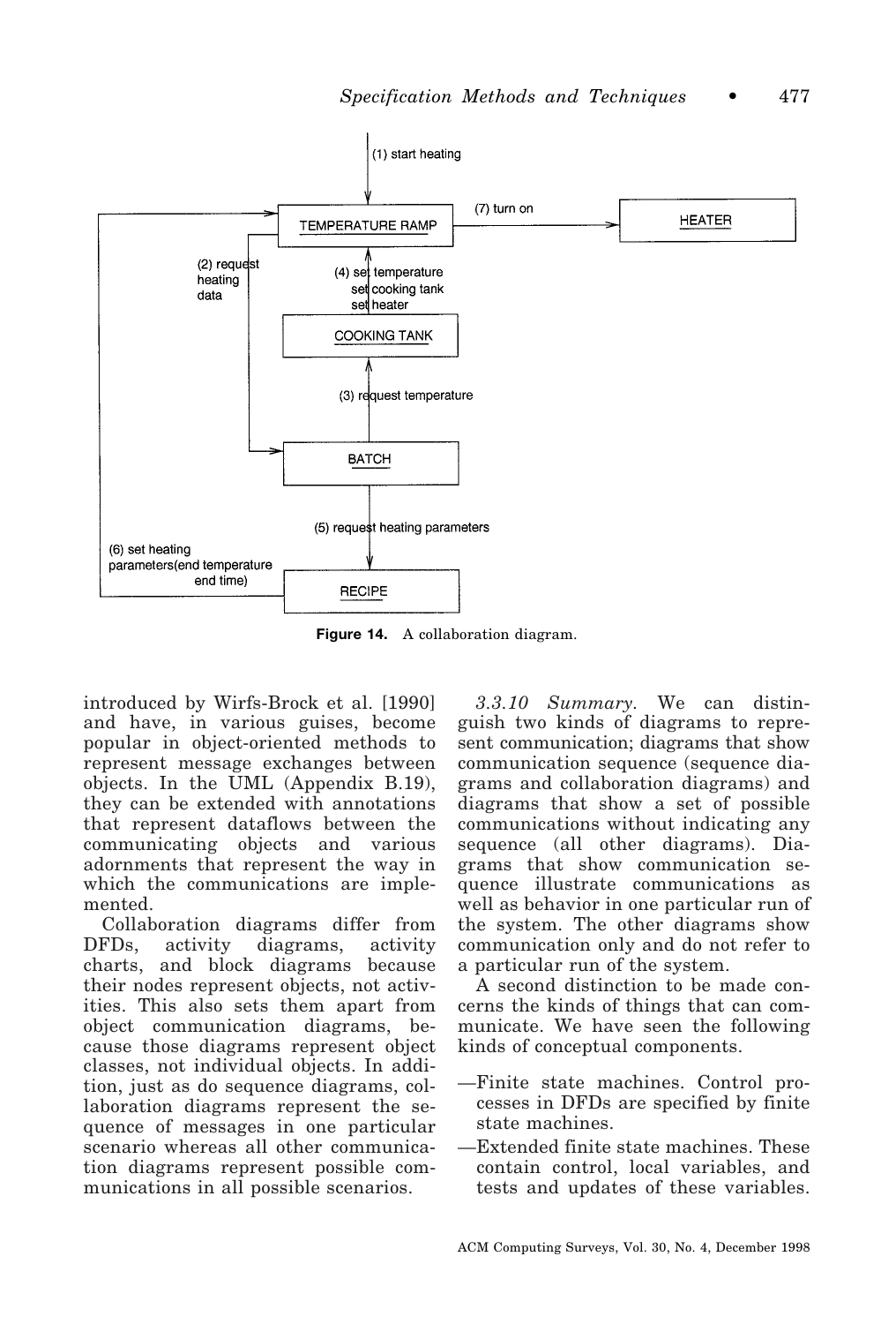**Figure 14.** A collaboration diagram.

introduced by Wirfs-Brock et al. [1990] and have, in various guises, become popular in object-oriented methods to represent message exchanges between objects. In the UML (Appendix B.19), they can be extended with annotations that represent dataflows between the communicating objects and various adornments that represent the way in which the communications are implemented.

Collaboration diagrams differ from DFDs, activity diagrams, activity charts, and block diagrams because their nodes represent objects, not activities. This also sets them apart from object communication diagrams, because those diagrams represent object classes, not individual objects. In addition, just as do sequence diagrams, collaboration diagrams represent the sequence of messages in one particular scenario whereas all other communication diagrams represent possible communications in all possible scenarios.

*3.3.10 Summary.* We can distinguish two kinds of diagrams to represent communication; diagrams that show communication sequence (sequence diagrams and collaboration diagrams) and diagrams that show a set of possible communications without indicating any sequence (all other diagrams). Diagrams that show communication sequence illustrate communications as well as behavior in one particular run of the system. The other diagrams show communication only and do not refer to a particular run of the system.

A second distinction to be made concerns the kinds of things that can communicate. We have seen the following kinds of conceptual components.

—Finite state machines. Control processes in DFDs are specified by finite state machines.

—Extended finite state machines. These contain control, local variables, and tests and updates of these variables.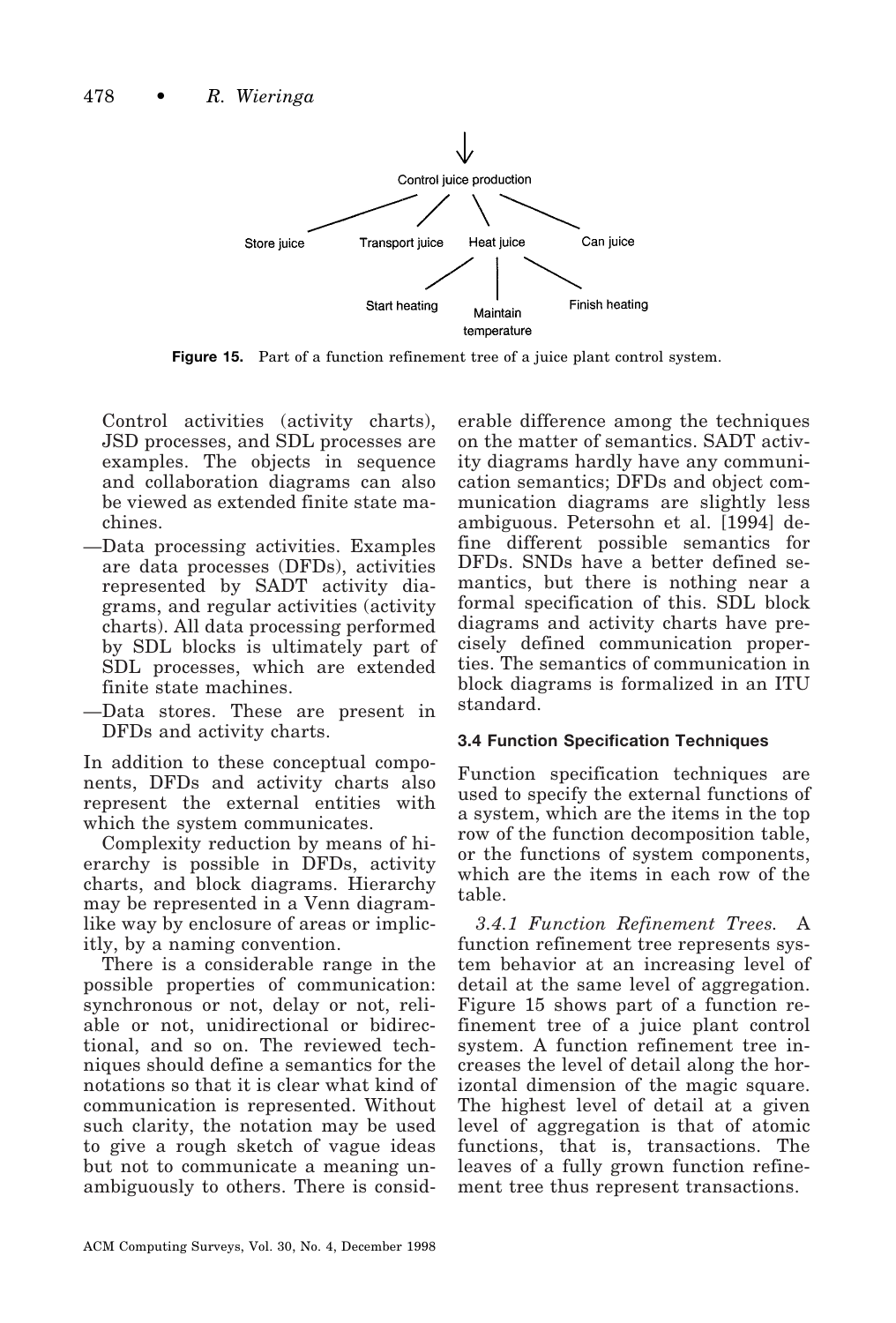Figure 15. Part of a function refinement tree of a juice plant control system.

Control activities (activity charts), JSD processes, and SDL processes are examples. The objects in sequence and collaboration diagrams can also be viewed as extended finite state machines.

—Data processing activities. Examples are data processes (DFDs), activities represented by SADT activity diagrams, and regular activities (activity charts). All data processing performed by SDL blocks is ultimately part of SDL processes, which are extended finite state machines.

—Data stores. These are present in DFDs and activity charts.

In addition to these conceptual components, DFDs and activity charts also represent the external entities with which the system communicates.

Complexity reduction by means of hierarchy is possible in DFDs, activity charts, and block diagrams. Hierarchy may be represented in a Venn diagram-like way by enclosure of areas or implicitly, by a naming convention.

There is a considerable range in the possible properties of communication: synchronous or not, delay or not, reliable or not, unidirectional or bidirectional, and so on. The reviewed techniques should define a semantics for the notations so that it is clear what kind of communication is represented. Without such clarity, the notation may be used to give a rough sketch of vague ideas but not to communicate a meaning unambiguously to others. There is considerable difference among the techniques on the matter of semantics. SADT activity diagrams hardly have any communication semantics; DFDs and object communication diagrams are slightly less ambiguous. Petersohn et al. [1994] define different possible semantics for DFDs. SNDs have a better defined semantics, but there is nothing near a formal specification of this. SDL block diagrams and activity charts have precisely defined communication properties. The semantics of communication in block diagrams is formalized in an ITU standard.

### 3.4 Function Specification Techniques

Function specification techniques are used to specify the external functions of a system, which are the items in the top row of the function decomposition table, or the functions of system components, which are the items in each row of the table.

*3.4.1 Function Refinement Trees.* A function refinement tree represents system behavior at an increasing level of detail at the same level of aggregation. Figure 15 shows part of a function refinement tree of a juice plant control system. A function refinement tree increases the level of detail along the horizontal dimension of the magic square. The highest level of detail at a given level of aggregation is that of atomic functions, that is, transactions. The leaves of a fully grown function refinement tree thus represent transactions.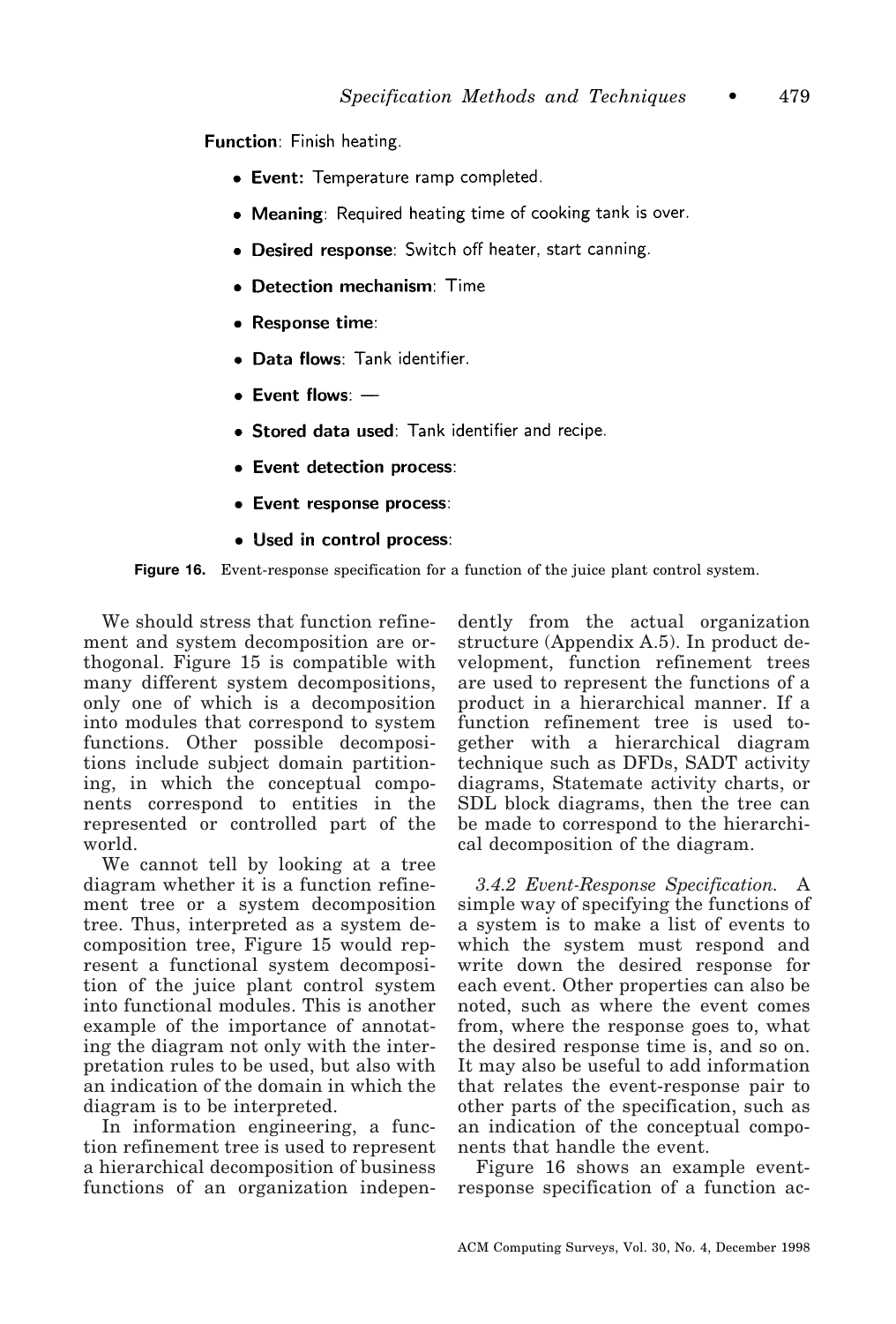**Function**: Finish heating.

- **Event:** Temperature ramp completed.
- **Meaning**: Required heating time of cooking tank is over.
- **Desired response**: Switch off heater, start canning.
- **Detection mechanism**: Time
- **Response time**:
- **Data flows**: Tank identifier.
- **Event flows**: —
- **Stored data used**: Tank identifier and recipe.
- **Event detection process**:
- **Event response process**:
- **Used in control process**:

**Figure 16.** Event-response specification for a function of the juice plant control system.

We should stress that function refinement and system decomposition are orthogonal. Figure 15 is compatible with many different system decompositions, only one of which is a decomposition into modules that correspond to system functions. Other possible decompositions include subject domain partitioning, in which the conceptual components correspond to entities in the represented or controlled part of the world.

We cannot tell by looking at a tree diagram whether it is a function refinement tree or a system decomposition tree. Thus, interpreted as a system decomposition tree, Figure 15 would represent a functional system decomposition of the juice plant control system into functional modules. This is another example of the importance of annotating the diagram not only with the interpretation rules to be used, but also with an indication of the domain in which the diagram is to be interpreted.

In information engineering, a function refinement tree is used to represent a hierarchical decomposition of business functions of an organization independently from the actual organization structure (Appendix A.5). In product development, function refinement trees are used to represent the functions of a product in a hierarchical manner. If a function refinement tree is used together with a hierarchical diagram technique such as DFDs, SADT activity diagrams, Statemate activity charts, or SDL block diagrams, then the tree can be made to correspond to the hierarchical decomposition of the diagram.

*3.4.2 Event-Response Specification.* A simple way of specifying the functions of a system is to make a list of events to which the system must respond and write down the desired response for each event. Other properties can also be noted, such as where the event comes from, where the response goes to, what the desired response time is, and so on. It may also be useful to add information that relates the event-response pair to other parts of the specification, such as an indication of the conceptual components that handle the event.

Figure 16 shows an example event-response specification of a function ac-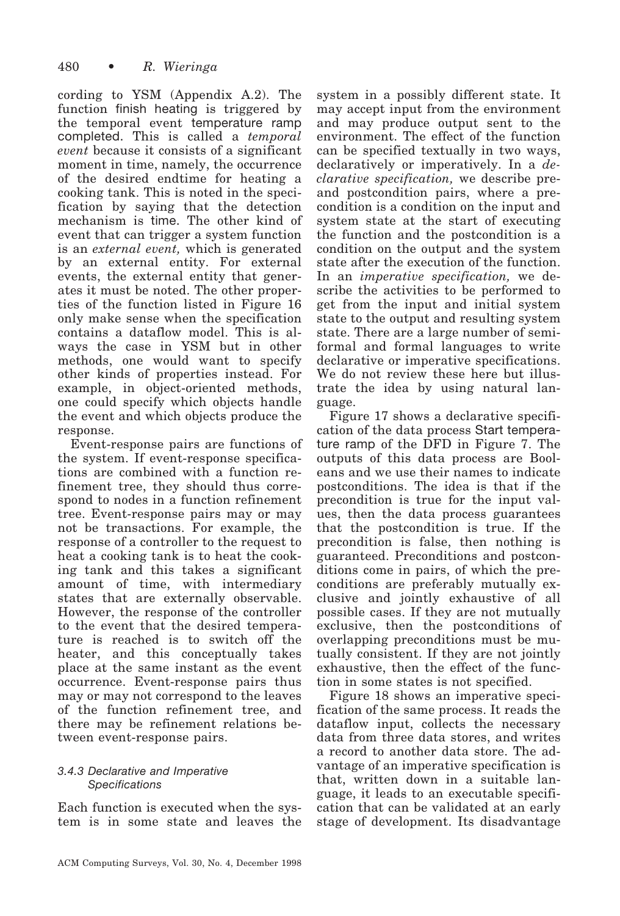cording to YSM (Appendix A.2). The function finish heating is triggered by the temporal event temperature ramp completed. This is called a *temporal event* because it consists of a significant moment in time, namely, the occurrence of the desired endtime for heating a cooking tank. This is noted in the specification by saying that the detection mechanism is time. The other kind of event that can trigger a system function is an *external event,* which is generated by an external entity. For external events, the external entity that generates it must be noted. The other properties of the function listed in Figure 16 only make sense when the specification contains a dataflow model. This is always the case in YSM but in other methods, one would want to specify other kinds of properties instead. For example, in object-oriented methods, one could specify which objects handle the event and which objects produce the response.

Event-response pairs are functions of the system. If event-response specifications are combined with a function refinement tree, they should thus correspond to nodes in a function refinement tree. Event-response pairs may or may not be transactions. For example, the response of a controller to the request to heat a cooking tank is to heat the cooking tank and this takes a significant amount of time, with intermediary states that are externally observable. However, the response of the controller to the event that the desired temperature is reached is to switch off the heater, and this conceptually takes place at the same instant as the event occurrence. Event-response pairs thus may or may not correspond to the leaves of the function refinement tree, and there may be refinement relations between event-response pairs.

#### 3.4.3 Declarative and Imperative Specifications

Each function is executed when the system is in some state and leaves the system in a possibly different state. It may accept input from the environment and may produce output sent to the environment. The effect of the function can be specified textually in two ways, declaratively or imperatively. In a *declarative specification,* we describe pre- and postcondition pairs, where a precondition is a condition on the input and system state at the start of executing the function and the postcondition is a condition on the output and the system state after the execution of the function. In an *imperative specification,* we describe the activities to be performed to get from the input and initial system state to the output and resulting system state. There are a large number of semiformal and formal languages to write declarative or imperative specifications. We do not review these here but illustrate the idea by using natural language.

Figure 17 shows a declarative specification of the data process Start temperature ramp of the DFD in Figure 7. The outputs of this data process are Booleans and we use their names to indicate postconditions. The idea is that if the precondition is true for the input values, then the data process guarantees that the postcondition is true. If the precondition is false, then nothing is guaranteed. Preconditions and postconditions come in pairs, of which the preconditions are preferably mutually exclusive and jointly exhaustive of all possible cases. If they are not mutually exclusive, then the postconditions of overlapping preconditions must be mutually consistent. If they are not jointly exhaustive, then the effect of the function in some states is not specified.

Figure 18 shows an imperative specification of the same process. It reads the dataflow input, collects the necessary data from three data stores, and writes a record to another data store. The advantage of an imperative specification is that, written down in a suitable language, it leads to an executable specification that can be validated at an early stage of development. Its disadvantage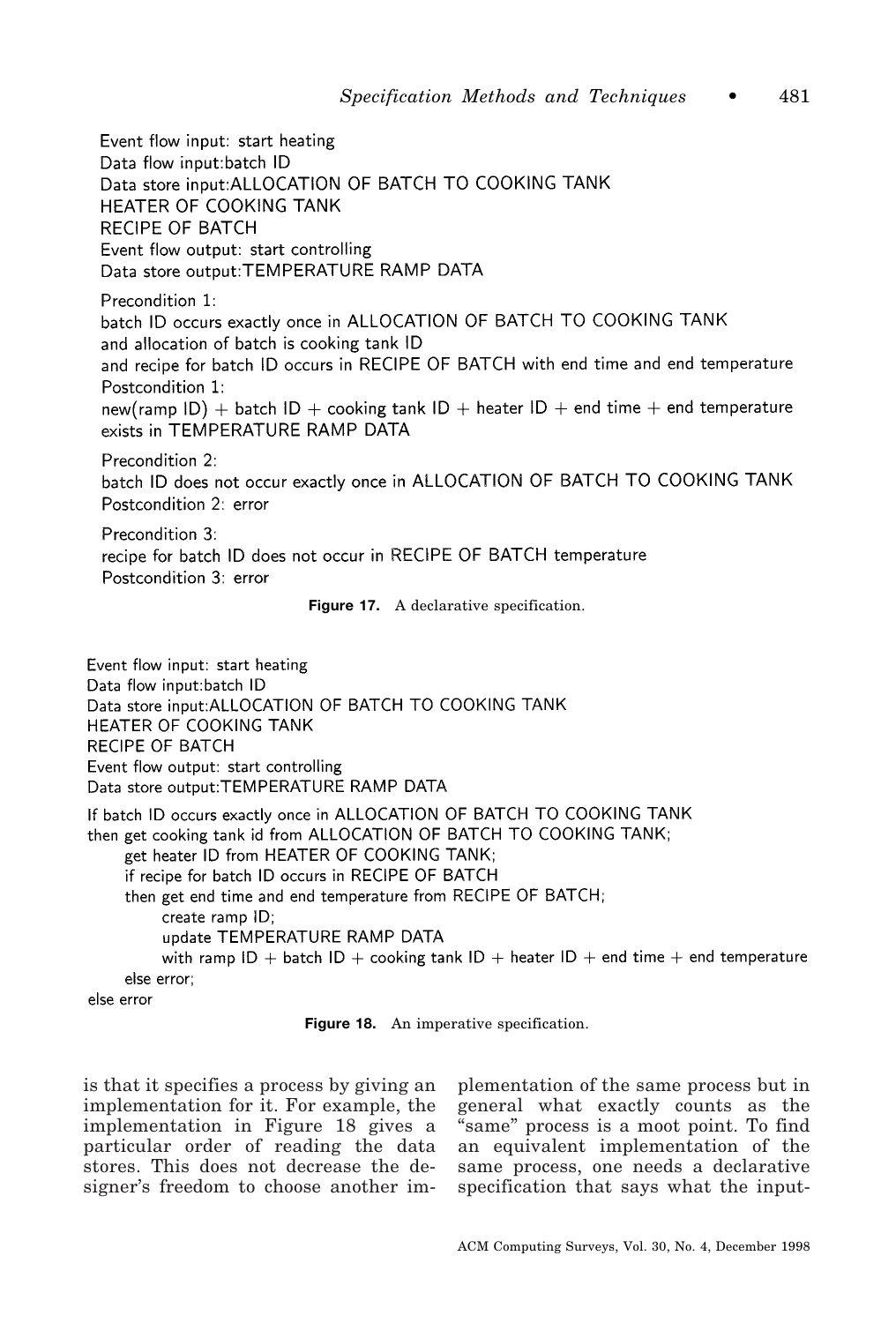```
Event flow input: start heating
Data flow input:batch ID
Data store input:ALLOCATION OF BATCH TO COOKING TANK
HEATER OF COOKING TANK
RECIPE OF BATCH
Event flow output: start controlling
Data store output:TEMPERATURE RAMP DATA

Precondition 1:
batch ID occurs exactly once in ALLOCATION OF BATCH TO COOKING TANK
and allocation of batch is cooking tank ID
and recipe for batch ID occurs in RECIPE OF BATCH with end time and end temperature
Postcondition 1:
new(ramp ID) + batch ID + cooking tank ID + heater ID + end time + end temperature
exists in TEMPERATURE RAMP DATA

Precondition 2:
batch ID does not occur exactly once in ALLOCATION OF BATCH TO COOKING TANK
Postcondition 2: error

Precondition 3:
recipe for batch ID does not occur in RECIPE OF BATCH temperature
Postcondition 3: error
```

**Figure 17.** A declarative specification.

```
Event flow input: start heating
Data flow input:batch ID
Data store input:ALLOCATION OF BATCH TO COOKING TANK
HEATER OF COOKING TANK
RECIPE OF BATCH
Event flow output: start controlling
Data store output:TEMPERATURE RAMP DATA

If batch ID occurs exactly once in ALLOCATION OF BATCH TO COOKING TANK
then get cooking tank id from ALLOCATION OF BATCH TO COOKING TANK;
     get heater ID from HEATER OF COOKING TANK;
     if recipe for batch ID occurs in RECIPE OF BATCH
     then get end time and end temperature from RECIPE OF BATCH;
          create ramp ID;
          update TEMPERATURE RAMP DATA
          with ramp ID + batch ID + cooking tank ID + heater ID + end time + end temperature
     else error;
else error
```

**Figure 18.** An imperative specification.

is that it specifies a process by giving an implementation for it. For example, the implementation in Figure 18 gives a particular order of reading the data stores. This does not decrease the designer's freedom to choose another implementation of the same process but in general what exactly counts as the "same" process is a moot point. To find an equivalent implementation of the same process, one needs a declarative specification that says what the input-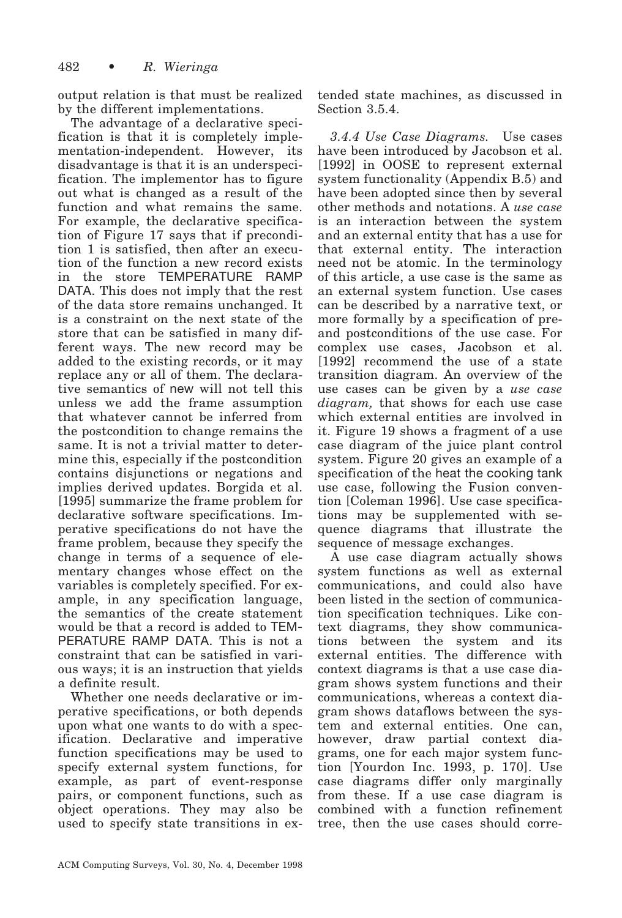output relation is that must be realized by the different implementations.

The advantage of a declarative specification is that it is completely implementation-independent. However, its disadvantage is that it is an underspecification. The implementor has to figure out what is changed as a result of the function and what remains the same. For example, the declarative specification of Figure 17 says that if precondition 1 is satisfied, then after an execution of the function a new record exists in the store TEMPERATURE RAMP DATA. This does not imply that the rest of the data store remains unchanged. It is a constraint on the next state of the store that can be satisfied in many different ways. The new record may be added to the existing records, or it may replace any or all of them. The declarative semantics of new will not tell this unless we add the frame assumption that whatever cannot be inferred from the postcondition to change remains the same. It is not a trivial matter to determine this, especially if the postcondition contains disjunctions or negations and implies derived updates. Borgida et al. [1995] summarize the frame problem for declarative software specifications. Imperative specifications do not have the frame problem, because they specify the change in terms of a sequence of elementary changes whose effect on the variables is completely specified. For example, in any specification language, the semantics of the create statement would be that a record is added to TEMPERATURE RAMP DATA. This is not a constraint that can be satisfied in various ways; it is an instruction that yields a definite result.

Whether one needs declarative or imperative specifications, or both depends upon what one wants to do with a specification. Declarative and imperative function specifications may be used to specify external system functions, for example, as part of event-response pairs, or component functions, such as object operations. They may also be used to specify state transitions in extended state machines, as discussed in Section 3.5.4.

*3.4.4 Use Case Diagrams.* Use cases have been introduced by Jacobson et al. [1992] in OOSE to represent external system functionality (Appendix B.5) and have been adopted since then by several other methods and notations. A *use case* is an interaction between the system and an external entity that has a use for that external entity. The interaction need not be atomic. In the terminology of this article, a use case is the same as an external system function. Use cases can be described by a narrative text, or more formally by a specification of pre- and postconditions of the use case. For complex use cases, Jacobson et al. [1992] recommend the use of a state transition diagram. An overview of the use cases can be given by a *use case diagram,* that shows for each use case which external entities are involved in it. Figure 19 shows a fragment of a use case diagram of the juice plant control system. Figure 20 gives an example of a specification of the heat the cooking tank use case, following the Fusion convention [Coleman 1996]. Use case specifications may be supplemented with sequence diagrams that illustrate the sequence of message exchanges.

A use case diagram actually shows system functions as well as external communications, and could also have been listed in the section of communication specification techniques. Like context diagrams, they show communications between the system and its external entities. The difference with context diagrams is that a use case diagram shows system functions and their communications, whereas a context diagram shows dataflows between the system and external entities. One can, however, draw partial context diagrams, one for each major system function [Yourdon Inc. 1993, p. 170]. Use case diagrams differ only marginally from these. If a use case diagram is combined with a function refinement tree, then the use cases should corre-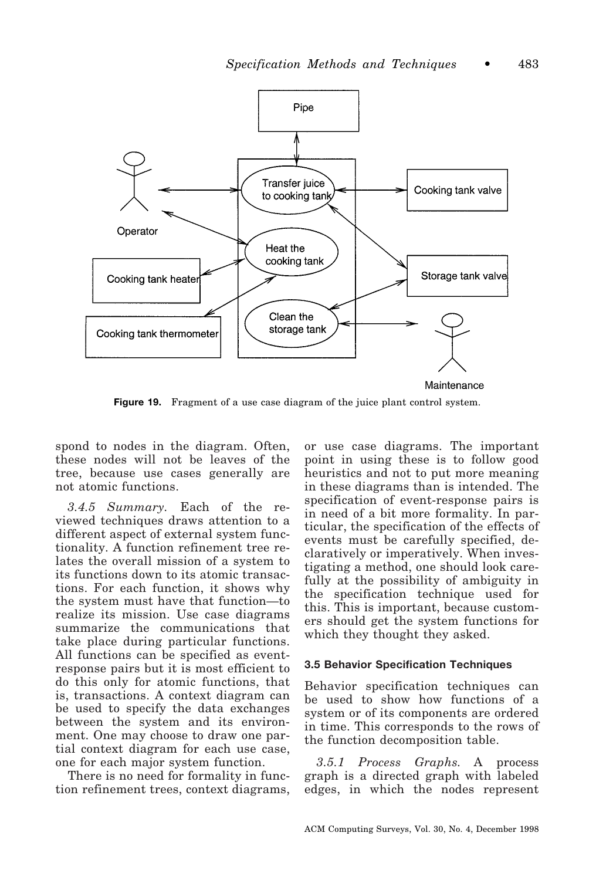Figure 19. Fragment of a use case diagram of the juice plant control system.

spond to nodes in the diagram. Often, these nodes will not be leaves of the tree, because use cases generally are not atomic functions.

*3.4.5 Summary.* Each of the reviewed techniques draws attention to a different aspect of external system functionality. A function refinement tree relates the overall mission of a system to its functions down to its atomic transactions. For each function, it shows why the system must have that function—to realize its mission. Use case diagrams summarize the communications that take place during particular functions. All functions can be specified as event-response pairs but it is most efficient to do this only for atomic functions, that is, transactions. A context diagram can be used to specify the data exchanges between the system and its environment. One may choose to draw one partial context diagram for each use case, one for each major system function.

There is no need for formality in function refinement trees, context diagrams, or use case diagrams. The important point in using these is to follow good heuristics and not to put more meaning in these diagrams than is intended. The specification of event-response pairs is in need of a bit more formality. In particular, the specification of the effects of events must be carefully specified, declaratively or imperatively. When investigating a method, one should look carefully at the possibility of ambiguity in the specification technique used for this. This is important, because customers should get the system functions for which they thought they asked.

### 3.5 Behavior Specification Techniques

Behavior specification techniques can be used to show how functions of a system or of its components are ordered in time. This corresponds to the rows of the function decomposition table.

*3.5.1 Process Graphs.* A process graph is a directed graph with labeled edges, in which the nodes represent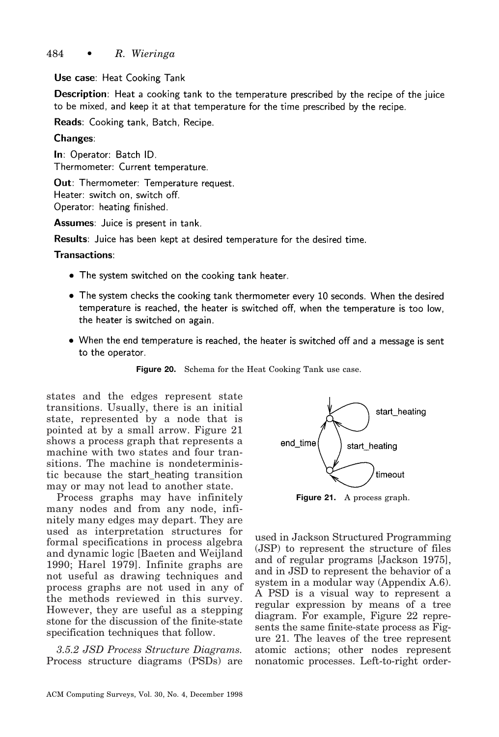**Use case**: Heat Cooking Tank

**Description**: Heat a cooking tank to the temperature prescribed by the recipe of the juice to be mixed, and keep it at that temperature for the time prescribed by the recipe.

**Reads**: Cooking tank, Batch, Recipe.

**Changes**:

**In**: Operator: Batch ID.
Thermometer: Current temperature.

**Out**: Thermometer: Temperature request.
Heater: switch on, switch off.
Operator: heating finished.

**Assumes**: Juice is present in tank.

**Results**: Juice has been kept at desired temperature for the desired time.

**Transactions**:

- The system switched on the cooking tank heater.
- The system checks the cooking tank thermometer every 10 seconds. When the desired temperature is reached, the heater is switched off, when the temperature is too low, the heater is switched on again.
- When the end temperature is reached, the heater is switched off and a message is sent to the operator.

**Figure 20.** Schema for the Heat Cooking Tank use case.

states and the edges represent state transitions. Usually, there is an initial state, represented by a node that is pointed at by a small arrow. Figure 21 shows a process graph that represents a machine with two states and four transitions. The machine is nondeterministic because the start_heating transition may or may not lead to another state.

**Figure 21.** A process graph.

Process graphs may have infinitely many nodes and from any node, infinitely many edges may depart. They are used as interpretation structures for formal specifications in process algebra and dynamic logic [Baeten and Weijland 1990; Harel 1979]. Infinite graphs are not useful as drawing techniques and process graphs are not used in any of the methods reviewed in this survey. However, they are useful as a stepping stone for the discussion of the finite-state specification techniques that follow.

*3.5.2 JSD Process Structure Diagrams.* Process structure diagrams (PSDs) are used in Jackson Structured Programming (JSP) to represent the structure of files and of regular programs [Jackson 1975], and in JSD to represent the behavior of a system in a modular way (Appendix A.6). A PSD is a visual way to represent a regular expression by means of a tree diagram. For example, Figure 22 represents the same finite-state process as Figure 21. The leaves of the tree represent atomic actions; other nodes represent nonatomic processes. Left-to-right order-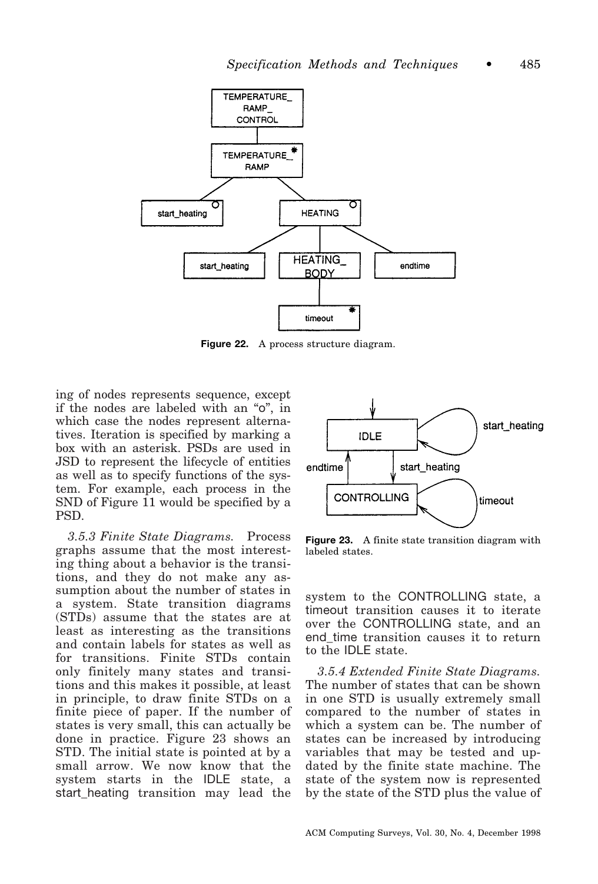**Figure 22.** A process structure diagram.

ing of nodes represents sequence, except if the nodes are labeled with an "o", in which case the nodes represent alternatives. Iteration is specified by marking a box with an asterisk. PSDs are used in JSD to represent the lifecycle of entities as well as to specify functions of the system. For example, each process in the SND of Figure 11 would be specified by a PSD.

*3.5.3 Finite State Diagrams.* Process graphs assume that the most interesting thing about a behavior is the transitions, and they do not make any assumption about the number of states in a system. State transition diagrams (STDs) assume that the states are at least as interesting as the transitions and contain labels for states as well as for transitions. Finite STDs contain only finitely many states and transitions and this makes it possible, at least in principle, to draw finite STDs on a finite piece of paper. If the number of states is very small, this can actually be done in practice. Figure 23 shows an STD. The initial state is pointed at by a small arrow. We now know that the system starts in the IDLE state, a start_heating transition may lead the system to the CONTROLLING state, a timeout transition causes it to iterate over the CONTROLLING state, and an end_time transition causes it to return to the IDLE state.

**Figure 23.** A finite state transition diagram with labeled states.

*3.5.4 Extended Finite State Diagrams.* The number of states that can be shown in one STD is usually extremely small compared to the number of states in which a system can be. The number of states can be increased by introducing variables that may be tested and updated by the finite state machine. The state of the system now is represented by the state of the STD plus the value of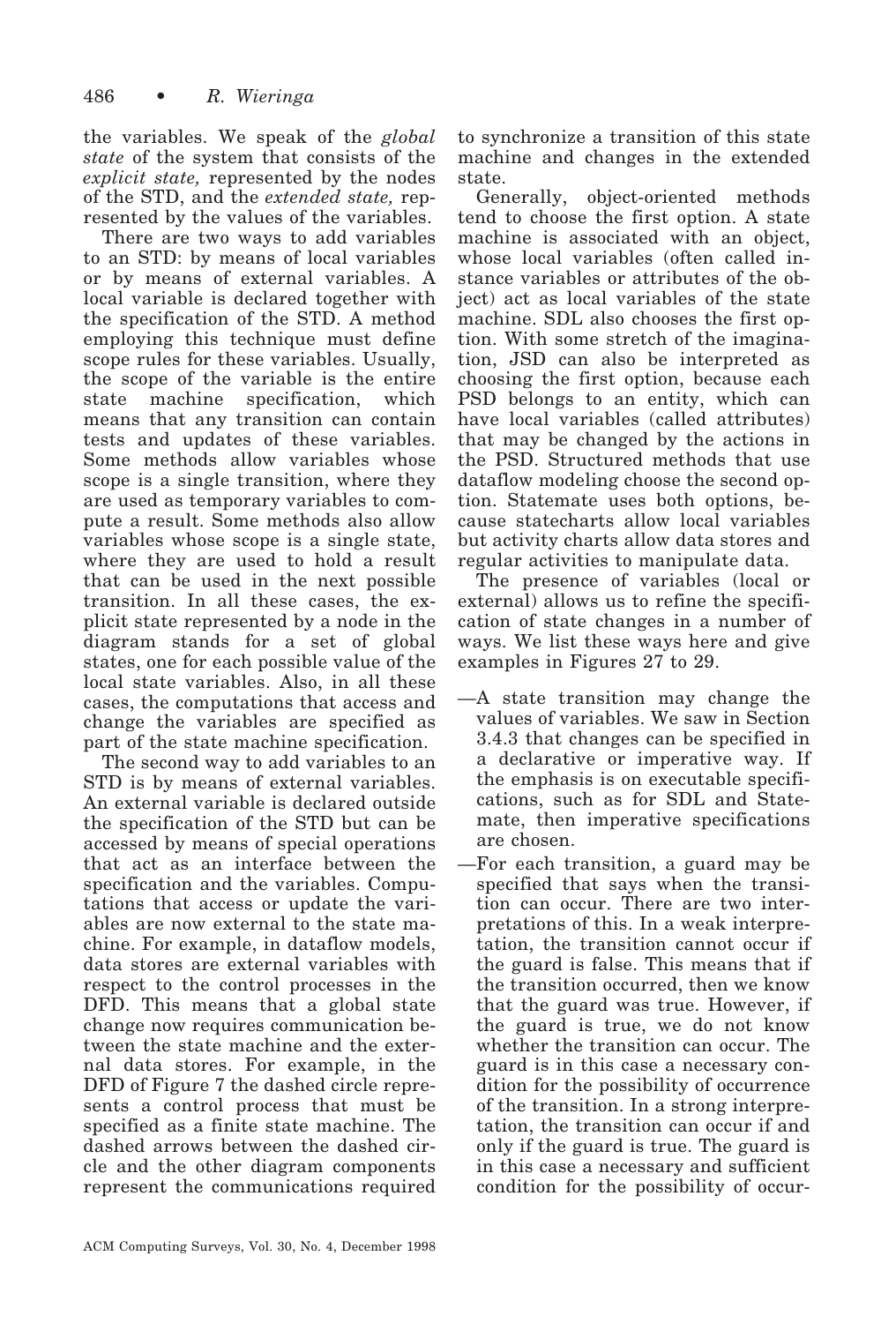the variables. We speak of the *global state* of the system that consists of the *explicit state,* represented by the nodes of the STD, and the *extended state,* represented by the values of the variables.

There are two ways to add variables to an STD: by means of local variables or by means of external variables. A local variable is declared together with the specification of the STD. A method employing this technique must define scope rules for these variables. Usually, the scope of the variable is the entire state machine specification, which means that any transition can contain tests and updates of these variables. Some methods allow variables whose scope is a single transition, where they are used as temporary variables to compute a result. Some methods also allow variables whose scope is a single state, where they are used to hold a result that can be used in the next possible transition. In all these cases, the explicit state represented by a node in the diagram stands for a set of global states, one for each possible value of the local state variables. Also, in all these cases, the computations that access and change the variables are specified as part of the state machine specification.

The second way to add variables to an STD is by means of external variables. An external variable is declared outside the specification of the STD but can be accessed by means of special operations that act as an interface between the specification and the variables. Computations that access or update the variables are now external to the state machine. For example, in dataflow models, data stores are external variables with respect to the control processes in the DFD. This means that a global state change now requires communication between the state machine and the external data stores. For example, in the DFD of Figure 7 the dashed circle represents a control process that must be specified as a finite state machine. The dashed arrows between the dashed circle and the other diagram components represent the communications required to synchronize a transition of this state machine and changes in the extended state.

Generally, object-oriented methods tend to choose the first option. A state machine is associated with an object, whose local variables (often called instance variables or attributes of the object) act as local variables of the state machine. SDL also chooses the first option. With some stretch of the imagination, JSD can also be interpreted as choosing the first option, because each PSD belongs to an entity, which can have local variables (called attributes) that may be changed by the actions in the PSD. Structured methods that use dataflow modeling choose the second option. Statemate uses both options, because statecharts allow local variables but activity charts allow data stores and regular activities to manipulate data.

The presence of variables (local or external) allows us to refine the specification of state changes in a number of ways. We list these ways here and give examples in Figures 27 to 29.

—A state transition may change the values of variables. We saw in Section 3.4.3 that changes can be specified in a declarative or imperative way. If the emphasis is on executable specifications, such as for SDL and Statemate, then imperative specifications are chosen.

—For each transition, a guard may be specified that says when the transition can occur. There are two interpretations of this. In a weak interpretation, the transition cannot occur if the guard is false. This means that if the transition occurred, then we know that the guard was true. However, if the guard is true, we do not know whether the transition can occur. The guard is in this case a necessary condition for the possibility of occurrence of the transition. In a strong interpretation, the transition can occur if and only if the guard is true. The guard is in this case a necessary and sufficient condition for the possibility of occur-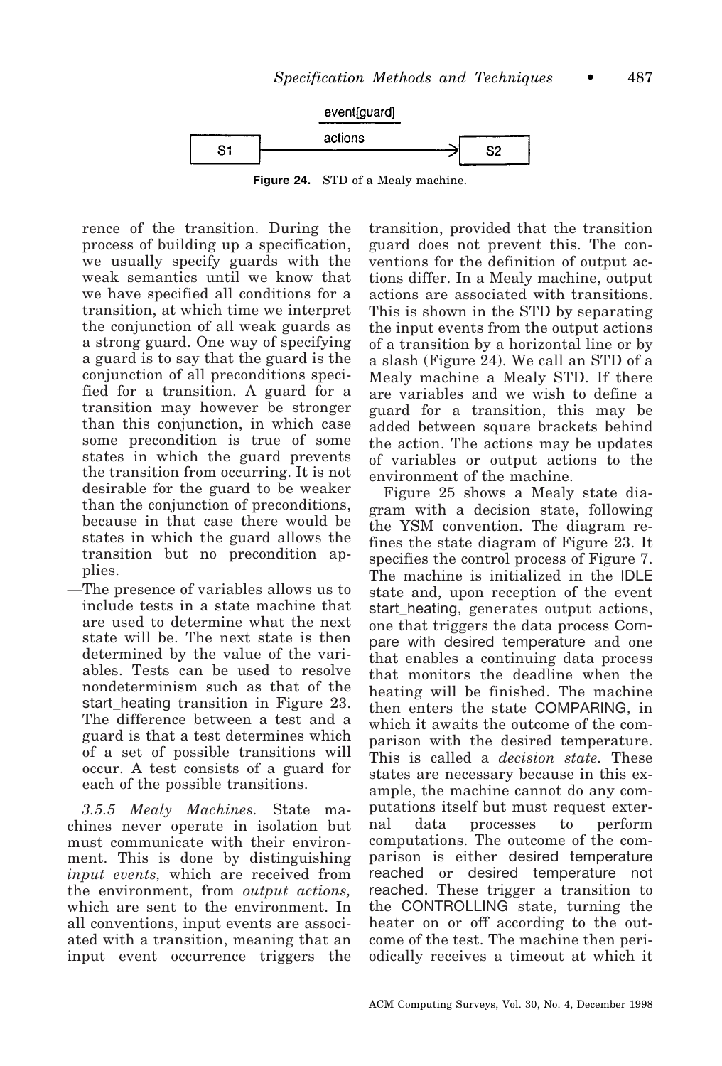rence of the transition. During the process of building up a specification, we usually specify guards with the weak semantics until we know that we have specified all conditions for a transition, at which time we interpret the conjunction of all weak guards as a strong guard. One way of specifying a guard is to say that the guard is the conjunction of all preconditions specified for a transition. A guard for a transition may however be stronger than this conjunction, in which case some precondition is true of some states in which the guard prevents the transition from occurring. It is not desirable for the guard to be weaker than the conjunction of preconditions, because in that case there would be states in which the guard allows the transition but no precondition applies.

—The presence of variables allows us to include tests in a state machine that are used to determine what the next state will be. The next state is then determined by the value of the variables. Tests can be used to resolve nondeterminism such as that of the start_heating transition in Figure 23. The difference between a test and a guard is that a test determines which of a set of possible transitions will occur. A test consists of a guard for each of the possible transitions.

*3.5.5 Mealy Machines.* State machines never operate in isolation but must communicate with their environment. This is done by distinguishing *input events,* which are received from the environment, from *output actions,* which are sent to the environment. In all conventions, input events are associated with a transition, meaning that an input event occurrence triggers the transition, provided that the transition guard does not prevent this. The conventions for the definition of output actions differ. In a Mealy machine, output actions are associated with transitions. This is shown in the STD by separating the input events from the output actions of a transition by a horizontal line or by a slash (Figure 24). We call an STD of a Mealy machine a Mealy STD. If there are variables and we wish to define a guard for a transition, this may be added between square brackets behind the action. The actions may be updates of variables or output actions to the environment of the machine.

Figure 24. STD of a Mealy machine.

Figure 25 shows a Mealy state diagram with a decision state, following the YSM convention. The diagram refines the state diagram of Figure 23. It specifies the control process of Figure 7. The machine is initialized in the IDLE state and, upon reception of the event start_heating, generates output actions, one that triggers the data process Compare with desired temperature and one that enables a continuing data process that monitors the deadline when the heating will be finished. The machine then enters the state COMPARING, in which it awaits the outcome of the comparison with the desired temperature. This is called a *decision state.* These states are necessary because in this example, the machine cannot do any computations itself but must request external data processes to perform computations. The outcome of the comparison is either desired temperature reached or desired temperature not reached. These trigger a transition to the CONTROLLING state, turning the heater on or off according to the outcome of the test. The machine then periodically receives a timeout at which it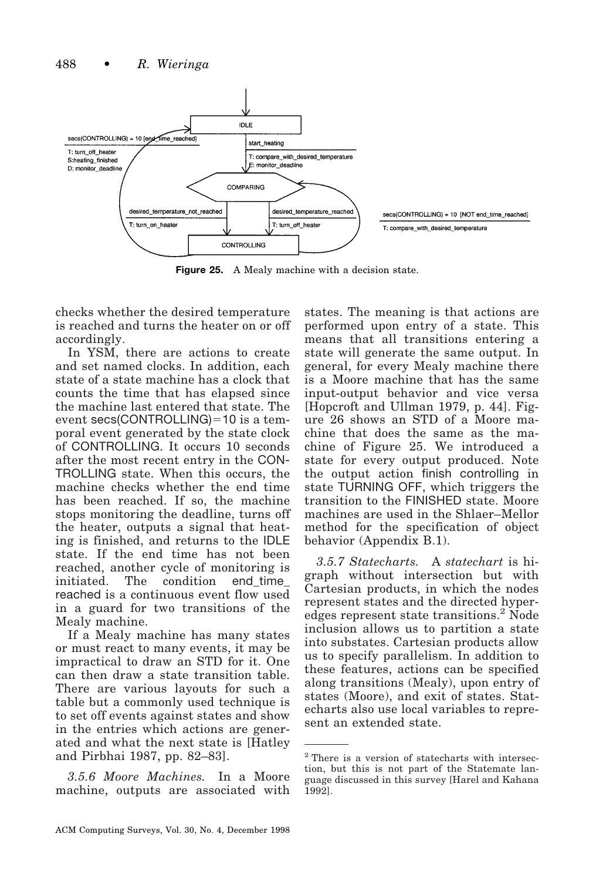Figure 25. A Mealy machine with a decision state.

checks whether the desired temperature is reached and turns the heater on or off accordingly.

In YSM, there are actions to create and set named clocks. In addition, each state of a state machine has a clock that counts the time that has elapsed since the machine last entered that state. The event secs(CONTROLLING)=10 is a temporal event generated by the state clock of CONTROLLING. It occurs 10 seconds after the most recent entry in the CONTROLLING state. When this occurs, the machine checks whether the end time has been reached. If so, the machine stops monitoring the deadline, turns off the heater, outputs a signal that heating is finished, and returns to the IDLE state. If the end time has not been reached, another cycle of monitoring is initiated. The condition end_time_reached is a continuous event flow used in a guard for two transitions of the Mealy machine.

If a Mealy machine has many states or must react to many events, it may be impractical to draw an STD for it. One can then draw a state transition table. There are various layouts for such a table but a commonly used technique is to set off events against states and show in the entries which actions are generated and what the next state is [Hatley and Pirbhai 1987, pp. 82–83].

*3.5.6 Moore Machines.* In a Moore machine, outputs are associated with states. The meaning is that actions are performed upon entry of a state. This means that all transitions entering a state will generate the same output. In general, for every Mealy machine there is a Moore machine that has the same input-output behavior and vice versa [Hopcroft and Ullman 1979, p. 44]. Figure 26 shows an STD of a Moore machine that does the same as the machine of Figure 25. We introduced a state for every output produced. Note the output action finish controlling in state TURNING OFF, which triggers the transition to the FINISHED state. Moore machines are used in the Shlaer–Mellor method for the specification of object behavior (Appendix B.1).

*3.5.7 Statecharts.* A *statechart* is higraph without intersection but with Cartesian products, in which the nodes represent states and the directed hyperedges represent state transitions.[2] Node inclusion allows us to partition a state into substates. Cartesian products allow us to specify parallelism. In addition to these features, actions can be specified along transitions (Mealy), upon entry of states (Moore), and exit of states. Statecharts also use local variables to represent an extended state.

[2] There is a version of statecharts with intersection, but this is not part of the Statemate language discussed in this survey [Harel and Kahana 1992].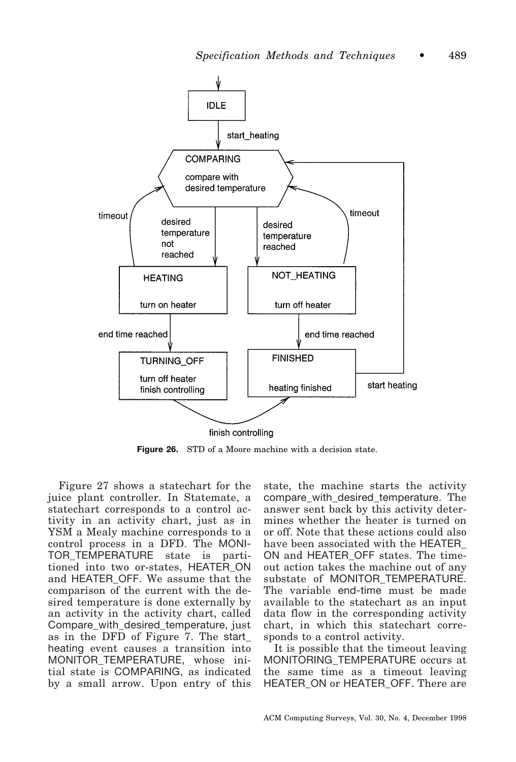**Figure 26.** STD of a Moore machine with a decision state.

Figure 27 shows a statechart for the juice plant controller. In Statemate, a statechart corresponds to a control activity in an activity chart, just as in YSM a Mealy machine corresponds to a control process in a DFD. The MONITOR_TEMPERATURE state is partitioned into two or-states, HEATER_ON and HEATER_OFF. We assume that the comparison of the current with the desired temperature is done externally by an activity in the activity chart, called Compare_with_desired_temperature, just as in the DFD of Figure 7. The start_heating event causes a transition into MONITOR_TEMPERATURE, whose initial state is COMPARING, as indicated by a small arrow. Upon entry of this state, the machine starts the activity compare_with_desired_temperature. The answer sent back by this activity determines whether the heater is turned on or off. Note that these actions could also have been associated with the HEATER_ON and HEATER_OFF states. The timeout action takes the machine out of any substate of MONITOR_TEMPERATURE. The variable end-time must be made available to the statechart as an input data flow in the corresponding activity chart, in which this statechart corresponds to a control activity.

It is possible that the timeout leaving MONITORING_TEMPERATURE occurs at the same time as a timeout leaving HEATER_ON or HEATER_OFF. There are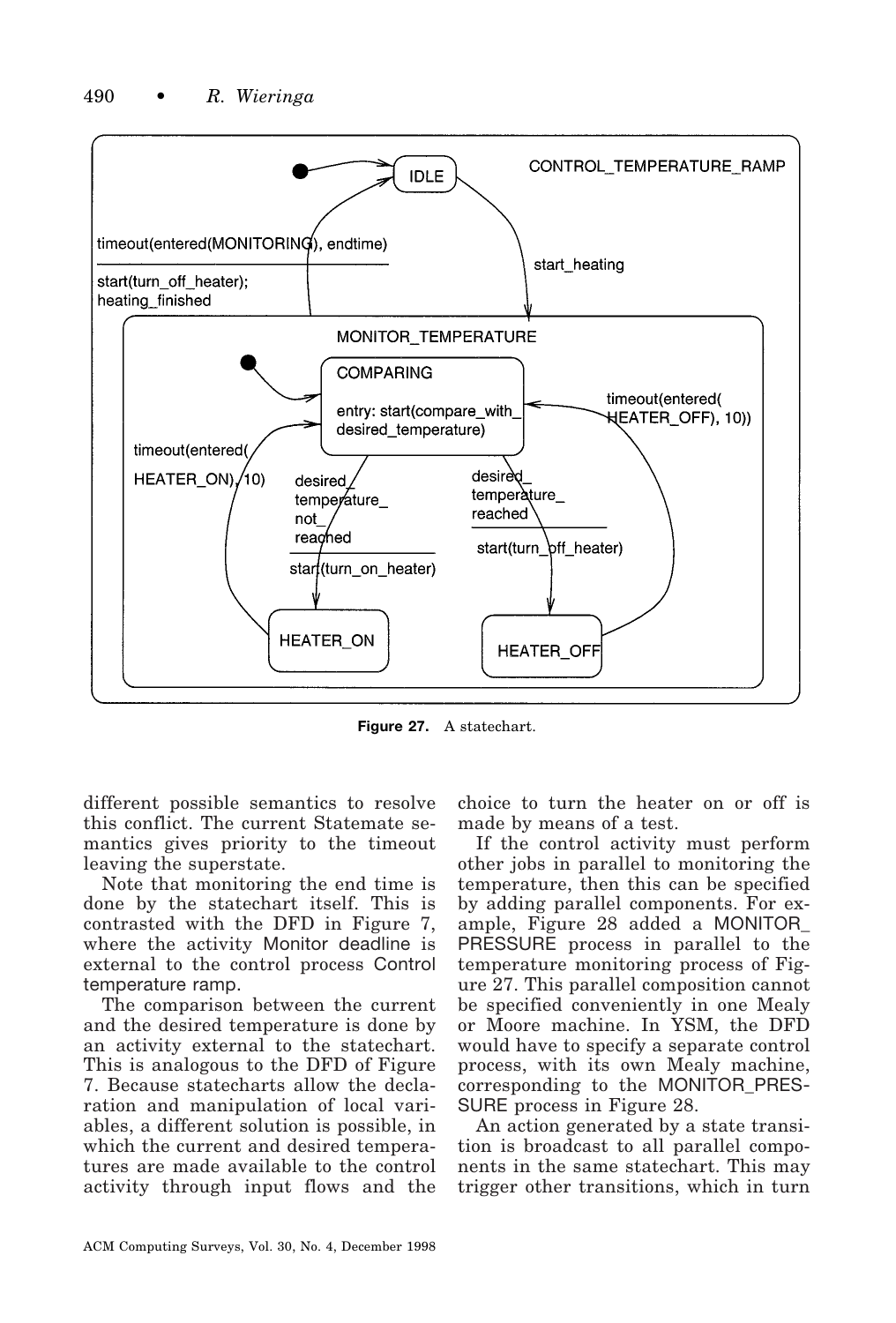Figure 27. A statechart.

different possible semantics to resolve this conflict. The current Statemate semantics gives priority to the timeout leaving the superstate.

Note that monitoring the end time is done by the statechart itself. This is contrasted with the DFD in Figure 7, where the activity Monitor deadline is external to the control process Control temperature ramp.

The comparison between the current and the desired temperature is done by an activity external to the statechart. This is analogous to the DFD of Figure 7. Because statecharts allow the declaration and manipulation of local variables, a different solution is possible, in which the current and desired temperatures are made available to the control activity through input flows and the choice to turn the heater on or off is made by means of a test.

If the control activity must perform other jobs in parallel to monitoring the temperature, then this can be specified by adding parallel components. For example, Figure 28 added a MONITOR_PRESSURE process in parallel to the temperature monitoring process of Figure 27. This parallel composition cannot be specified conveniently in one Mealy or Moore machine. In YSM, the DFD would have to specify a separate control process, with its own Mealy machine, corresponding to the MONITOR_PRESSURE process in Figure 28.

An action generated by a state transition is broadcast to all parallel components in the same statechart. This may trigger other transitions, which in turn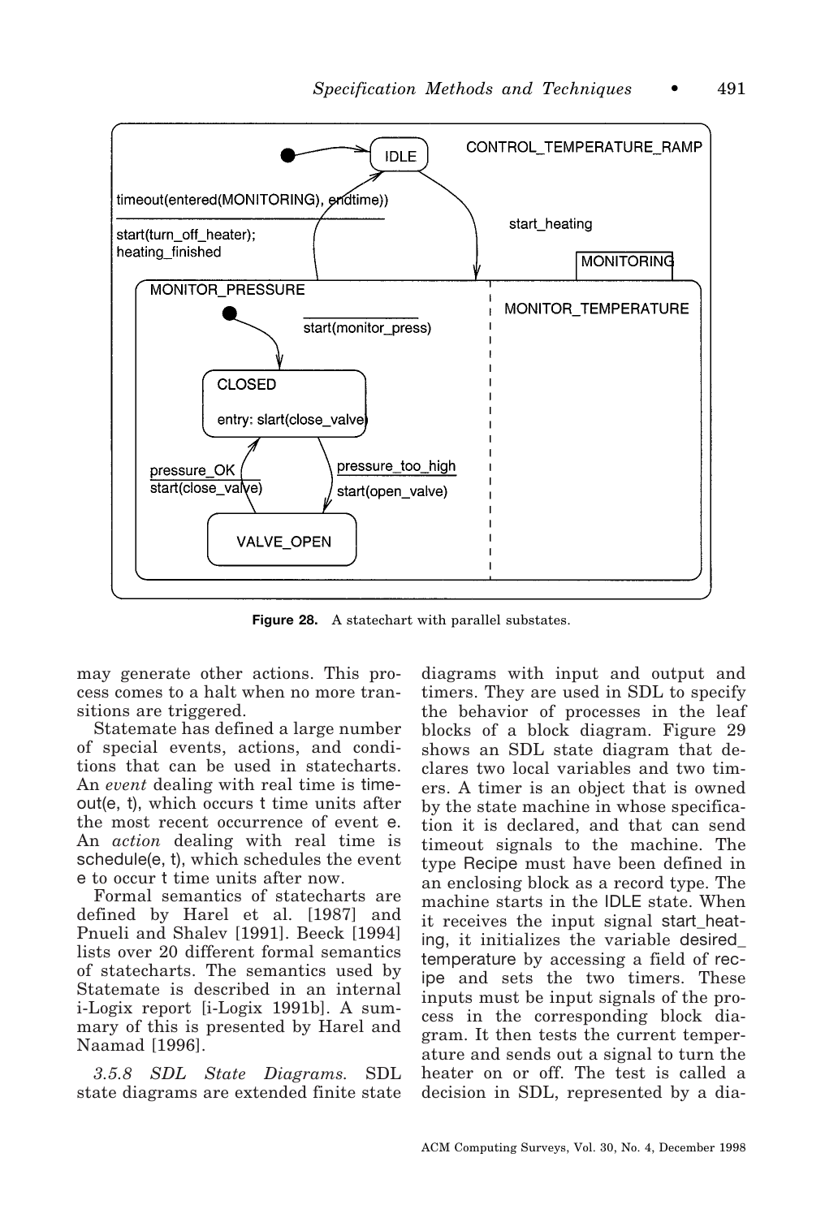Figure 28. A statechart with parallel substates.

may generate other actions. This process comes to a halt when no more transitions are triggered.

Statemate has defined a large number of special events, actions, and conditions that can be used in statecharts. An *event* dealing with real time is timeout(e, t), which occurs t time units after the most recent occurrence of event e. An *action* dealing with real time is schedule(e, t), which schedules the event e to occur t time units after now.

Formal semantics of statecharts are defined by Harel et al. [1987] and Pnueli and Shalev [1991]. Beeck [1994] lists over 20 different formal semantics of statecharts. The semantics used by Statemate is described in an internal i-Logix report [i-Logix 1991b]. A summary of this is presented by Harel and Naamad [1996].

*3.5.8 SDL State Diagrams.* SDL state diagrams are extended finite state diagrams with input and output and timers. They are used in SDL to specify the behavior of processes in the leaf blocks of a block diagram. Figure 29 shows an SDL state diagram that declares two local variables and two timers. A timer is an object that is owned by the state machine in whose specification it is declared, and that can send timeout signals to the machine. The type Recipe must have been defined in an enclosing block as a record type. The machine starts in the IDLE state. When it receives the input signal start_heating, it initializes the variable desired_temperature by accessing a field of recipe and sets the two timers. These inputs must be input signals of the process in the corresponding block diagram. It then tests the current temperature and sends out a signal to turn the heater on or off. The test is called a decision in SDL, represented by a dia-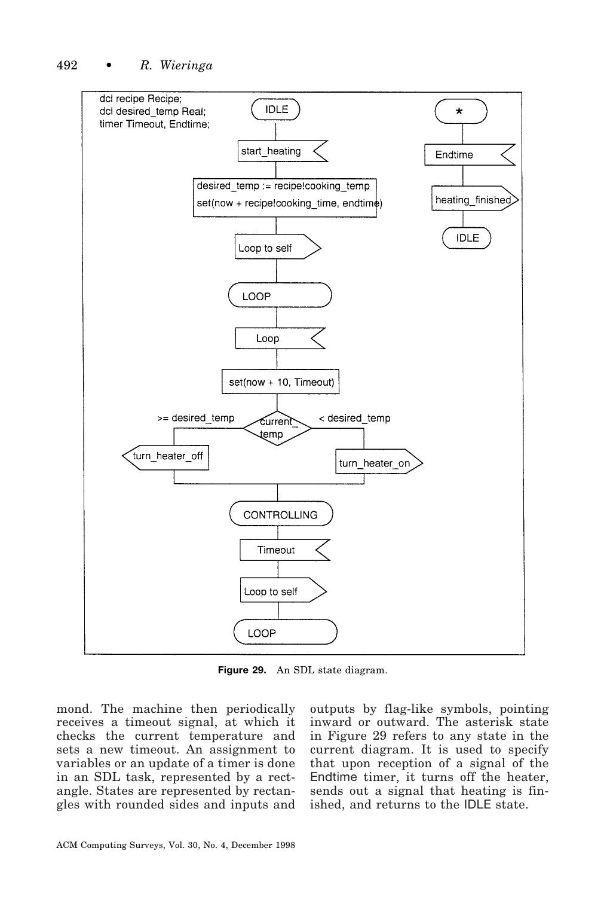Figure 29. An SDL state diagram.

mond. The machine then periodically receives a timeout signal, at which it checks the current temperature and sets a new timeout. An assignment to variables or an update of a timer is done in an SDL task, represented by a rectangle. States are represented by rectangles with rounded sides and inputs and outputs by flag-like symbols, pointing inward or outward. The asterisk state in Figure 29 refers to any state in the current diagram. It is used to specify that upon reception of a signal of the Endtime timer, it turns off the heater, sends out a signal that heating is finished, and returns to the IDLE state.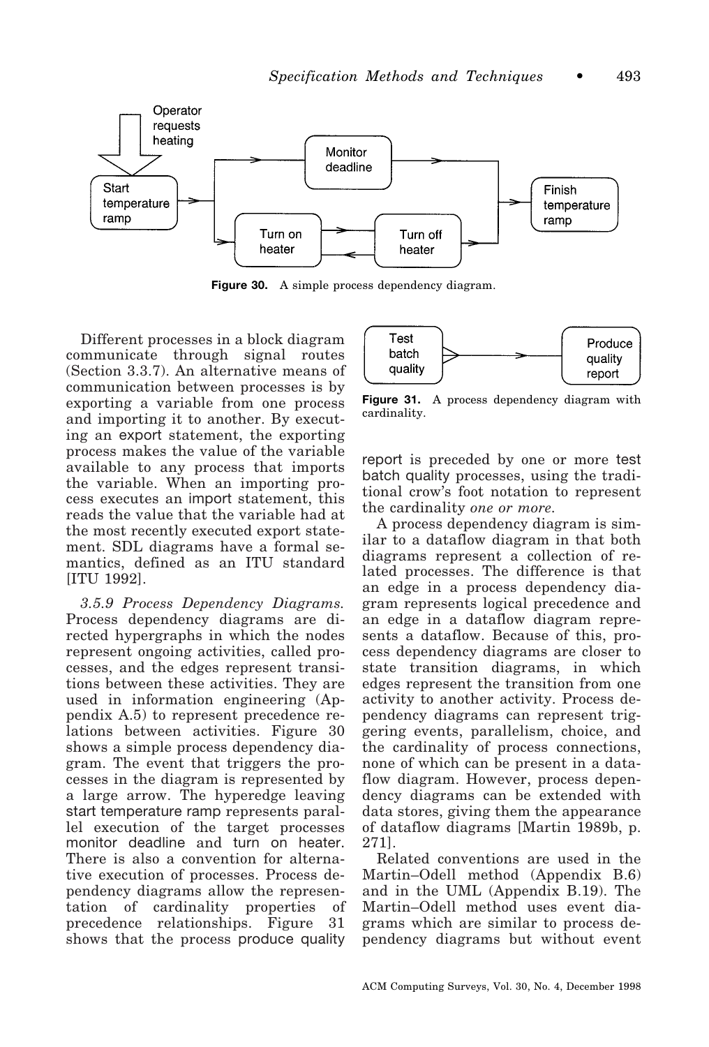Figure 30. A simple process dependency diagram.

Different processes in a block diagram communicate through signal routes (Section 3.3.7). An alternative means of communication between processes is by exporting a variable from one process and importing it to another. By executing an export statement, the exporting process makes the value of the variable available to any process that imports the variable. When an importing process executes an import statement, this reads the value that the variable had at the most recently executed export statement. SDL diagrams have a formal semantics, defined as an ITU standard [ITU 1992].

*3.5.9 Process Dependency Diagrams.* Process dependency diagrams are directed hypergraphs in which the nodes represent ongoing activities, called processes, and the edges represent transitions between these activities. They are used in information engineering (Appendix A.5) to represent precedence relations between activities. Figure 30 shows a simple process dependency diagram. The event that triggers the processes in the diagram is represented by a large arrow. The hyperedge leaving start temperature ramp represents parallel execution of the target processes monitor deadline and turn on heater. There is also a convention for alternative execution of processes. Process dependency diagrams allow the representation of cardinality properties of precedence relationships. Figure 31 shows that the process produce quality report is preceded by one or more test batch quality processes, using the traditional crow's foot notation to represent the cardinality *one or more.*

Figure 31. A process dependency diagram with cardinality.

A process dependency diagram is similar to a dataflow diagram in that both diagrams represent a collection of related processes. The difference is that an edge in a process dependency diagram represents logical precedence and an edge in a dataflow diagram represents a dataflow. Because of this, process dependency diagrams are closer to state transition diagrams, in which edges represent the transition from one activity to another activity. Process dependency diagrams can represent triggering events, parallelism, choice, and the cardinality of process connections, none of which can be present in a dataflow diagram. However, process dependency diagrams can be extended with data stores, giving them the appearance of dataflow diagrams [Martin 1989b, p. 271].

Related conventions are used in the Martin–Odell method (Appendix B.6) and in the UML (Appendix B.19). The Martin–Odell method uses event diagrams which are similar to process dependency diagrams but without event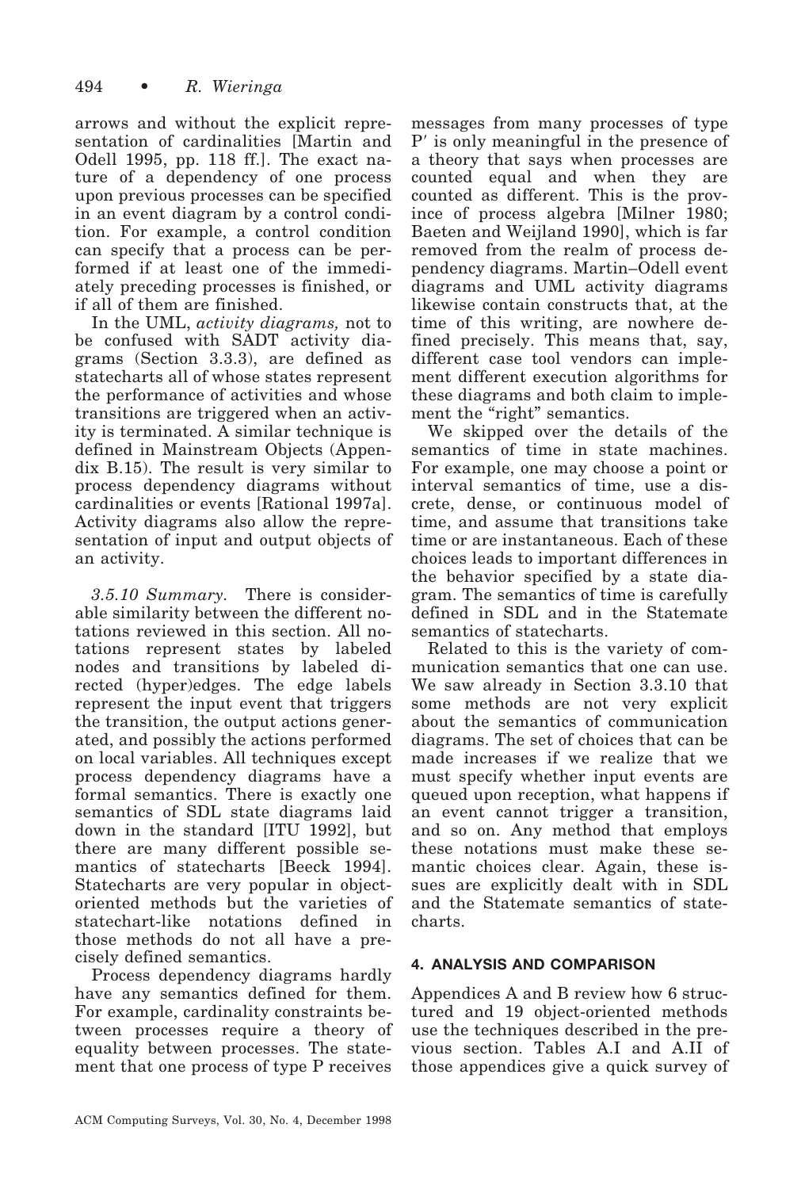arrows and without the explicit representation of cardinalities [Martin and Odell 1995, pp. 118 ff.]. The exact nature of a dependency of one process upon previous processes can be specified in an event diagram by a control condition. For example, a control condition can specify that a process can be performed if at least one of the immediately preceding processes is finished, or if all of them are finished.

In the UML, *activity diagrams,* not to be confused with SADT activity diagrams (Section 3.3.3), are defined as statecharts all of whose states represent the performance of activities and whose transitions are triggered when an activity is terminated. A similar technique is defined in Mainstream Objects (Appendix B.15). The result is very similar to process dependency diagrams without cardinalities or events [Rational 1997a]. Activity diagrams also allow the representation of input and output objects of an activity.

*3.5.10 Summary.* There is considerable similarity between the different notations reviewed in this section. All notations represent states by labeled nodes and transitions by labeled directed (hyper)edges. The edge labels represent the input event that triggers the transition, the output actions generated, and possibly the actions performed on local variables. All techniques except process dependency diagrams have a formal semantics. There is exactly one semantics of SDL state diagrams laid down in the standard [ITU 1992], but there are many different possible semantics of statecharts [Beeck 1994]. Statecharts are very popular in object-oriented methods but the varieties of statechart-like notations defined in those methods do not all have a precisely defined semantics.

Process dependency diagrams hardly have any semantics defined for them. For example, cardinality constraints between processes require a theory of equality between processes. The statement that one process of type P receives messages from many processes of type P′ is only meaningful in the presence of a theory that says when processes are counted equal and when they are counted as different. This is the province of process algebra [Milner 1980; Baeten and Weijland 1990], which is far removed from the realm of process dependency diagrams. Martin–Odell event diagrams and UML activity diagrams likewise contain constructs that, at the time of this writing, are nowhere defined precisely. This means that, say, different case tool vendors can implement different execution algorithms for these diagrams and both claim to implement the "right" semantics.

We skipped over the details of the semantics of time in state machines. For example, one may choose a point or interval semantics of time, use a discrete, dense, or continuous model of time, and assume that transitions take time or are instantaneous. Each of these choices leads to important differences in the behavior specified by a state diagram. The semantics of time is carefully defined in SDL and in the Statemate semantics of statecharts.

Related to this is the variety of communication semantics that one can use. We saw already in Section 3.3.10 that some methods are not very explicit about the semantics of communication diagrams. The set of choices that can be made increases if we realize that we must specify whether input events are queued upon reception, what happens if an event cannot trigger a transition, and so on. Any method that employs these notations must make these semantic choices clear. Again, these issues are explicitly dealt with in SDL and the Statemate semantics of statecharts.

## 4. ANALYSIS AND COMPARISON

Appendices A and B review how 6 structured and 19 object-oriented methods use the techniques described in the previous section. Tables A.I and A.II of those appendices give a quick survey of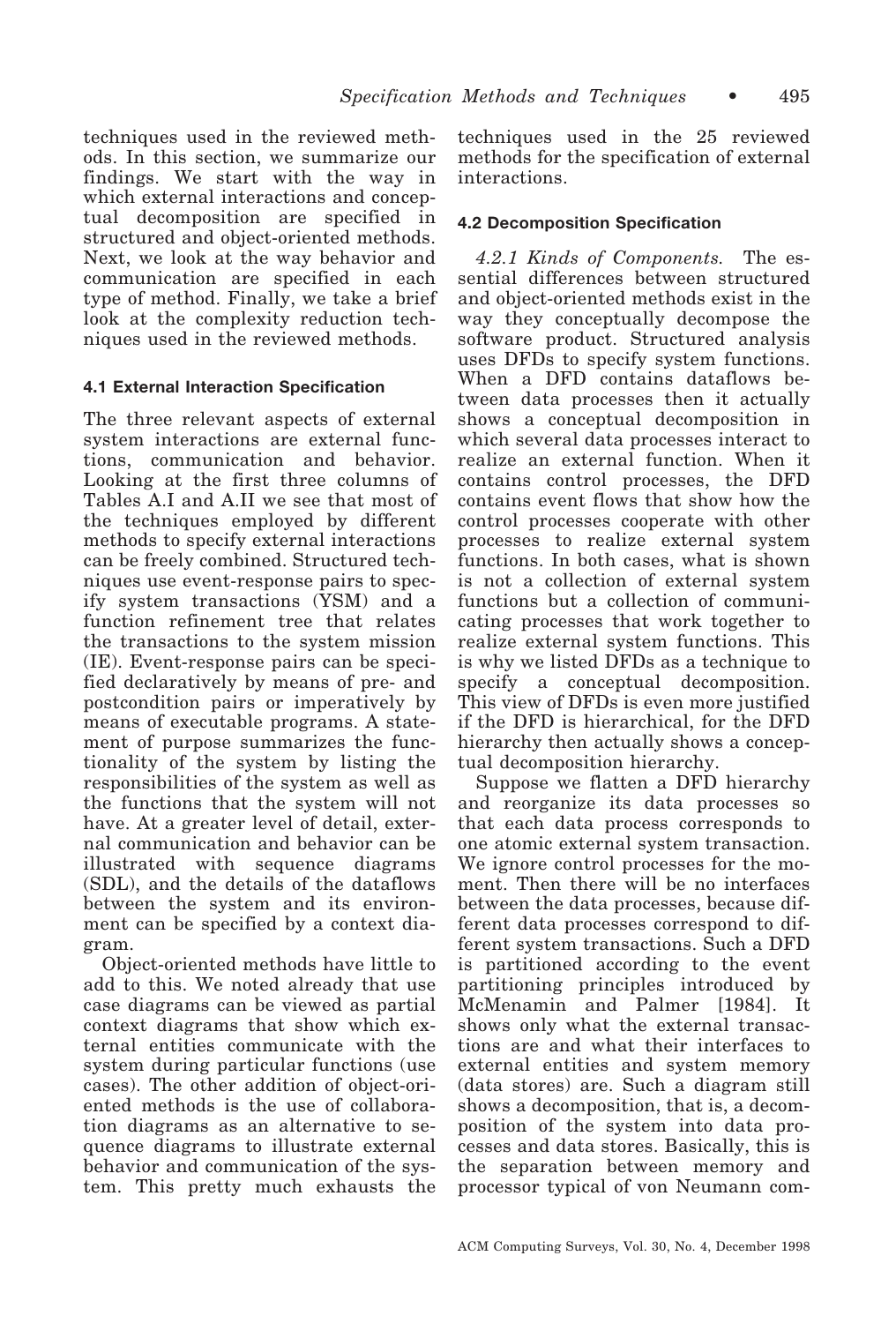techniques used in the reviewed methods. In this section, we summarize our findings. We start with the way in which external interactions and conceptual decomposition are specified in structured and object-oriented methods. Next, we look at the way behavior and communication are specified in each type of method. Finally, we take a brief look at the complexity reduction techniques used in the reviewed methods.

### 4.1 External Interaction Specification

The three relevant aspects of external system interactions are external functions, communication and behavior. Looking at the first three columns of Tables A.I and A.II we see that most of the techniques employed by different methods to specify external interactions can be freely combined. Structured techniques use event-response pairs to specify system transactions (YSM) and a function refinement tree that relates the transactions to the system mission (IE). Event-response pairs can be specified declaratively by means of pre- and postcondition pairs or imperatively by means of executable programs. A statement of purpose summarizes the functionality of the system by listing the responsibilities of the system as well as the functions that the system will not have. At a greater level of detail, external communication and behavior can be illustrated with sequence diagrams (SDL), and the details of the dataflows between the system and its environment can be specified by a context diagram.

Object-oriented methods have little to add to this. We noted already that use case diagrams can be viewed as partial context diagrams that show which external entities communicate with the system during particular functions (use cases). The other addition of object-oriented methods is the use of collaboration diagrams as an alternative to sequence diagrams to illustrate external behavior and communication of the system. This pretty much exhausts the techniques used in the 25 reviewed methods for the specification of external interactions.

### 4.2 Decomposition Specification

*4.2.1 Kinds of Components.* The essential differences between structured and object-oriented methods exist in the way they conceptually decompose the software product. Structured analysis uses DFDs to specify system functions. When a DFD contains dataflows between data processes then it actually shows a conceptual decomposition in which several data processes interact to realize an external function. When it contains control processes, the DFD contains event flows that show how the control processes cooperate with other processes to realize external system functions. In both cases, what is shown is not a collection of external system functions but a collection of communicating processes that work together to realize external system functions. This is why we listed DFDs as a technique to specify a conceptual decomposition. This view of DFDs is even more justified if the DFD is hierarchical, for the DFD hierarchy then actually shows a conceptual decomposition hierarchy.

Suppose we flatten a DFD hierarchy and reorganize its data processes so that each data process corresponds to one atomic external system transaction. We ignore control processes for the moment. Then there will be no interfaces between the data processes, because different data processes correspond to different system transactions. Such a DFD is partitioned according to the event partitioning principles introduced by McMenamin and Palmer [1984]. It shows only what the external transactions are and what their interfaces to external entities and system memory (data stores) are. Such a diagram still shows a decomposition, that is, a decomposition of the system into data processes and data stores. Basically, this is the separation between memory and processor typical of von Neumann com-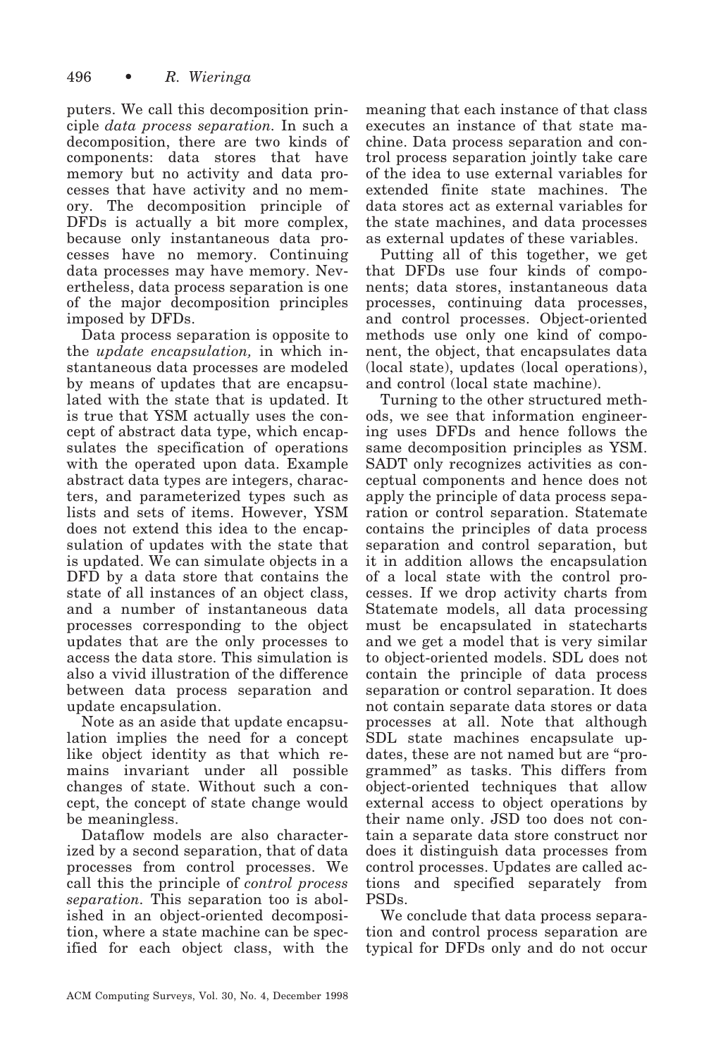puters. We call this decomposition principle *data process separation*. In such a decomposition, there are two kinds of components: data stores that have memory but no activity and data processes that have activity and no memory. The decomposition principle of DFDs is actually a bit more complex, because only instantaneous data processes have no memory. Continuing data processes may have memory. Nevertheless, data process separation is one of the major decomposition principles imposed by DFDs.

Data process separation is opposite to the *update encapsulation,* in which instantaneous data processes are modeled by means of updates that are encapsulated with the state that is updated. It is true that YSM actually uses the concept of abstract data type, which encapsulates the specification of operations with the operated upon data. Example abstract data types are integers, characters, and parameterized types such as lists and sets of items. However, YSM does not extend this idea to the encapsulation of updates with the state that is updated. We can simulate objects in a DFD by a data store that contains the state of all instances of an object class, and a number of instantaneous data processes corresponding to the object updates that are the only processes to access the data store. This simulation is also a vivid illustration of the difference between data process separation and update encapsulation.

Note as an aside that update encapsulation implies the need for a concept like object identity as that which remains invariant under all possible changes of state. Without such a concept, the concept of state change would be meaningless.

Dataflow models are also characterized by a second separation, that of data processes from control processes. We call this the principle of *control process separation*. This separation too is abolished in an object-oriented decomposition, where a state machine can be specified for each object class, with the meaning that each instance of that class executes an instance of that state machine. Data process separation and control process separation jointly take care of the idea to use external variables for extended finite state machines. The data stores act as external variables for the state machines, and data processes as external updates of these variables.

Putting all of this together, we get that DFDs use four kinds of components; data stores, instantaneous data processes, continuing data processes, and control processes. Object-oriented methods use only one kind of component, the object, that encapsulates data (local state), updates (local operations), and control (local state machine).

Turning to the other structured methods, we see that information engineering uses DFDs and hence follows the same decomposition principles as YSM. SADT only recognizes activities as conceptual components and hence does not apply the principle of data process separation or control separation. Statemate contains the principles of data process separation and control separation, but it in addition allows the encapsulation of a local state with the control processes. If we drop activity charts from Statemate models, all data processing must be encapsulated in statecharts and we get a model that is very similar to object-oriented models. SDL does not contain the principle of data process separation or control separation. It does not contain separate data stores or data processes at all. Note that although SDL state machines encapsulate updates, these are not named but are "programmed" as tasks. This differs from object-oriented techniques that allow external access to object operations by their name only. JSD too does not contain a separate data store construct nor does it distinguish data processes from control processes. Updates are called actions and specified separately from PSDs.

We conclude that data process separation and control process separation are typical for DFDs only and do not occur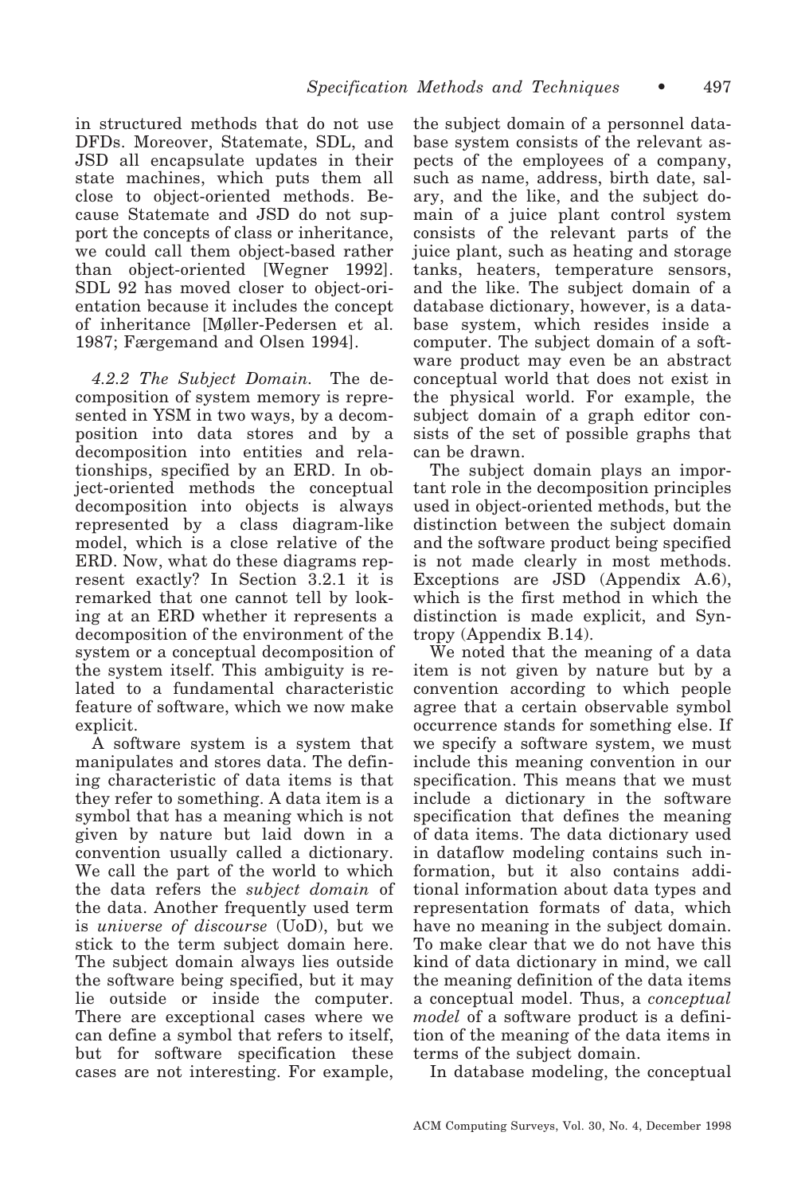in structured methods that do not use DFDs. Moreover, Statemate, SDL, and JSD all encapsulate updates in their state machines, which puts them all close to object-oriented methods. Because Statemate and JSD do not support the concepts of class or inheritance, we could call them object-based rather than object-oriented [Wegner 1992]. SDL 92 has moved closer to object-orientation because it includes the concept of inheritance [Møller-Pedersen et al. 1987; Færgemand and Olsen 1994].

*4.2.2 The Subject Domain.* The decomposition of system memory is represented in YSM in two ways, by a decomposition into data stores and by a decomposition into entities and relationships, specified by an ERD. In object-oriented methods the conceptual decomposition into objects is always represented by a class diagram-like model, which is a close relative of the ERD. Now, what do these diagrams represent exactly? In Section 3.2.1 it is remarked that one cannot tell by looking at an ERD whether it represents a decomposition of the environment of the system or a conceptual decomposition of the system itself. This ambiguity is related to a fundamental characteristic feature of software, which we now make explicit.

A software system is a system that manipulates and stores data. The defining characteristic of data items is that they refer to something. A data item is a symbol that has a meaning which is not given by nature but laid down in a convention usually called a dictionary. We call the part of the world to which the data refers the *subject domain* of the data. Another frequently used term is *universe of discourse* (UoD), but we stick to the term subject domain here. The subject domain always lies outside the software being specified, but it may lie outside or inside the computer. There are exceptional cases where we can define a symbol that refers to itself, but for software specification these cases are not interesting. For example, the subject domain of a personnel database system consists of the relevant aspects of the employees of a company, such as name, address, birth date, salary, and the like, and the subject domain of a juice plant control system consists of the relevant parts of the juice plant, such as heating and storage tanks, heaters, temperature sensors, and the like. The subject domain of a database dictionary, however, is a database system, which resides inside a computer. The subject domain of a software product may even be an abstract conceptual world that does not exist in the physical world. For example, the subject domain of a graph editor consists of the set of possible graphs that can be drawn.

The subject domain plays an important role in the decomposition principles used in object-oriented methods, but the distinction between the subject domain and the software product being specified is not made clearly in most methods. Exceptions are JSD (Appendix A.6), which is the first method in which the distinction is made explicit, and Syntropy (Appendix B.14).

We noted that the meaning of a data item is not given by nature but by a convention according to which people agree that a certain observable symbol occurrence stands for something else. If we specify a software system, we must include this meaning convention in our specification. This means that we must include a dictionary in the software specification that defines the meaning of data items. The data dictionary used in dataflow modeling contains such information, but it also contains additional information about data types and representation formats of data, which have no meaning in the subject domain. To make clear that we do not have this kind of data dictionary in mind, we call the meaning definition of the data items a conceptual model. Thus, a *conceptual model* of a software product is a definition of the meaning of the data items in terms of the subject domain.

In database modeling, the conceptual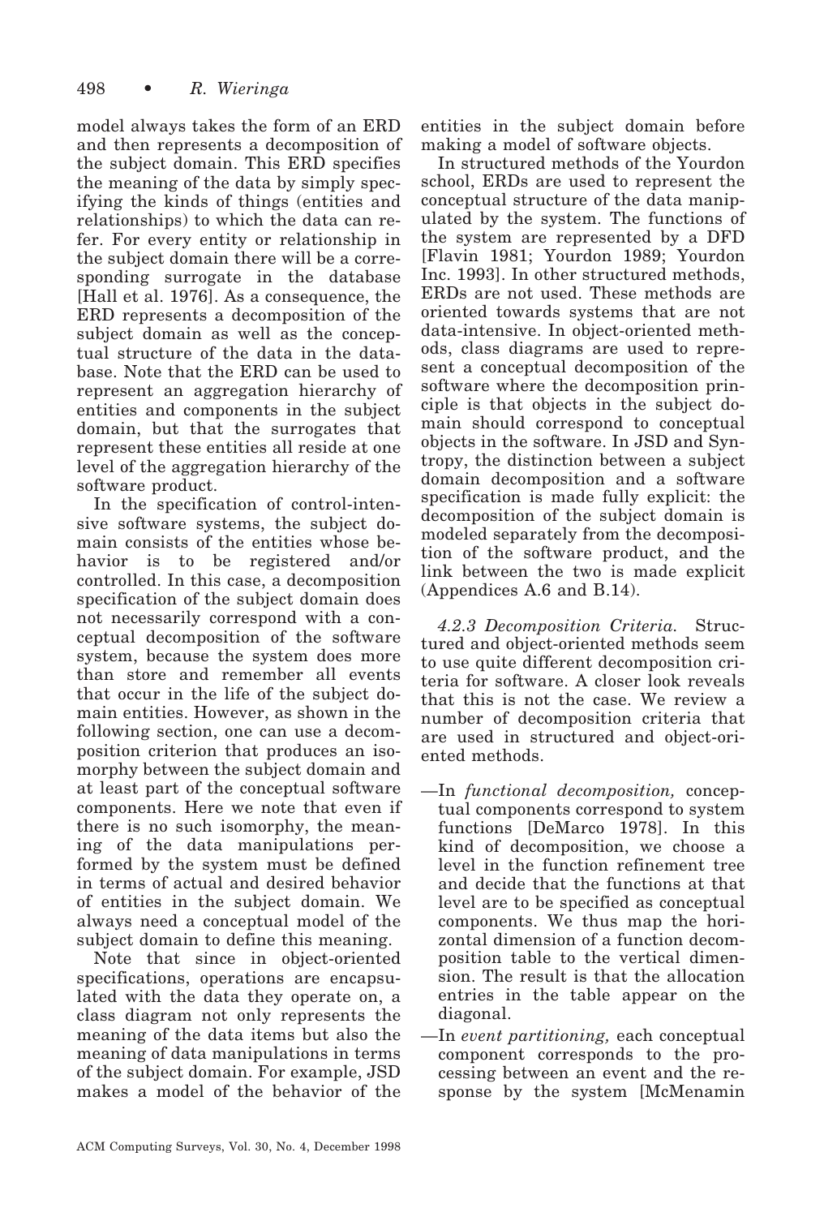model always takes the form of an ERD and then represents a decomposition of the subject domain. This ERD specifies the meaning of the data by simply specifying the kinds of things (entities and relationships) to which the data can refer. For every entity or relationship in the subject domain there will be a corresponding surrogate in the database [Hall et al. 1976]. As a consequence, the ERD represents a decomposition of the subject domain as well as the conceptual structure of the data in the database. Note that the ERD can be used to represent an aggregation hierarchy of entities and components in the subject domain, but that the surrogates that represent these entities all reside at one level of the aggregation hierarchy of the software product.

In the specification of control-intensive software systems, the subject domain consists of the entities whose behavior is to be registered and/or controlled. In this case, a decomposition specification of the subject domain does not necessarily correspond with a conceptual decomposition of the software system, because the system does more than store and remember all events that occur in the life of the subject domain entities. However, as shown in the following section, one can use a decomposition criterion that produces an isomorphy between the subject domain and at least part of the conceptual software components. Here we note that even if there is no such isomorphy, the meaning of the data manipulations performed by the system must be defined in terms of actual and desired behavior of entities in the subject domain. We always need a conceptual model of the subject domain to define this meaning.

Note that since in object-oriented specifications, operations are encapsulated with the data they operate on, a class diagram not only represents the meaning of the data items but also the meaning of data manipulations in terms of the subject domain. For example, JSD makes a model of the behavior of the entities in the subject domain before making a model of software objects.

In structured methods of the Yourdon school, ERDs are used to represent the conceptual structure of the data manipulated by the system. The functions of the system are represented by a DFD [Flavin 1981; Yourdon 1989; Yourdon Inc. 1993]. In other structured methods, ERDs are not used. These methods are oriented towards systems that are not data-intensive. In object-oriented methods, class diagrams are used to represent a conceptual decomposition of the software where the decomposition principle is that objects in the subject domain should correspond to conceptual objects in the software. In JSD and Syntropy, the distinction between a subject domain decomposition and a software specification is made fully explicit: the decomposition of the subject domain is modeled separately from the decomposition of the software product, and the link between the two is made explicit (Appendices A.6 and B.14).

*4.2.3 Decomposition Criteria.* Structured and object-oriented methods seem to use quite different decomposition criteria for software. A closer look reveals that this is not the case. We review a number of decomposition criteria that are used in structured and object-oriented methods.

—In *functional decomposition,* conceptual components correspond to system functions [DeMarco 1978]. In this kind of decomposition, we choose a level in the function refinement tree and decide that the functions at that level are to be specified as conceptual components. We thus map the horizontal dimension of a function decomposition table to the vertical dimension. The result is that the allocation entries in the table appear on the diagonal.

—In *event partitioning,* each conceptual component corresponds to the processing between an event and the response by the system [McMenamin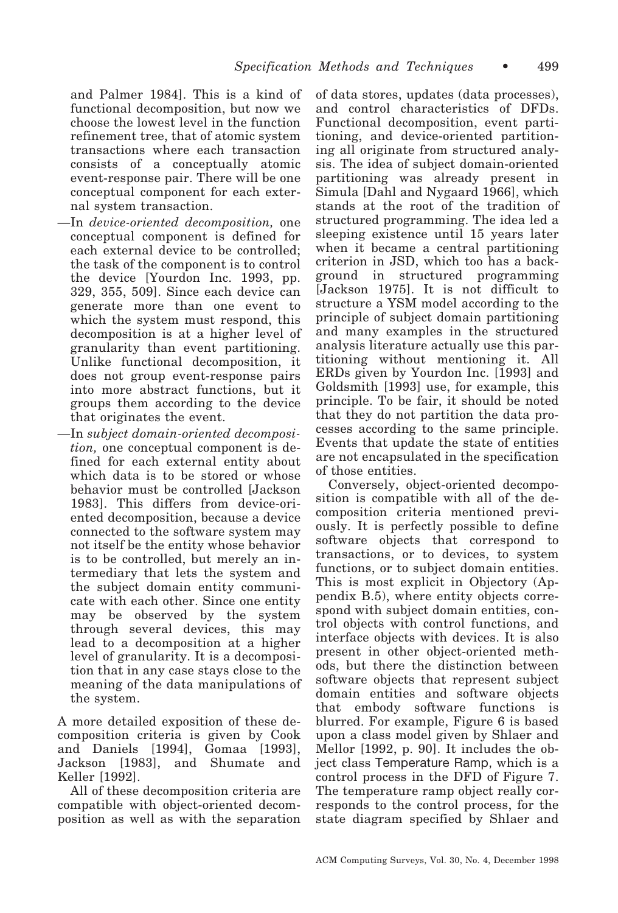and Palmer 1984]. This is a kind of functional decomposition, but now we choose the lowest level in the function refinement tree, that of atomic system transactions where each transaction consists of a conceptually atomic event-response pair. There will be one conceptual component for each external system transaction.

—In *device-oriented decomposition,* one conceptual component is defined for each external device to be controlled; the task of the component is to control the device [Yourdon Inc. 1993, pp. 329, 355, 509]. Since each device can generate more than one event to which the system must respond, this decomposition is at a higher level of granularity than event partitioning. Unlike functional decomposition, it does not group event-response pairs into more abstract functions, but it groups them according to the device that originates the event.

—In *subject domain-oriented decomposition,* one conceptual component is defined for each external entity about which data is to be stored or whose behavior must be controlled [Jackson 1983]. This differs from device-oriented decomposition, because a device connected to the software system may not itself be the entity whose behavior is to be controlled, but merely an intermediary that lets the system and the subject domain entity communicate with each other. Since one entity may be observed by the system through several devices, this may lead to a decomposition at a higher level of granularity. It is a decomposition that in any case stays close to the meaning of the data manipulations of the system.

A more detailed exposition of these decomposition criteria is given by Cook and Daniels [1994], Gomaa [1993], Jackson [1983], and Shumate and Keller [1992].

All of these decomposition criteria are compatible with object-oriented decomposition as well as with the separation of data stores, updates (data processes), and control characteristics of DFDs. Functional decomposition, event partitioning, and device-oriented partitioning all originate from structured analysis. The idea of subject domain-oriented partitioning was already present in Simula [Dahl and Nygaard 1966], which stands at the root of the tradition of structured programming. The idea led a sleeping existence until 15 years later when it became a central partitioning criterion in JSD, which too has a background in structured programming [Jackson 1975]. It is not difficult to structure a YSM model according to the principle of subject domain partitioning and many examples in the structured analysis literature actually use this partitioning without mentioning it. All ERDs given by Yourdon Inc. [1993] and Goldsmith [1993] use, for example, this principle. To be fair, it should be noted that they do not partition the data processes according to the same principle. Events that update the state of entities are not encapsulated in the specification of those entities.

Conversely, object-oriented decomposition is compatible with all of the decomposition criteria mentioned previously. It is perfectly possible to define software objects that correspond to transactions, or to devices, to system functions, or to subject domain entities. This is most explicit in Objectory (Appendix B.5), where entity objects correspond with subject domain entities, control objects with control functions, and interface objects with devices. It is also present in other object-oriented methods, but there the distinction between software objects that represent subject domain entities and software objects that embody software functions is blurred. For example, Figure 6 is based upon a class model given by Shlaer and Mellor [1992, p. 90]. It includes the object class Temperature Ramp, which is a control process in the DFD of Figure 7. The temperature ramp object really corresponds to the control process, for the state diagram specified by Shlaer and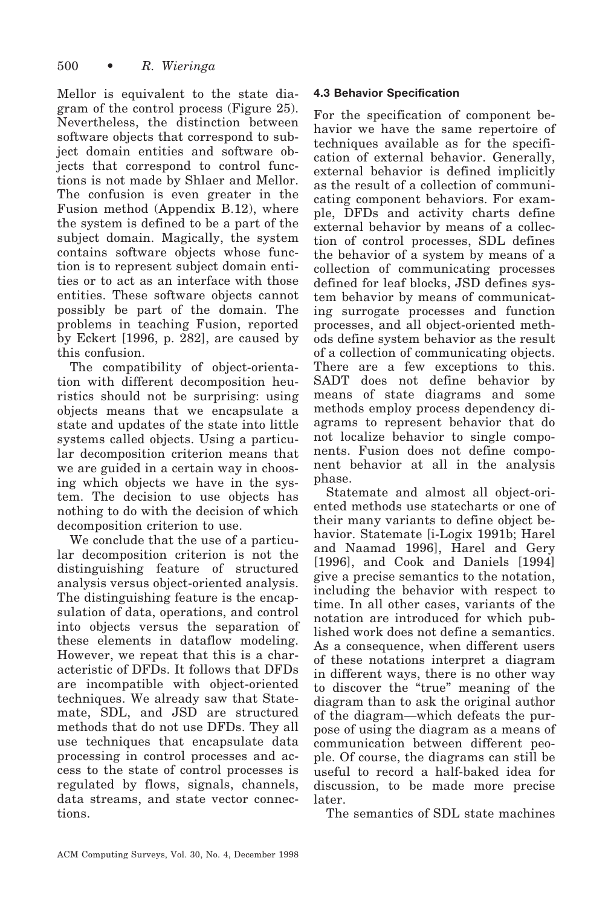Mellor is equivalent to the state diagram of the control process (Figure 25). Nevertheless, the distinction between software objects that correspond to subject domain entities and software objects that correspond to control functions is not made by Shlaer and Mellor. The confusion is even greater in the Fusion method (Appendix B.12), where the system is defined to be a part of the subject domain. Magically, the system contains software objects whose function is to represent subject domain entities or to act as an interface with those entities. These software objects cannot possibly be part of the domain. The problems in teaching Fusion, reported by Eckert [1996, p. 282], are caused by this confusion.

The compatibility of object-orientation with different decomposition heuristics should not be surprising: using objects means that we encapsulate a state and updates of the state into little systems called objects. Using a particular decomposition criterion means that we are guided in a certain way in choosing which objects we have in the system. The decision to use objects has nothing to do with the decision of which decomposition criterion to use.

We conclude that the use of a particular decomposition criterion is not the distinguishing feature of structured analysis versus object-oriented analysis. The distinguishing feature is the encapsulation of data, operations, and control into objects versus the separation of these elements in dataflow modeling. However, we repeat that this is a characteristic of DFDs. It follows that DFDs are incompatible with object-oriented techniques. We already saw that Statemate, SDL, and JSD are structured methods that do not use DFDs. They all use techniques that encapsulate data processing in control processes and access to the state of control processes is regulated by flows, signals, channels, data streams, and state vector connections.

### 4.3 Behavior Specification

For the specification of component behavior we have the same repertoire of techniques available as for the specification of external behavior. Generally, external behavior is defined implicitly as the result of a collection of communicating component behaviors. For example, DFDs and activity charts define external behavior by means of a collection of control processes, SDL defines the behavior of a system by means of a collection of communicating processes defined for leaf blocks, JSD defines system behavior by means of communicating surrogate processes and function processes, and all object-oriented methods define system behavior as the result of a collection of communicating objects. There are a few exceptions to this. SADT does not define behavior by means of state diagrams and some methods employ process dependency diagrams to represent behavior that do not localize behavior to single components. Fusion does not define component behavior at all in the analysis phase.

Statemate and almost all object-oriented methods use statecharts or one of their many variants to define object behavior. Statemate [i-Logix 1991b; Harel and Naamad 1996], Harel and Gery [1996], and Cook and Daniels [1994] give a precise semantics to the notation, including the behavior with respect to time. In all other cases, variants of the notation are introduced for which published work does not define a semantics. As a consequence, when different users of these notations interpret a diagram in different ways, there is no other way to discover the "true" meaning of the diagram than to ask the original author of the diagram—which defeats the purpose of using the diagram as a means of communication between different people. Of course, the diagrams can still be useful to record a half-baked idea for discussion, to be made more precise later.

The semantics of SDL state machines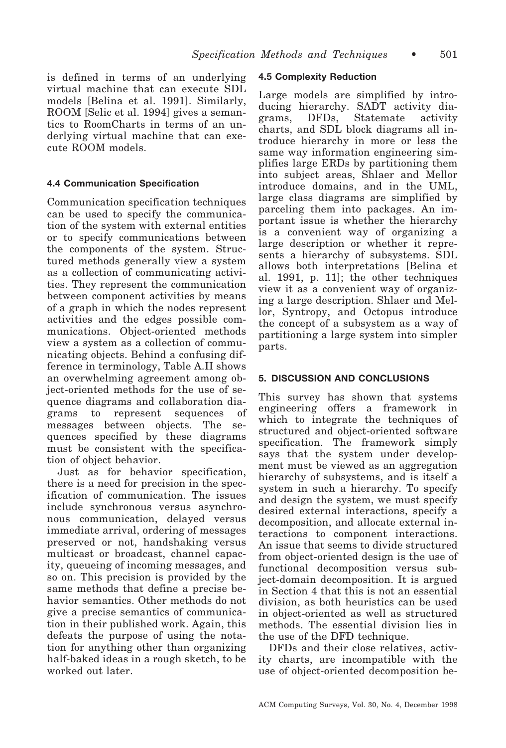is defined in terms of an underlying virtual machine that can execute SDL models [Belina et al. 1991]. Similarly, ROOM [Selic et al. 1994] gives a semantics to RoomCharts in terms of an underlying virtual machine that can execute ROOM models.

### 4.4 Communication Specification

Communication specification techniques can be used to specify the communication of the system with external entities or to specify communications between the components of the system. Structured methods generally view a system as a collection of communicating activities. They represent the communication between component activities by means of a graph in which the nodes represent activities and the edges possible communications. Object-oriented methods view a system as a collection of communicating objects. Behind a confusing difference in terminology, Table A.II shows an overwhelming agreement among object-oriented methods for the use of sequence diagrams and collaboration diagrams to represent sequences of messages between objects. The sequences specified by these diagrams must be consistent with the specification of object behavior.

Just as for behavior specification, there is a need for precision in the specification of communication. The issues include synchronous versus asynchronous communication, delayed versus immediate arrival, ordering of messages preserved or not, handshaking versus multicast or broadcast, channel capacity, queueing of incoming messages, and so on. This precision is provided by the same methods that define a precise behavior semantics. Other methods do not give a precise semantics of communication in their published work. Again, this defeats the purpose of using the notation for anything other than organizing half-baked ideas in a rough sketch, to be worked out later.

### 4.5 Complexity Reduction

Large models are simplified by introducing hierarchy. SADT activity diagrams, DFDs, Statemate activity charts, and SDL block diagrams all introduce hierarchy in more or less the same way information engineering simplifies large ERDs by partitioning them into subject areas, Shlaer and Mellor introduce domains, and in the UML, large class diagrams are simplified by parceling them into packages. An important issue is whether the hierarchy is a convenient way of organizing a large description or whether it represents a hierarchy of subsystems. SDL allows both interpretations [Belina et al. 1991, p. 11]; the other techniques view it as a convenient way of organizing a large description. Shlaer and Mellor, Syntropy, and Octopus introduce the concept of a subsystem as a way of partitioning a large system into simpler parts.

## 5. DISCUSSION AND CONCLUSIONS

This survey has shown that systems engineering offers a framework in which to integrate the techniques of structured and object-oriented software specification. The framework simply says that the system under development must be viewed as an aggregation hierarchy of subsystems, and is itself a system in such a hierarchy. To specify and design the system, we must specify desired external interactions, specify a decomposition, and allocate external interactions to component interactions. An issue that seems to divide structured from object-oriented design is the use of functional decomposition versus subject-domain decomposition. It is argued in Section 4 that this is not an essential division, as both heuristics can be used in object-oriented as well as structured methods. The essential division lies in the use of the DFD technique.

DFDs and their close relatives, activity charts, are incompatible with the use of object-oriented decomposition be-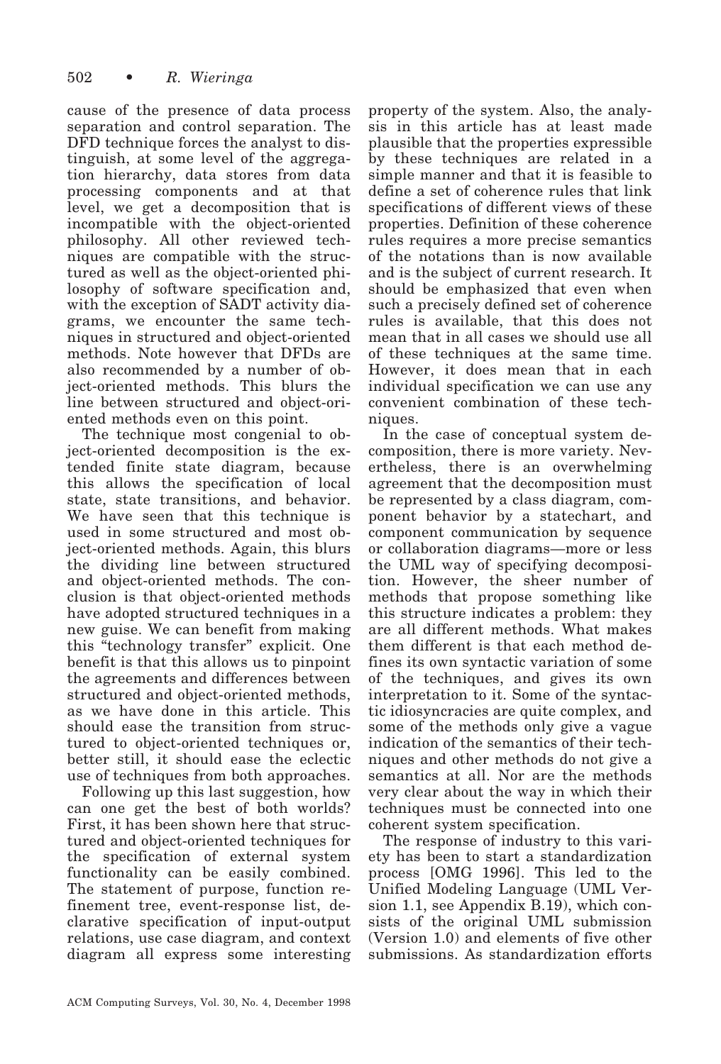cause of the presence of data process separation and control separation. The DFD technique forces the analyst to distinguish, at some level of the aggregation hierarchy, data stores from data processing components and at that level, we get a decomposition that is incompatible with the object-oriented philosophy. All other reviewed techniques are compatible with the structured as well as the object-oriented philosophy of software specification and, with the exception of SADT activity diagrams, we encounter the same techniques in structured and object-oriented methods. Note however that DFDs are also recommended by a number of object-oriented methods. This blurs the line between structured and object-oriented methods even on this point.

The technique most congenial to object-oriented decomposition is the extended finite state diagram, because this allows the specification of local state, state transitions, and behavior. We have seen that this technique is used in some structured and most object-oriented methods. Again, this blurs the dividing line between structured and object-oriented methods. The conclusion is that object-oriented methods have adopted structured techniques in a new guise. We can benefit from making this "technology transfer" explicit. One benefit is that this allows us to pinpoint the agreements and differences between structured and object-oriented methods, as we have done in this article. This should ease the transition from structured to object-oriented techniques or, better still, it should ease the eclectic use of techniques from both approaches.

Following up this last suggestion, how can one get the best of both worlds? First, it has been shown here that structured and object-oriented techniques for the specification of external system functionality can be easily combined. The statement of purpose, function refinement tree, event-response list, declarative specification of input-output relations, use case diagram, and context diagram all express some interesting property of the system. Also, the analysis in this article has at least made plausible that the properties expressible by these techniques are related in a simple manner and that it is feasible to define a set of coherence rules that link specifications of different views of these properties. Definition of these coherence rules requires a more precise semantics of the notations than is now available and is the subject of current research. It should be emphasized that even when such a precisely defined set of coherence rules is available, that this does not mean that in all cases we should use all of these techniques at the same time. However, it does mean that in each individual specification we can use any convenient combination of these techniques.

In the case of conceptual system decomposition, there is more variety. Nevertheless, there is an overwhelming agreement that the decomposition must be represented by a class diagram, component behavior by a statechart, and component communication by sequence or collaboration diagrams—more or less the UML way of specifying decomposition. However, the sheer number of methods that propose something like this structure indicates a problem: they are all different methods. What makes them different is that each method defines its own syntactic variation of some of the techniques, and gives its own interpretation to it. Some of the syntactic idiosyncracies are quite complex, and some of the methods only give a vague indication of the semantics of their techniques and other methods do not give a semantics at all. Nor are the methods very clear about the way in which their techniques must be connected into one coherent system specification.

The response of industry to this variety has been to start a standardization process [OMG 1996]. This led to the Unified Modeling Language (UML Version 1.1, see Appendix B.19), which consists of the original UML submission (Version 1.0) and elements of five other submissions. As standardization efforts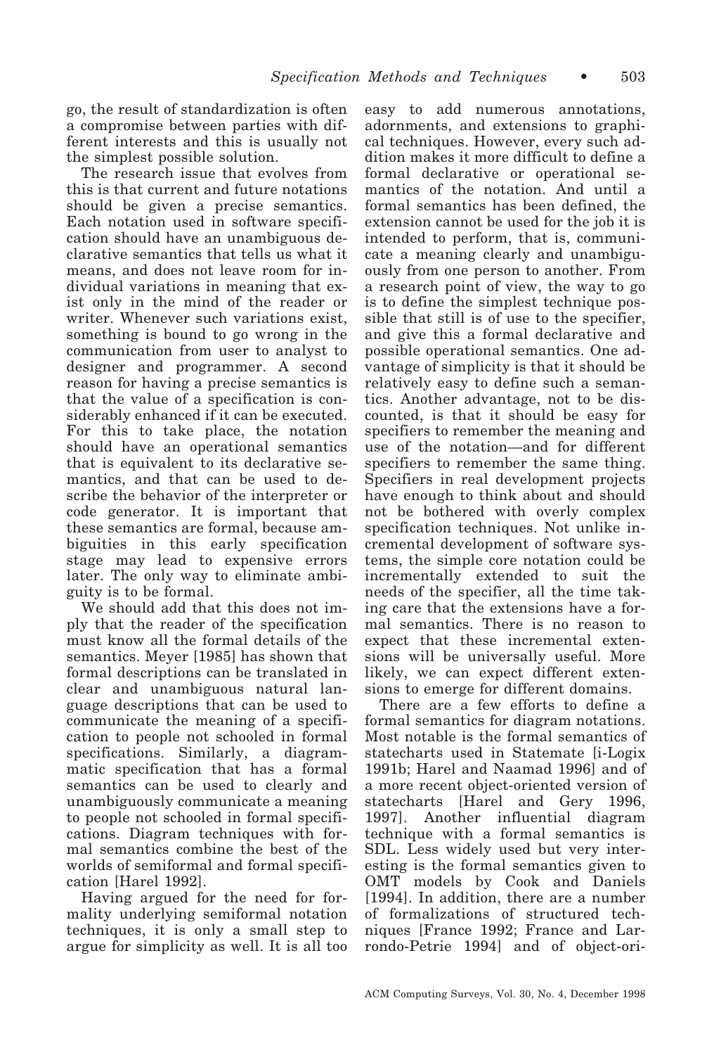go, the result of standardization is often a compromise between parties with different interests and this is usually not the simplest possible solution.

The research issue that evolves from this is that current and future notations should be given a precise semantics. Each notation used in software specification should have an unambiguous declarative semantics that tells us what it means, and does not leave room for individual variations in meaning that exist only in the mind of the reader or writer. Whenever such variations exist, something is bound to go wrong in the communication from user to analyst to designer and programmer. A second reason for having a precise semantics is that the value of a specification is considerably enhanced if it can be executed. For this to take place, the notation should have an operational semantics that is equivalent to its declarative semantics, and that can be used to describe the behavior of the interpreter or code generator. It is important that these semantics are formal, because ambiguities in this early specification stage may lead to expensive errors later. The only way to eliminate ambiguity is to be formal.

We should add that this does not imply that the reader of the specification must know all the formal details of the semantics. Meyer [1985] has shown that formal descriptions can be translated in clear and unambiguous natural language descriptions that can be used to communicate the meaning of a specification to people not schooled in formal specifications. Similarly, a diagrammatic specification that has a formal semantics can be used to clearly and unambiguously communicate a meaning to people not schooled in formal specifications. Diagram techniques with formal semantics combine the best of the worlds of semiformal and formal specification [Harel 1992].

Having argued for the need for formality underlying semiformal notation techniques, it is only a small step to argue for simplicity as well. It is all too easy to add numerous annotations, adornments, and extensions to graphical techniques. However, every such addition makes it more difficult to define a formal declarative or operational semantics of the notation. And until a formal semantics has been defined, the extension cannot be used for the job it is intended to perform, that is, communicate a meaning clearly and unambiguously from one person to another. From a research point of view, the way to go is to define the simplest technique possible that still is of use to the specifier, and give this a formal declarative and possible operational semantics. One advantage of simplicity is that it should be relatively easy to define such a semantics. Another advantage, not to be discounted, is that it should be easy for specifiers to remember the meaning and use of the notation—and for different specifiers to remember the same thing. Specifiers in real development projects have enough to think about and should not be bothered with overly complex specification techniques. Not unlike incremental development of software systems, the simple core notation could be incrementally extended to suit the needs of the specifier, all the time taking care that the extensions have a formal semantics. There is no reason to expect that these incremental extensions will be universally useful. More likely, we can expect different extensions to emerge for different domains.

There are a few efforts to define a formal semantics for diagram notations. Most notable is the formal semantics of statecharts used in Statemate [i-Logix 1991b; Harel and Naamad 1996] and of a more recent object-oriented version of statecharts [Harel and Gery 1996, 1997]. Another influential diagram technique with a formal semantics is SDL. Less widely used but very interesting is the formal semantics given to OMT models by Cook and Daniels [1994]. In addition, there are a number of formalizations of structured techniques [France 1992; France and Larrondo-Petrie 1994] and of object-ori-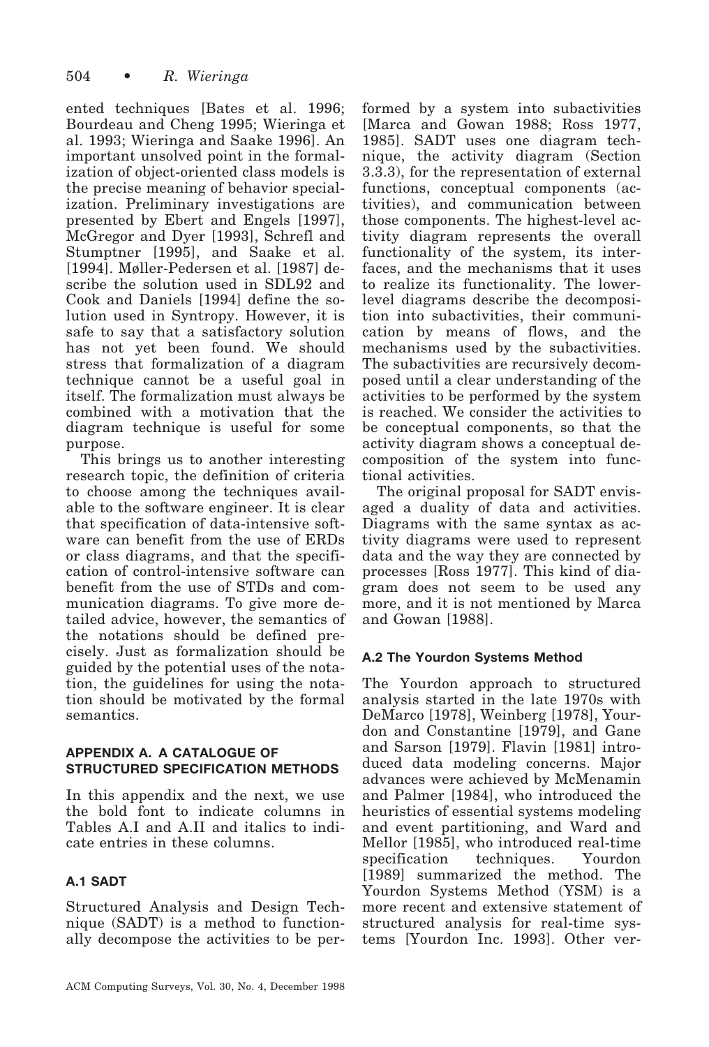ented techniques [Bates et al. 1996; Bourdeau and Cheng 1995; Wieringa et al. 1993; Wieringa and Saake 1996]. An important unsolved point in the formalization of object-oriented class models is the precise meaning of behavior specialization. Preliminary investigations are presented by Ebert and Engels [1997], McGregor and Dyer [1993], Schrefl and Stumptner [1995], and Saake et al. [1994]. Møller-Pedersen et al. [1987] describe the solution used in SDL92 and Cook and Daniels [1994] define the solution used in Syntropy. However, it is safe to say that a satisfactory solution has not yet been found. We should stress that formalization of a diagram technique cannot be a useful goal in itself. The formalization must always be combined with a motivation that the diagram technique is useful for some purpose.

This brings us to another interesting research topic, the definition of criteria to choose among the techniques available to the software engineer. It is clear that specification of data-intensive software can benefit from the use of ERDs or class diagrams, and that the specification of control-intensive software can benefit from the use of STDs and communication diagrams. To give more detailed advice, however, the semantics of the notations should be defined precisely. Just as formalization should be guided by the potential uses of the notation, the guidelines for using the notation should be motivated by the formal semantics.

## APPENDIX A. A CATALOGUE OF STRUCTURED SPECIFICATION METHODS

In this appendix and the next, we use the bold font to indicate columns in Tables A.I and A.II and italics to indicate entries in these columns.

### A.1 SADT

Structured Analysis and Design Technique (SADT) is a method to functionally decompose the activities to be performed by a system into subactivities [Marca and Gowan 1988; Ross 1977, 1985]. SADT uses one diagram technique, the activity diagram (Section 3.3.3), for the representation of external functions, conceptual components (activities), and communication between those components. The highest-level activity diagram represents the overall functionality of the system, its interfaces, and the mechanisms that it uses to realize its functionality. The lower-level diagrams describe the decomposition into subactivities, their communication by means of flows, and the mechanisms used by the subactivities. The subactivities are recursively decomposed until a clear understanding of the activities to be performed by the system is reached. We consider the activities to be conceptual components, so that the activity diagram shows a conceptual decomposition of the system into functional activities.

The original proposal for SADT envisaged a duality of data and activities. Diagrams with the same syntax as activity diagrams were used to represent data and the way they are connected by processes [Ross 1977]. This kind of diagram does not seem to be used any more, and it is not mentioned by Marca and Gowan [1988].

### A.2 The Yourdon Systems Method

The Yourdon approach to structured analysis started in the late 1970s with DeMarco [1978], Weinberg [1978], Yourdon and Constantine [1979], and Gane and Sarson [1979]. Flavin [1981] introduced data modeling concerns. Major advances were achieved by McMenamin and Palmer [1984], who introduced the heuristics of essential systems modeling and event partitioning, and Ward and Mellor [1985], who introduced real-time specification techniques. Yourdon [1989] summarized the method. The Yourdon Systems Method (YSM) is a more recent and extensive statement of structured analysis for real-time systems [Yourdon Inc. 1993]. Other ver-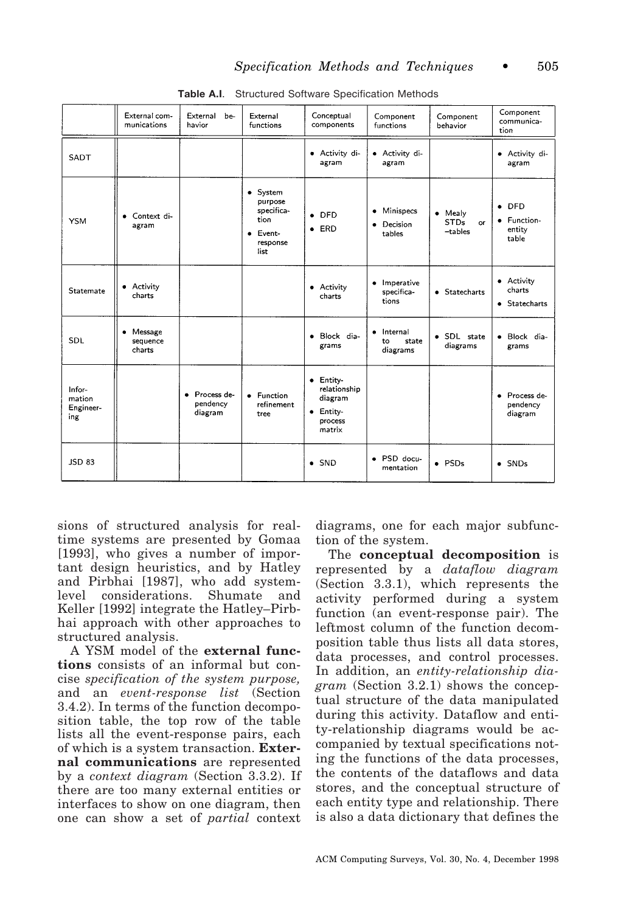**Table A.I.** Structured Software Specification Methods

| | External communications | External behavior | External functions | Conceptual components | Component functions | Component behavior | Component communication |
|---|---|---|---|---|---|---|---|
| SADT | | | | • Activity diagram | • Activity diagram | | • Activity diagram |
| YSM | • Context diagram | | • System purpose specification<br>• Event-response list | • DFD<br>• ERD | • Minispecs<br>• Decision tables | • Mealy STDs or -tables | • DFD<br>• Function-entity table |
| Statemate | • Activity charts | | | • Activity charts | • Imperative specifications | • Statecharts | • Activity charts<br>• Statecharts |
| SDL | • Message sequence charts | | | • Block diagrams | • Internal to state diagrams | • SDL state diagrams | • Block diagrams |
| Information Engineering | | • Process dependency diagram | • Function refinement tree | • Entity-relationship diagram<br>• Entity-process matrix | | | • Process dependency diagram |
| JSD 83 | | | | • SND | • PSD documentation | • PSDs | • SNDs |

sions of structured analysis for real-time systems are presented by Gomaa [1993], who gives a number of important design heuristics, and by Hatley and Pirbhai [1987], who add system-level considerations. Shumate and Keller [1992] integrate the Hatley–Pirbhai approach with other approaches to structured analysis.

A YSM model of the **external functions** consists of an informal but concise *specification of the system purpose,* and an *event-response list* (Section 3.4.2). In terms of the function decomposition table, the top row of the table lists all the event-response pairs, each of which is a system transaction. **External communications** are represented by a *context diagram* (Section 3.3.2). If there are too many external entities or interfaces to show on one diagram, then one can show a set of *partial* context diagrams, one for each major subfunction of the system.

The **conceptual decomposition** is represented by a *dataflow diagram* (Section 3.3.1), which represents the activity performed during a system function (an event-response pair). The leftmost column of the function decomposition table thus lists all data stores, data processes, and control processes. In addition, an *entity-relationship diagram* (Section 3.2.1) shows the conceptual structure of the data manipulated during this activity. Dataflow and entity-relationship diagrams would be accompanied by textual specifications noting the functions of the data processes, the contents of the dataflows and data stores, and the conceptual structure of each entity type and relationship. There is also a data dictionary that defines the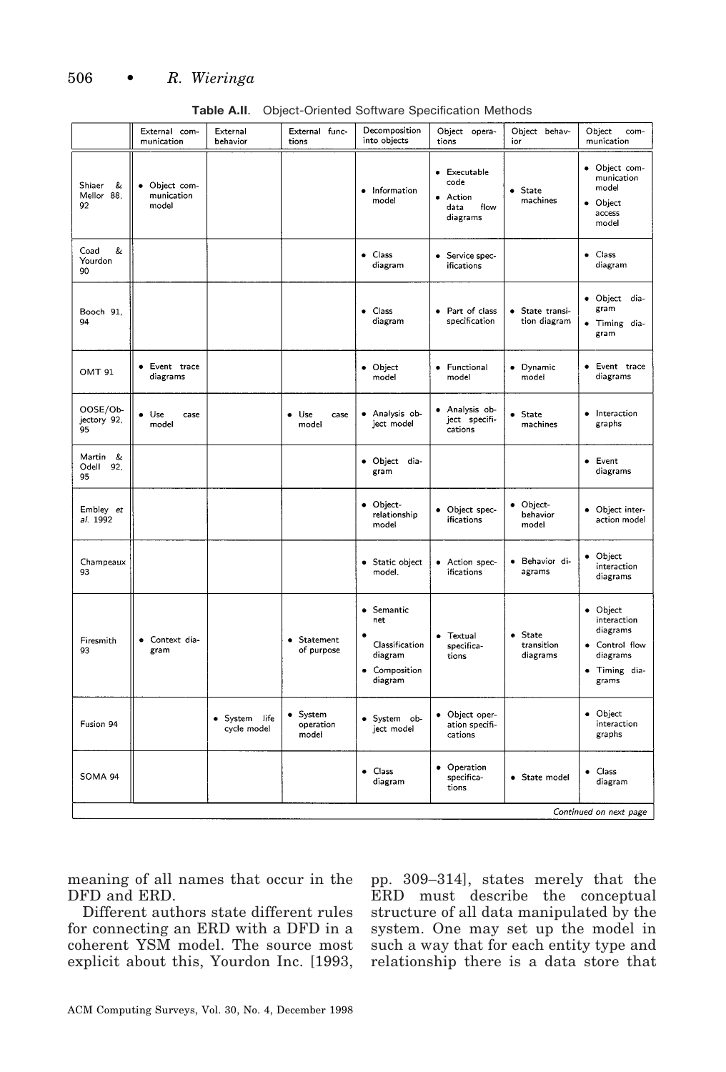**Table A.II.** Object-Oriented Software Specification Methods

| | External communication | External behavior | External functions | Decomposition into objects | Object operations | Object behavior | Object communication |
|---|---|---|---|---|---|---|---|
| Shlaer & Mellor 88, 92 | • Object communication model | | | • Information model | • Executable code • Action data flow diagrams | • State machines | • Object communication model • Object access model |
| Coad & Yourdon 90 | | | | • Class diagram | • Service specifications | | • Class diagram |
| Booch 91, 94 | | | | • Class diagram | • Part of class specification | • State transition diagram | • Object diagram • Timing diagram |
| OMT 91 | • Event trace diagrams | | | • Object model | • Functional model | • Dynamic model | • Event trace diagrams |
| OOSE/Objectory 92, 95 | • Use case model | | • Use case model | • Analysis object model | • Analysis object specifications | • State machines | • Interaction graphs |
| Martin & Odell 92, 95 | | | | • Object diagram | | | • Event diagrams |
| Embley *et al.* 1992 | | | | • Object-relationship model | • Object specifications | • Object-behavior model | • Object interaction model |
| Champeaux 93 | | | | • Static object model. | • Action specifications | • Behavior diagrams | • Object interaction diagrams |
| Firesmith 93 | • Context diagram | | • Statement of purpose | • Semantic net • Classification diagram • Composition diagram | • Textual specifications | • State transition diagrams | • Object interaction diagrams • Control flow diagrams • Timing diagrams |
| Fusion 94 | | • System life cycle model | • System operation model | • System object model | • Object operation specifications | | • Object interaction graphs |
| SOMA 94 | | | | • Class diagram | • Operation specifications | • State model | • Class diagram |

*Continued on next page*

meaning of all names that occur in the DFD and ERD.

Different authors state different rules for connecting an ERD with a DFD in a coherent YSM model. The source most explicit about this, Yourdon Inc. [1993, pp. 309–314], states merely that the ERD must describe the conceptual structure of all data manipulated by the system. One may set up the model in such a way that for each entity type and relationship there is a data store that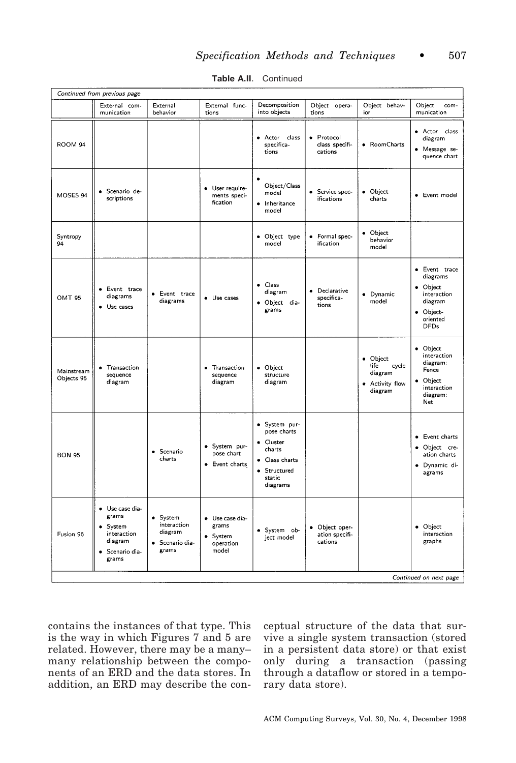**Table A.II.** Continued

| *Continued from previous page* | | | | | | | |
|---|---|---|---|---|---|---|---|
| | External communication | External behavior | External functions | Decomposition into objects | Object operations | Object behavior | Object communication |
| ROOM 94 | | | | • Actor class specifications | • Protocol class specifications | • RoomCharts | • Actor class diagram • Message sequence chart |
| MOSES 94 | • Scenario descriptions | | • User requirements specification | • Object/Class model • Inheritance model | • Service specifications | • Object charts | • Event model |
| Syntropy 94 | | | | • Object type model | • Formal specification | • Object behavior model | |
| OMT 95 | • Event trace diagrams • Use cases | • Event trace diagrams | • Use cases | • Class diagram • Object diagrams | • Declarative specifications | • Dynamic model | • Event trace diagrams • Object interaction diagram • Object-oriented DFDs |
| Mainstream Objects 95 | • Transaction sequence diagram | | • Transaction sequence diagram | • Object structure diagram | | • Object life cycle diagram • Activity flow diagram | • Object interaction diagram: Fence • Object interaction diagram: Net |
| BON 95 | | • Scenario charts | • System purpose chart • Event charts | • System purpose charts • Cluster charts • Class charts • Structured static diagrams | | | • Event charts • Object creation charts • Dynamic diagrams |
| Fusion 96 | • Use case diagrams • System interaction diagram • Scenario diagrams | • System interaction diagram • Scenario diagrams | • Use case diagrams • System operation model | • System object model | • Object operation specifications | | • Object interaction graphs |
| | | | | | | | *Continued on next page* |

contains the instances of that type. This is the way in which Figures 7 and 5 are related. However, there may be a many–many relationship between the components of an ERD and the data stores. In addition, an ERD may describe the conceptual structure of the data that survive a single system transaction (stored in a persistent data store) or that exist only during a transaction (passing through a dataflow or stored in a temporary data store).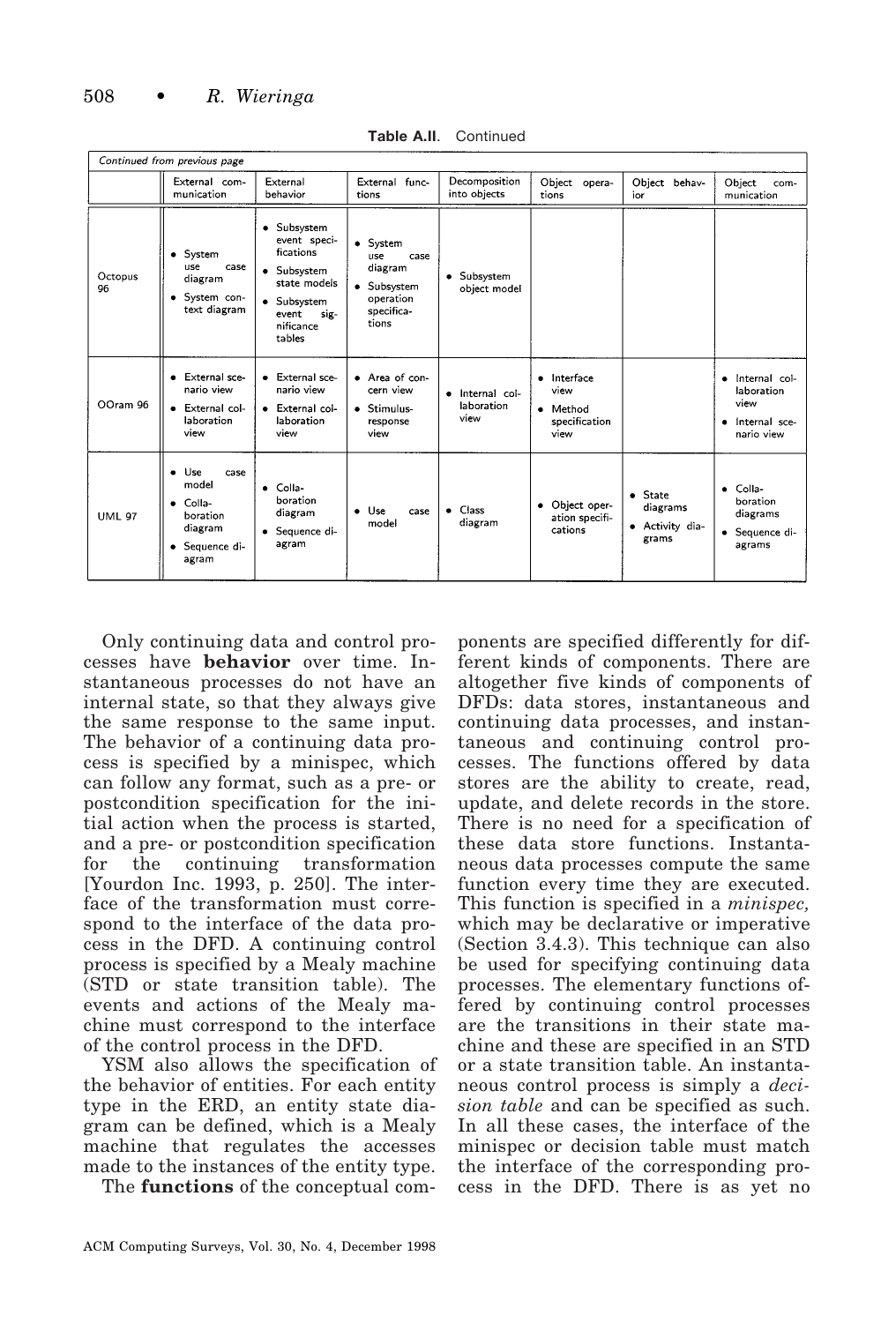**Table A.II.** Continued

| Continued from previous page | External communication | External behavior | External functions | Decomposition into objects | Object operations | Object behavior | Object communication |
|---|---|---|---|---|---|---|---|
| Octopus 96 | • System use case diagram<br>• System context diagram | • Subsystem event specifications<br>• Subsystem state models<br>• Subsystem event significance tables | • System use case diagram<br>• Subsystem operation specifications | • Subsystem object model | | | |
| OOram 96 | • External scenario view<br>• External collaboration view | • External scenario view<br>• External collaboration view | • Area of concern view<br>• Stimulus-response view | • Internal collaboration view | • Interface view<br>• Method specification view | | • Internal collaboration view<br>• Internal scenario view |
| UML 97 | • Use case model<br>• Collaboration diagram<br>• Sequence diagram | • Collaboration diagram<br>• Sequence diagram | • Use case model | • Class diagram | • Object operation specifications | • State diagrams<br>• Activity diagrams | • Collaboration diagrams<br>• Sequence diagrams |

Only continuing data and control processes have **behavior** over time. Instantaneous processes do not have an internal state, so that they always give the same response to the same input. The behavior of a continuing data process is specified by a minispec, which can follow any format, such as a pre- or postcondition specification for the initial action when the process is started, and a pre- or postcondition specification for the continuing transformation [Yourdon Inc. 1993, p. 250]. The interface of the transformation must correspond to the interface of the data process in the DFD. A continuing control process is specified by a Mealy machine (STD or state transition table). The events and actions of the Mealy machine must correspond to the interface of the control process in the DFD.

YSM also allows the specification of the behavior of entities. For each entity type in the ERD, an entity state diagram can be defined, which is a Mealy machine that regulates the accesses made to the instances of the entity type.

The **functions** of the conceptual components are specified differently for different kinds of components. There are altogether five kinds of components of DFDs: data stores, instantaneous and continuing data processes, and instantaneous and continuing control processes. The functions offered by data stores are the ability to create, read, update, and delete records in the store. There is no need for a specification of these data store functions. Instantaneous data processes compute the same function every time they are executed. This function is specified in a *minispec,* which may be declarative or imperative (Section 3.4.3). This technique can also be used for specifying continuing data processes. The elementary functions offered by continuing control processes are the transitions in their state machine and these are specified in an STD or a state transition table. An instantaneous control process is simply a *decision table* and can be specified as such. In all these cases, the interface of the minispec or decision table must match the interface of the corresponding process in the DFD. There is as yet no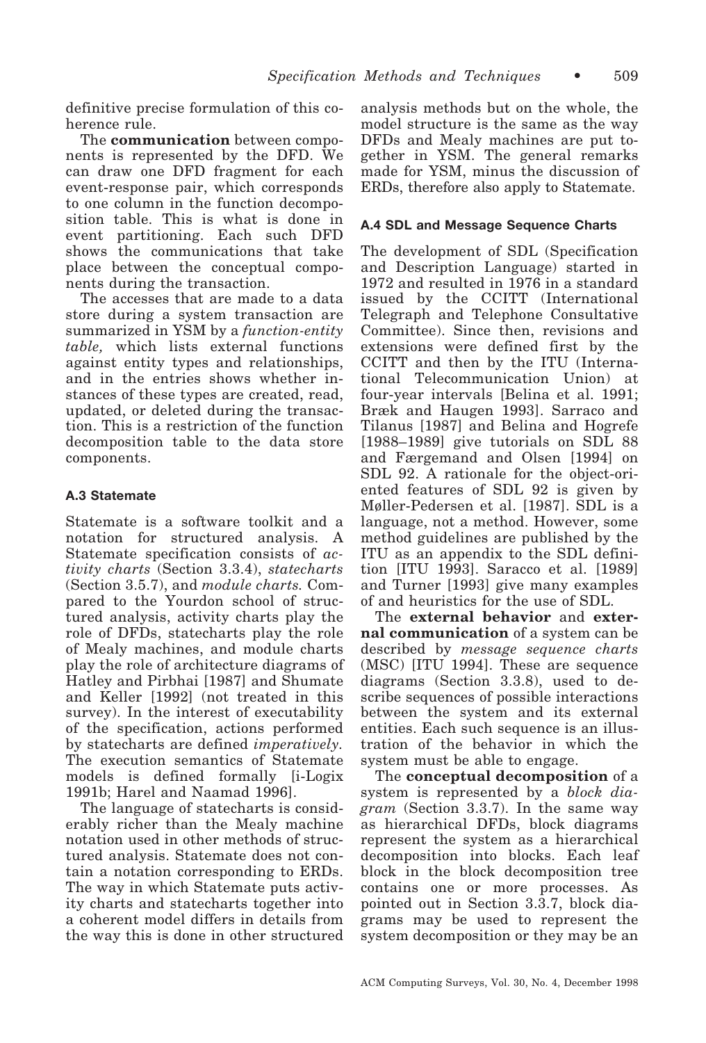definitive precise formulation of this coherence rule.

The **communication** between components is represented by the DFD. We can draw one DFD fragment for each event-response pair, which corresponds to one column in the function decomposition table. This is what is done in event partitioning. Each such DFD shows the communications that take place between the conceptual components during the transaction.

The accesses that are made to a data store during a system transaction are summarized in YSM by a *function-entity table,* which lists external functions against entity types and relationships, and in the entries shows whether instances of these types are created, read, updated, or deleted during the transaction. This is a restriction of the function decomposition table to the data store components.

### A.3 Statemate

Statemate is a software toolkit and a notation for structured analysis. A Statemate specification consists of *activity charts* (Section 3.3.4), *statecharts* (Section 3.5.7), and *module charts.* Compared to the Yourdon school of structured analysis, activity charts play the role of DFDs, statecharts play the role of Mealy machines, and module charts play the role of architecture diagrams of Hatley and Pirbhai [1987] and Shumate and Keller [1992] (not treated in this survey). In the interest of executability of the specification, actions performed by statecharts are defined *imperatively.* The execution semantics of Statemate models is defined formally [i-Logix 1991b; Harel and Naamad 1996].

The language of statecharts is considerably richer than the Mealy machine notation used in other methods of structured analysis. Statemate does not contain a notation corresponding to ERDs. The way in which Statemate puts activity charts and statecharts together into a coherent model differs in details from the way this is done in other structured analysis methods but on the whole, the model structure is the same as the way DFDs and Mealy machines are put together in YSM. The general remarks made for YSM, minus the discussion of ERDs, therefore also apply to Statemate.

### A.4 SDL and Message Sequence Charts

The development of SDL (Specification and Description Language) started in 1972 and resulted in 1976 in a standard issued by the CCITT (International Telegraph and Telephone Consultative Committee). Since then, revisions and extensions were defined first by the CCITT and then by the ITU (International Telecommunication Union) at four-year intervals [Belina et al. 1991; Bræk and Haugen 1993]. Sarraco and Tilanus [1987] and Belina and Hogrefe [1988–1989] give tutorials on SDL 88 and Færgemand and Olsen [1994] on SDL 92. A rationale for the object-oriented features of SDL 92 is given by Møller-Pedersen et al. [1987]. SDL is a language, not a method. However, some method guidelines are published by the ITU as an appendix to the SDL definition [ITU 1993]. Saracco et al. [1989] and Turner [1993] give many examples of and heuristics for the use of SDL.

The **external behavior** and **external communication** of a system can be described by *message sequence charts* (MSC) [ITU 1994]. These are sequence diagrams (Section 3.3.8), used to describe sequences of possible interactions between the system and its external entities. Each such sequence is an illustration of the behavior in which the system must be able to engage.

The **conceptual decomposition** of a system is represented by a *block diagram* (Section 3.3.7). In the same way as hierarchical DFDs, block diagrams represent the system as a hierarchical decomposition into blocks. Each leaf block in the block decomposition tree contains one or more processes. As pointed out in Section 3.3.7, block diagrams may be used to represent the system decomposition or they may be an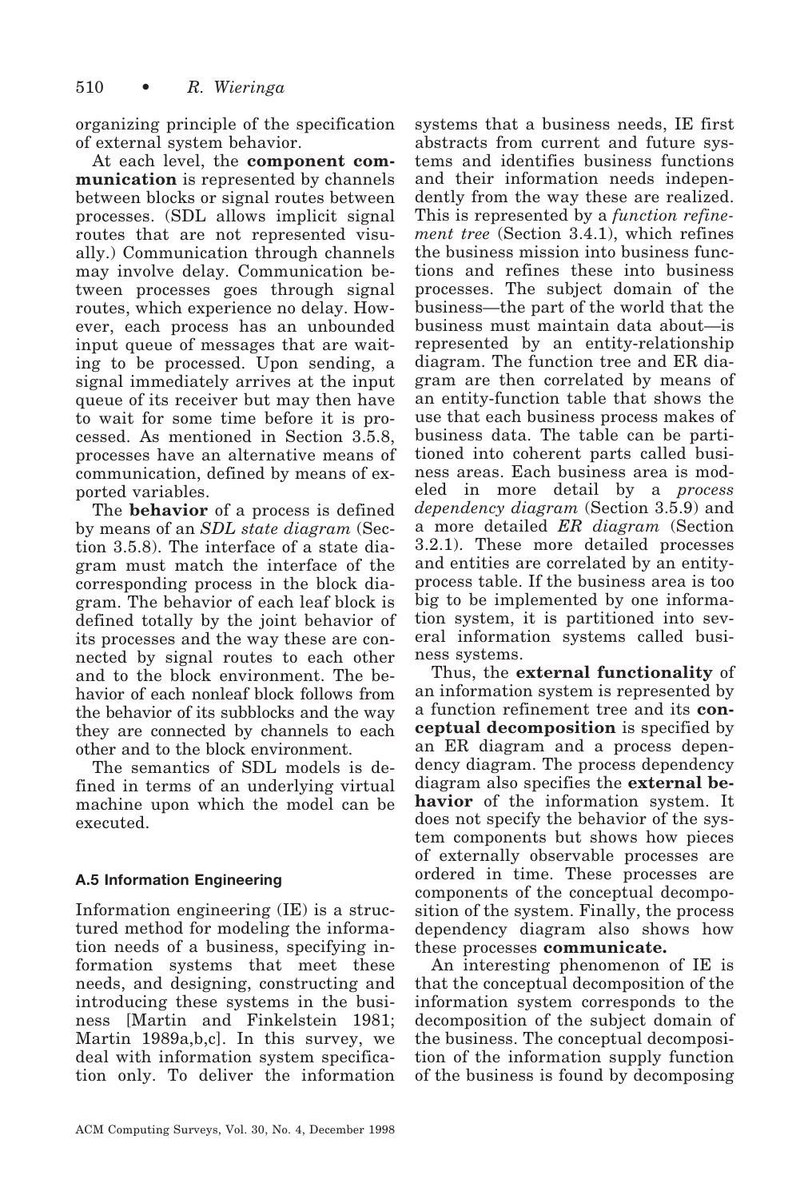organizing principle of the specification of external system behavior.

At each level, the **component communication** is represented by channels between blocks or signal routes between processes. (SDL allows implicit signal routes that are not represented visually.) Communication through channels may involve delay. Communication between processes goes through signal routes, which experience no delay. However, each process has an unbounded input queue of messages that are waiting to be processed. Upon sending, a signal immediately arrives at the input queue of its receiver but may then have to wait for some time before it is processed. As mentioned in Section 3.5.8, processes have an alternative means of communication, defined by means of exported variables.

The **behavior** of a process is defined by means of an *SDL state diagram* (Section 3.5.8). The interface of a state diagram must match the interface of the corresponding process in the block diagram. The behavior of each leaf block is defined totally by the joint behavior of its processes and the way these are connected by signal routes to each other and to the block environment. The behavior of each nonleaf block follows from the behavior of its subblocks and the way they are connected by channels to each other and to the block environment.

The semantics of SDL models is defined in terms of an underlying virtual machine upon which the model can be executed.

#### A.5 Information Engineering

Information engineering (IE) is a structured method for modeling the information needs of a business, specifying information systems that meet these needs, and designing, constructing and introducing these systems in the business [Martin and Finkelstein 1981; Martin 1989a,b,c]. In this survey, we deal with information system specification only. To deliver the information systems that a business needs, IE first abstracts from current and future systems and identifies business functions and their information needs independently from the way these are realized. This is represented by a *function refinement tree* (Section 3.4.1), which refines the business mission into business functions and refines these into business processes. The subject domain of the business—the part of the world that the business must maintain data about—is represented by an entity-relationship diagram. The function tree and ER diagram are then correlated by means of an entity-function table that shows the use that each business process makes of business data. The table can be partitioned into coherent parts called business areas. Each business area is modeled in more detail by a *process dependency diagram* (Section 3.5.9) and a more detailed *ER diagram* (Section 3.2.1). These more detailed processes and entities are correlated by an entity-process table. If the business area is too big to be implemented by one information system, it is partitioned into several information systems called business systems.

Thus, the **external functionality** of an information system is represented by a function refinement tree and its **conceptual decomposition** is specified by an ER diagram and a process dependency diagram. The process dependency diagram also specifies the **external behavior** of the information system. It does not specify the behavior of the system components but shows how pieces of externally observable processes are ordered in time. These processes are components of the conceptual decomposition of the system. Finally, the process dependency diagram also shows how these processes **communicate.**

An interesting phenomenon of IE is that the conceptual decomposition of the information system corresponds to the decomposition of the subject domain of the business. The conceptual decomposition of the information supply function of the business is found by decomposing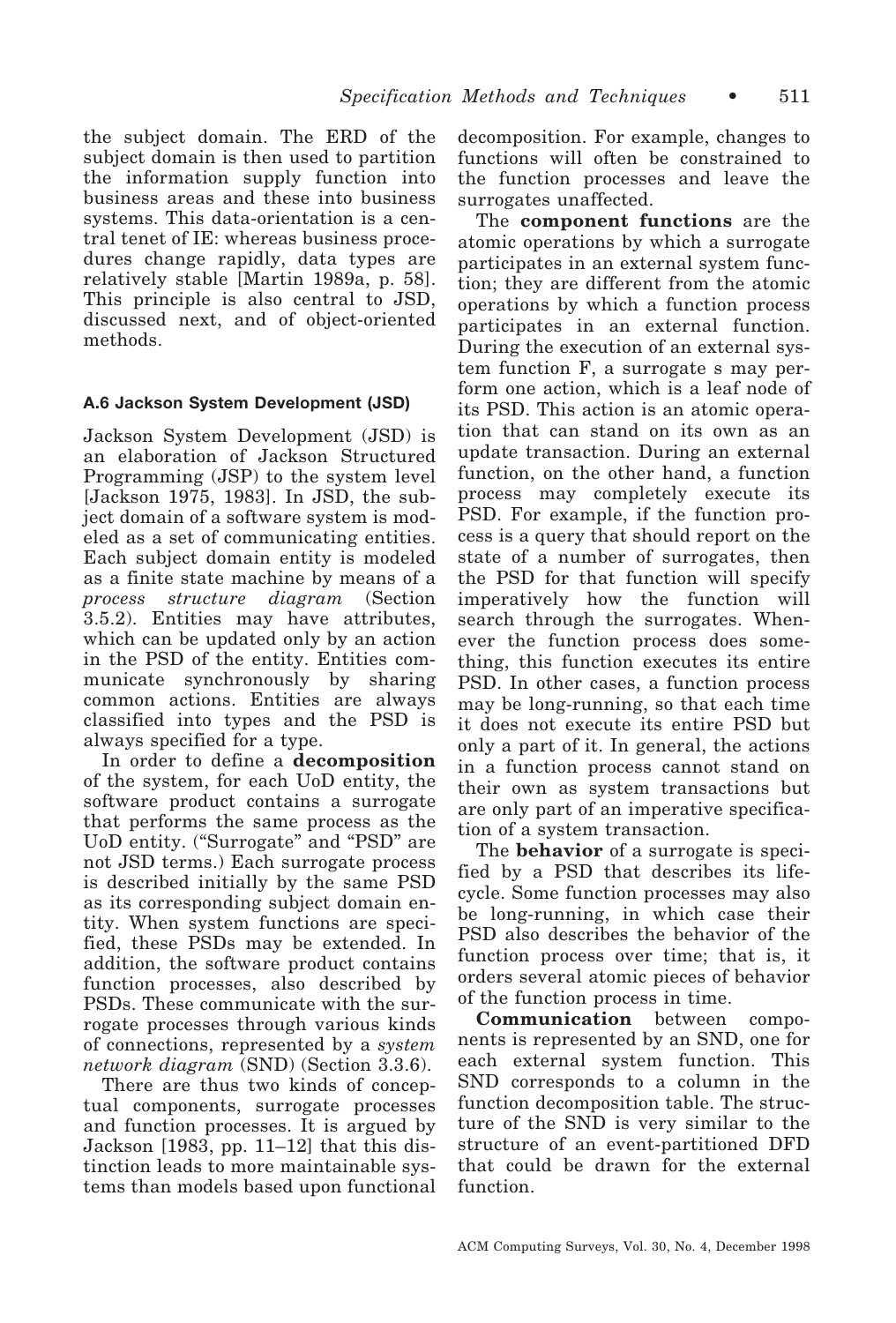the subject domain. The ERD of the subject domain is then used to partition the information supply function into business areas and these into business systems. This data-orientation is a central tenet of IE: whereas business procedures change rapidly, data types are relatively stable [Martin 1989a, p. 58]. This principle is also central to JSD, discussed next, and of object-oriented methods.

#### A.6 Jackson System Development (JSD)

Jackson System Development (JSD) is an elaboration of Jackson Structured Programming (JSP) to the system level [Jackson 1975, 1983]. In JSD, the subject domain of a software system is modeled as a set of communicating entities. Each subject domain entity is modeled as a finite state machine by means of a *process structure diagram* (Section 3.5.2). Entities may have attributes, which can be updated only by an action in the PSD of the entity. Entities communicate synchronously by sharing common actions. Entities are always classified into types and the PSD is always specified for a type.

In order to define a **decomposition** of the system, for each UoD entity, the software product contains a surrogate that performs the same process as the UoD entity. ("Surrogate" and "PSD" are not JSD terms.) Each surrogate process is described initially by the same PSD as its corresponding subject domain entity. When system functions are specified, these PSDs may be extended. In addition, the software product contains function processes, also described by PSDs. These communicate with the surrogate processes through various kinds of connections, represented by a *system network diagram* (SND) (Section 3.3.6).

There are thus two kinds of conceptual components, surrogate processes and function processes. It is argued by Jackson [1983, pp. 11–12] that this distinction leads to more maintainable systems than models based upon functional decomposition. For example, changes to functions will often be constrained to the function processes and leave the surrogates unaffected.

The **component functions** are the atomic operations by which a surrogate participates in an external system function; they are different from the atomic operations by which a function process participates in an external function. During the execution of an external system function F, a surrogate s may perform one action, which is a leaf node of its PSD. This action is an atomic operation that can stand on its own as an update transaction. During an external function, on the other hand, a function process may completely execute its PSD. For example, if the function process is a query that should report on the state of a number of surrogates, then the PSD for that function will specify imperatively how the function will search through the surrogates. Whenever the function process does something, this function executes its entire PSD. In other cases, a function process may be long-running, so that each time it does not execute its entire PSD but only a part of it. In general, the actions in a function process cannot stand on their own as system transactions but are only part of an imperative specification of a system transaction.

The **behavior** of a surrogate is specified by a PSD that describes its lifecycle. Some function processes may also be long-running, in which case their PSD also describes the behavior of the function process over time; that is, it orders several atomic pieces of behavior of the function process in time.

**Communication** between components is represented by an SND, one for each external system function. This SND corresponds to a column in the function decomposition table. The structure of the SND is very similar to the structure of an event-partitioned DFD that could be drawn for the external function.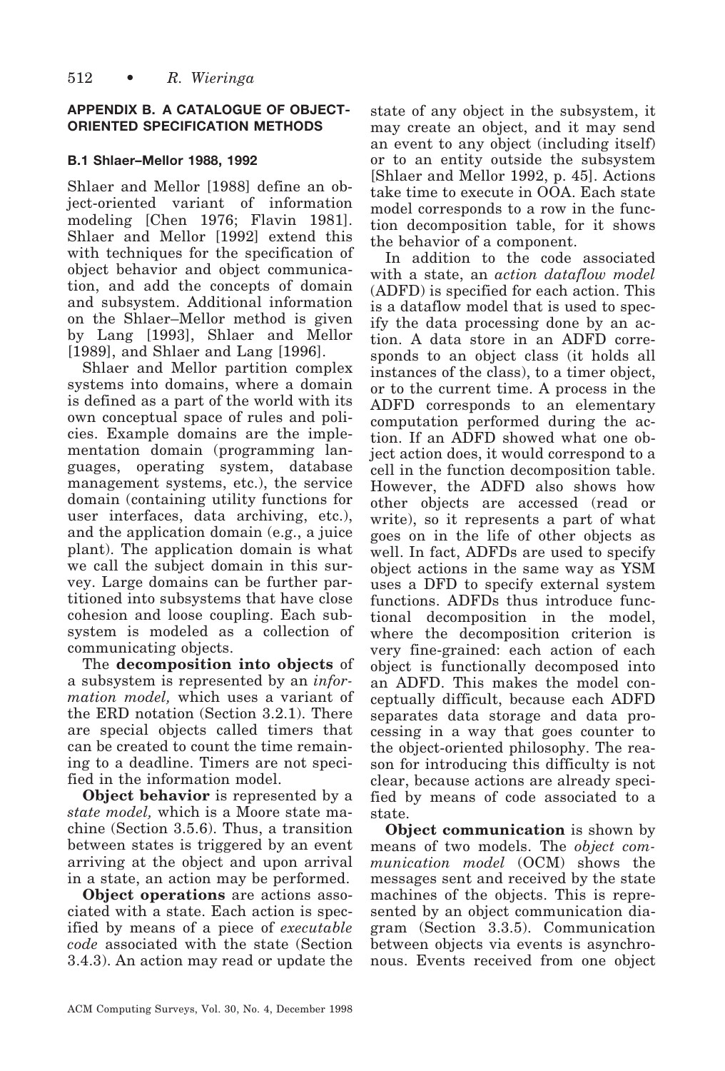## APPENDIX B. A CATALOGUE OF OBJECT-ORIENTED SPECIFICATION METHODS

### B.1 Shlaer–Mellor 1988, 1992

Shlaer and Mellor [1988] define an object-oriented variant of information modeling [Chen 1976; Flavin 1981]. Shlaer and Mellor [1992] extend this with techniques for the specification of object behavior and object communication, and add the concepts of domain and subsystem. Additional information on the Shlaer–Mellor method is given by Lang [1993], Shlaer and Mellor [1989], and Shlaer and Lang [1996].

Shlaer and Mellor partition complex systems into domains, where a domain is defined as a part of the world with its own conceptual space of rules and policies. Example domains are the implementation domain (programming languages, operating system, database management systems, etc.), the service domain (containing utility functions for user interfaces, data archiving, etc.), and the application domain (e.g., a juice plant). The application domain is what we call the subject domain in this survey. Large domains can be further partitioned into subsystems that have close cohesion and loose coupling. Each subsystem is modeled as a collection of communicating objects.

The **decomposition into objects** of a subsystem is represented by an *information model,* which uses a variant of the ERD notation (Section 3.2.1). There are special objects called timers that can be created to count the time remaining to a deadline. Timers are not specified in the information model.

**Object behavior** is represented by a *state model,* which is a Moore state machine (Section 3.5.6). Thus, a transition between states is triggered by an event arriving at the object and upon arrival in a state, an action may be performed.

**Object operations** are actions associated with a state. Each action is specified by means of a piece of *executable code* associated with the state (Section 3.4.3). An action may read or update the state of any object in the subsystem, it may create an object, and it may send an event to any object (including itself) or to an entity outside the subsystem [Shlaer and Mellor 1992, p. 45]. Actions take time to execute in OOA. Each state model corresponds to a row in the function decomposition table, for it shows the behavior of a component.

In addition to the code associated with a state, an *action dataflow model* (ADFD) is specified for each action. This is a dataflow model that is used to specify the data processing done by an action. A data store in an ADFD corresponds to an object class (it holds all instances of the class), to a timer object, or to the current time. A process in the ADFD corresponds to an elementary computation performed during the action. If an ADFD showed what one object action does, it would correspond to a cell in the function decomposition table. However, the ADFD also shows how other objects are accessed (read or write), so it represents a part of what goes on in the life of other objects as well. In fact, ADFDs are used to specify object actions in the same way as YSM uses a DFD to specify external system functions. ADFDs thus introduce functional decomposition in the model, where the decomposition criterion is very fine-grained: each action of each object is functionally decomposed into an ADFD. This makes the model conceptually difficult, because each ADFD separates data storage and data processing in a way that goes counter to the object-oriented philosophy. The reason for introducing this difficulty is not clear, because actions are already specified by means of code associated to a state.

**Object communication** is shown by means of two models. The *object communication model* (OCM) shows the messages sent and received by the state machines of the objects. This is represented by an object communication diagram (Section 3.3.5). Communication between objects via events is asynchronous. Events received from one object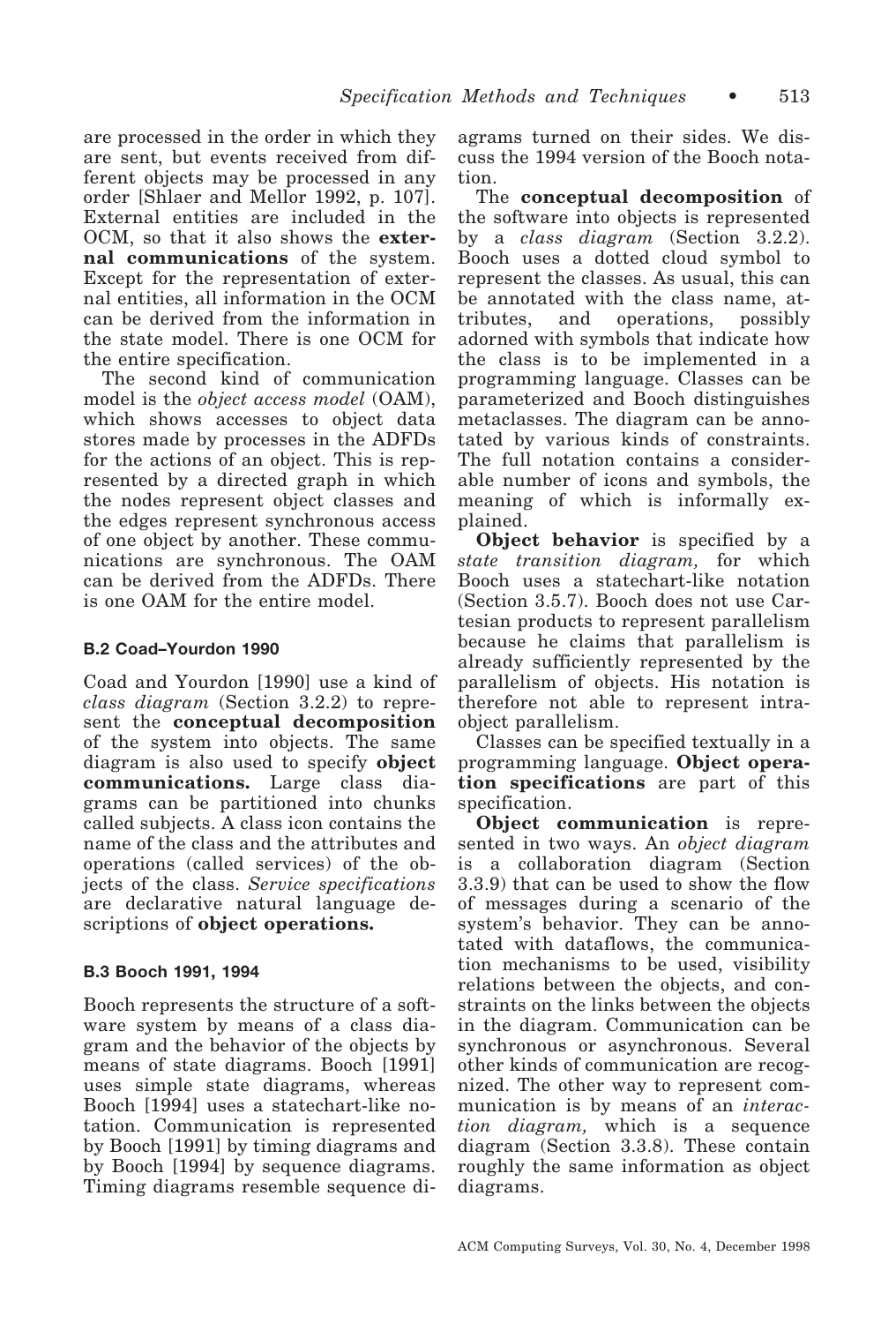are processed in the order in which they are sent, but events received from different objects may be processed in any order [Shlaer and Mellor 1992, p. 107]. External entities are included in the OCM, so that it also shows the **external communications** of the system. Except for the representation of external entities, all information in the OCM can be derived from the information in the state model. There is one OCM for the entire specification.

The second kind of communication model is the *object access model* (OAM), which shows accesses to object data stores made by processes in the ADFDs for the actions of an object. This is represented by a directed graph in which the nodes represent object classes and the edges represent synchronous access of one object by another. These communications are synchronous. The OAM can be derived from the ADFDs. There is one OAM for the entire model.

### B.2 Coad–Yourdon 1990

Coad and Yourdon [1990] use a kind of *class diagram* (Section 3.2.2) to represent the **conceptual decomposition** of the system into objects. The same diagram is also used to specify **object communications.** Large class diagrams can be partitioned into chunks called subjects. A class icon contains the name of the class and the attributes and operations (called services) of the objects of the class. *Service specifications* are declarative natural language descriptions of **object operations.**

### B.3 Booch 1991, 1994

Booch represents the structure of a software system by means of a class diagram and the behavior of the objects by means of state diagrams. Booch [1991] uses simple state diagrams, whereas Booch [1994] uses a statechart-like notation. Communication is represented by Booch [1991] by timing diagrams and by Booch [1994] by sequence diagrams. Timing diagrams resemble sequence diagrams turned on their sides. We discuss the 1994 version of the Booch notation.

The **conceptual decomposition** of the software into objects is represented by a *class diagram* (Section 3.2.2). Booch uses a dotted cloud symbol to represent the classes. As usual, this can be annotated with the class name, attributes, and operations, possibly adorned with symbols that indicate how the class is to be implemented in a programming language. Classes can be parameterized and Booch distinguishes metaclasses. The diagram can be annotated by various kinds of constraints. The full notation contains a considerable number of icons and symbols, the meaning of which is informally explained.

**Object behavior** is specified by a *state transition diagram,* for which Booch uses a statechart-like notation (Section 3.5.7). Booch does not use Cartesian products to represent parallelism because he claims that parallelism is already sufficiently represented by the parallelism of objects. His notation is therefore not able to represent intra-object parallelism.

Classes can be specified textually in a programming language. **Object operation specifications** are part of this specification.

**Object communication** is represented in two ways. An *object diagram* is a collaboration diagram (Section 3.3.9) that can be used to show the flow of messages during a scenario of the system's behavior. They can be annotated with dataflows, the communication mechanisms to be used, visibility relations between the objects, and constraints on the links between the objects in the diagram. Communication can be synchronous or asynchronous. Several other kinds of communication are recognized. The other way to represent communication is by means of an *interaction diagram,* which is a sequence diagram (Section 3.3.8). These contain roughly the same information as object diagrams.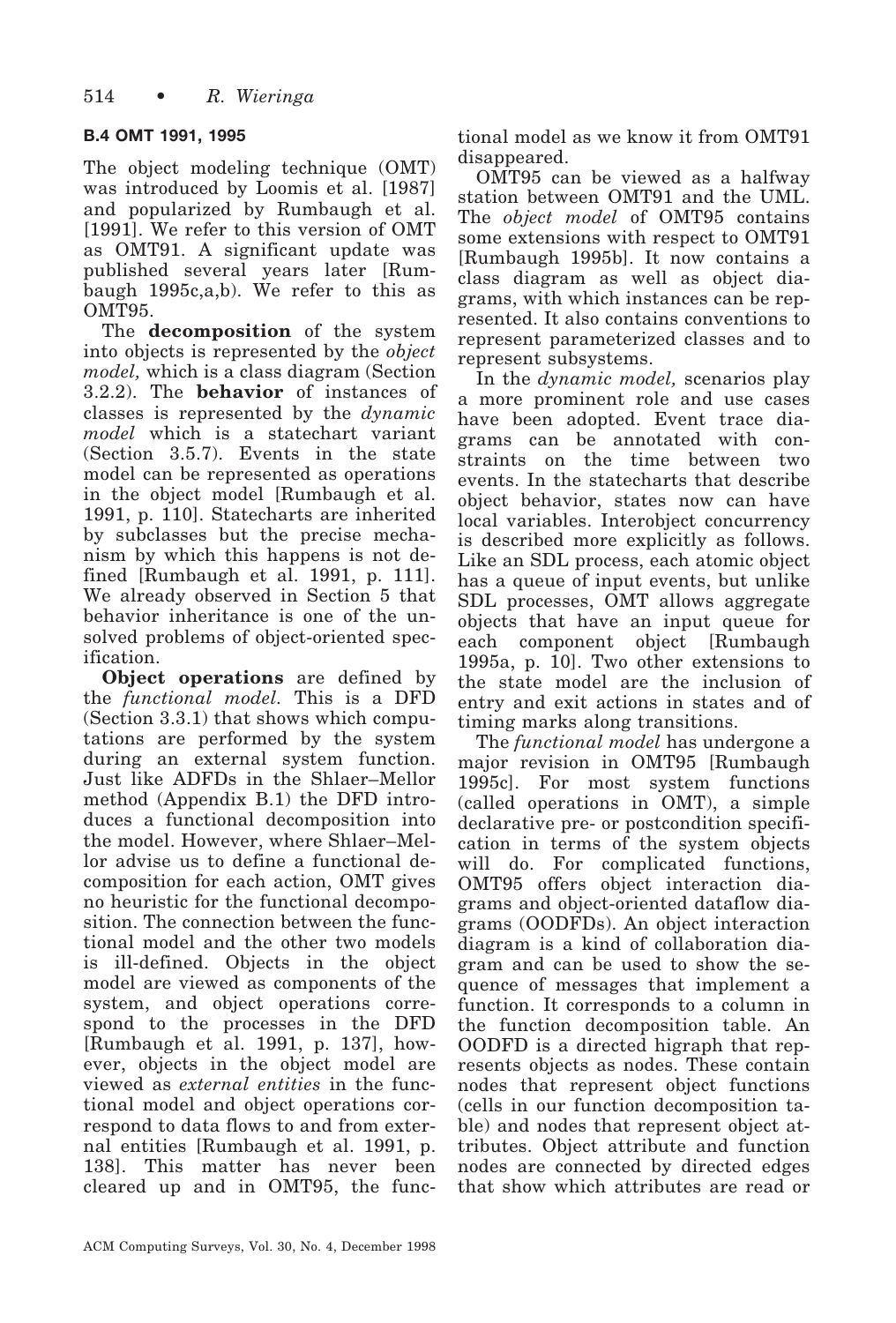### B.4 OMT 1991, 1995

The object modeling technique (OMT) was introduced by Loomis et al. [1987] and popularized by Rumbaugh et al. [1991]. We refer to this version of OMT as OMT91. A significant update was published several years later [Rumbaugh 1995c,a,b). We refer to this as OMT95.

The **decomposition** of the system into objects is represented by the *object model,* which is a class diagram (Section 3.2.2). The **behavior** of instances of classes is represented by the *dynamic model* which is a statechart variant (Section 3.5.7). Events in the state model can be represented as operations in the object model [Rumbaugh et al. 1991, p. 110]. Statecharts are inherited by subclasses but the precise mechanism by which this happens is not defined [Rumbaugh et al. 1991, p. 111]. We already observed in Section 5 that behavior inheritance is one of the unsolved problems of object-oriented specification.

**Object operations** are defined by the *functional model.* This is a DFD (Section 3.3.1) that shows which computations are performed by the system during an external system function. Just like ADFDs in the Shlaer–Mellor method (Appendix B.1) the DFD introduces a functional decomposition into the model. However, where Shlaer–Mellor advise us to define a functional decomposition for each action, OMT gives no heuristic for the functional decomposition. The connection between the functional model and the other two models is ill-defined. Objects in the object model are viewed as components of the system, and object operations correspond to the processes in the DFD [Rumbaugh et al. 1991, p. 137], however, objects in the object model are viewed as *external entities* in the functional model and object operations correspond to data flows to and from external entities [Rumbaugh et al. 1991, p. 138]. This matter has never been cleared up and in OMT95, the functional model as we know it from OMT91 disappeared.

OMT95 can be viewed as a halfway station between OMT91 and the UML. The *object model* of OMT95 contains some extensions with respect to OMT91 [Rumbaugh 1995b]. It now contains a class diagram as well as object diagrams, with which instances can be represented. It also contains conventions to represent parameterized classes and to represent subsystems.

In the *dynamic model,* scenarios play a more prominent role and use cases have been adopted. Event trace diagrams can be annotated with constraints on the time between two events. In the statecharts that describe object behavior, states now can have local variables. Interobject concurrency is described more explicitly as follows. Like an SDL process, each atomic object has a queue of input events, but unlike SDL processes, OMT allows aggregate objects that have an input queue for each component object [Rumbaugh 1995a, p. 10]. Two other extensions to the state model are the inclusion of entry and exit actions in states and of timing marks along transitions.

The *functional model* has undergone a major revision in OMT95 [Rumbaugh 1995c]. For most system functions (called operations in OMT), a simple declarative pre- or postcondition specification in terms of the system objects will do. For complicated functions, OMT95 offers object interaction diagrams and object-oriented dataflow diagrams (OODFDs). An object interaction diagram is a kind of collaboration diagram and can be used to show the sequence of messages that implement a function. It corresponds to a column in the function decomposition table. An OODFD is a directed higraph that represents objects as nodes. These contain nodes that represent object functions (cells in our function decomposition table) and nodes that represent object attributes. Object attribute and function nodes are connected by directed edges that show which attributes are read or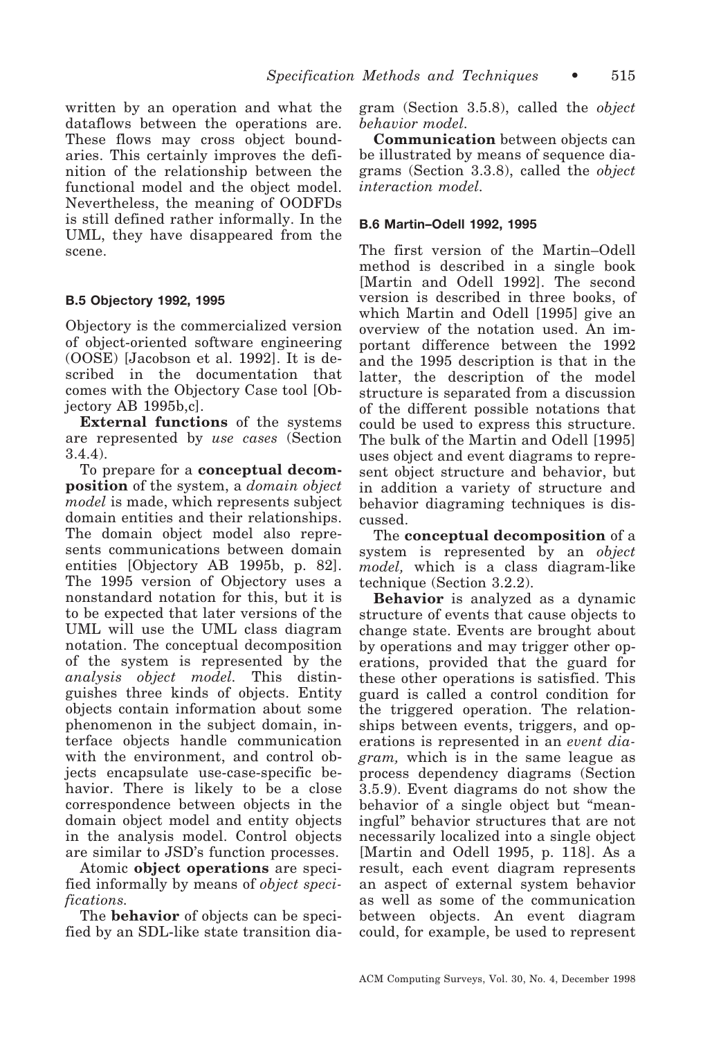written by an operation and what the dataflows between the operations are. These flows may cross object boundaries. This certainly improves the definition of the relationship between the functional model and the object model. Nevertheless, the meaning of OODFDs is still defined rather informally. In the UML, they have disappeared from the scene.

#### B.5 Objectory 1992, 1995

Objectory is the commercialized version of object-oriented software engineering (OOSE) [Jacobson et al. 1992]. It is described in the documentation that comes with the Objectory Case tool [Objectory AB 1995b,c].

**External functions** of the systems are represented by *use cases* (Section 3.4.4).

To prepare for a **conceptual decomposition** of the system, a *domain object model* is made, which represents subject domain entities and their relationships. The domain object model also represents communications between domain entities [Objectory AB 1995b, p. 82]. The 1995 version of Objectory uses a nonstandard notation for this, but it is to be expected that later versions of the UML will use the UML class diagram notation. The conceptual decomposition of the system is represented by the *analysis object model*. This distinguishes three kinds of objects. Entity objects contain information about some phenomenon in the subject domain, interface objects handle communication with the environment, and control objects encapsulate use-case-specific behavior. There is likely to be a close correspondence between objects in the domain object model and entity objects in the analysis model. Control objects are similar to JSD's function processes.

Atomic **object operations** are specified informally by means of *object specifications*.

The **behavior** of objects can be specified by an SDL-like state transition diagram (Section 3.5.8), called the *object behavior model*.

**Communication** between objects can be illustrated by means of sequence diagrams (Section 3.3.8), called the *object interaction model*.

#### B.6 Martin–Odell 1992, 1995

The first version of the Martin–Odell method is described in a single book [Martin and Odell 1992]. The second version is described in three books, of which Martin and Odell [1995] give an overview of the notation used. An important difference between the 1992 and the 1995 description is that in the latter, the description of the model structure is separated from a discussion of the different possible notations that could be used to express this structure. The bulk of the Martin and Odell [1995] uses object and event diagrams to represent object structure and behavior, but in addition a variety of structure and behavior diagraming techniques is discussed.

The **conceptual decomposition** of a system is represented by an *object model,* which is a class diagram-like technique (Section 3.2.2).

**Behavior** is analyzed as a dynamic structure of events that cause objects to change state. Events are brought about by operations and may trigger other operations, provided that the guard for these other operations is satisfied. This guard is called a control condition for the triggered operation. The relationships between events, triggers, and operations is represented in an *event diagram,* which is in the same league as process dependency diagrams (Section 3.5.9). Event diagrams do not show the behavior of a single object but "meaningful" behavior structures that are not necessarily localized into a single object [Martin and Odell 1995, p. 118]. As a result, each event diagram represents an aspect of external system behavior as well as some of the communication between objects. An event diagram could, for example, be used to represent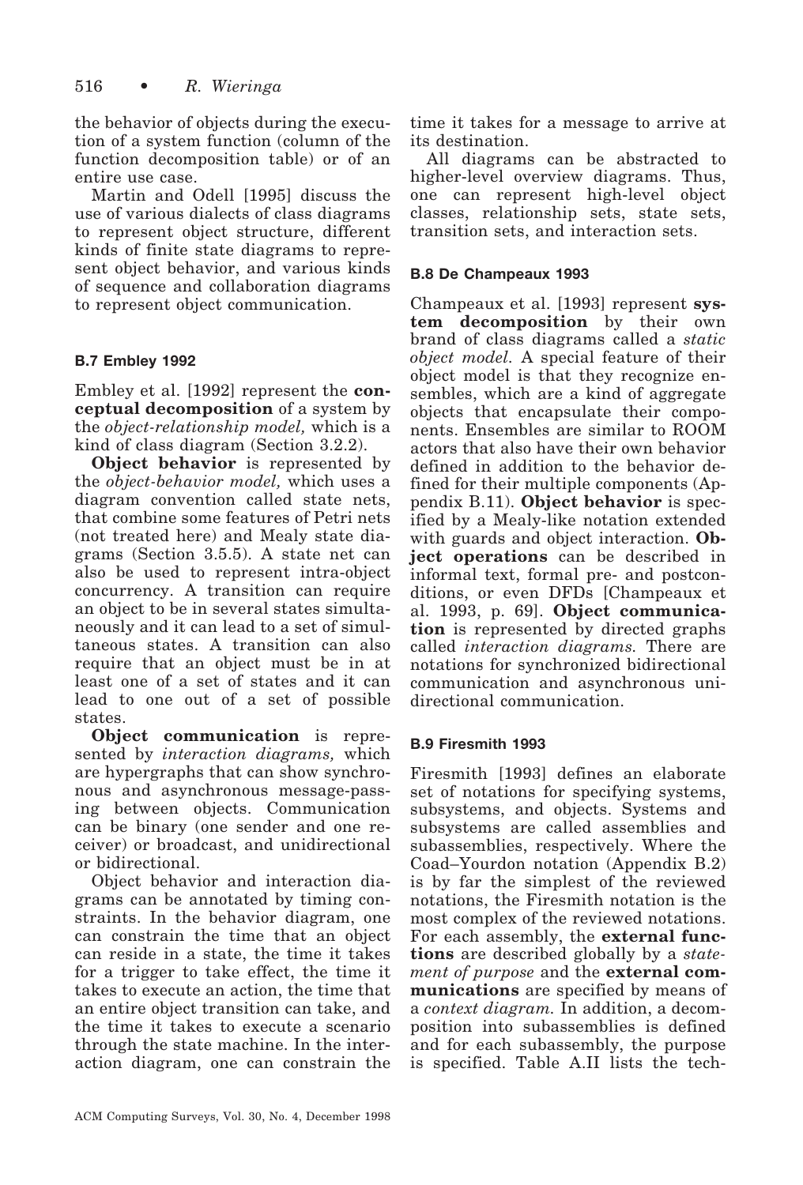the behavior of objects during the execution of a system function (column of the function decomposition table) or of an entire use case.

Martin and Odell [1995] discuss the use of various dialects of class diagrams to represent object structure, different kinds of finite state diagrams to represent object behavior, and various kinds of sequence and collaboration diagrams to represent object communication.

#### B.7 Embley 1992

Embley et al. [1992] represent the **conceptual decomposition** of a system by the *object-relationship model,* which is a kind of class diagram (Section 3.2.2).

**Object behavior** is represented by the *object-behavior model,* which uses a diagram convention called state nets, that combine some features of Petri nets (not treated here) and Mealy state diagrams (Section 3.5.5). A state net can also be used to represent intra-object concurrency. A transition can require an object to be in several states simultaneously and it can lead to a set of simultaneous states. A transition can also require that an object must be in at least one of a set of states and it can lead to one out of a set of possible states.

**Object communication** is represented by *interaction diagrams,* which are hypergraphs that can show synchronous and asynchronous message-passing between objects. Communication can be binary (one sender and one receiver) or broadcast, and unidirectional or bidirectional.

Object behavior and interaction diagrams can be annotated by timing constraints. In the behavior diagram, one can constrain the time that an object can reside in a state, the time it takes for a trigger to take effect, the time it takes to execute an action, the time that an entire object transition can take, and the time it takes to execute a scenario through the state machine. In the interaction diagram, one can constrain the time it takes for a message to arrive at its destination.

All diagrams can be abstracted to higher-level overview diagrams. Thus, one can represent high-level object classes, relationship sets, state sets, transition sets, and interaction sets.

#### B.8 De Champeaux 1993

Champeaux et al. [1993] represent **system decomposition** by their own brand of class diagrams called a *static object model.* A special feature of their object model is that they recognize ensembles, which are a kind of aggregate objects that encapsulate their components. Ensembles are similar to ROOM actors that also have their own behavior defined in addition to the behavior defined for their multiple components (Appendix B.11). **Object behavior** is specified by a Mealy-like notation extended with guards and object interaction. **Object operations** can be described in informal text, formal pre- and postconditions, or even DFDs [Champeaux et al. 1993, p. 69]. **Object communication** is represented by directed graphs called *interaction diagrams.* There are notations for synchronized bidirectional communication and asynchronous unidirectional communication.

#### B.9 Firesmith 1993

Firesmith [1993] defines an elaborate set of notations for specifying systems, subsystems, and objects. Systems and subsystems are called assemblies and subassemblies, respectively. Where the Coad–Yourdon notation (Appendix B.2) is by far the simplest of the reviewed notations, the Firesmith notation is the most complex of the reviewed notations. For each assembly, the **external functions** are described globally by a *statement of purpose* and the **external communications** are specified by means of a *context diagram.* In addition, a decomposition into subassemblies is defined and for each subassembly, the purpose is specified. Table A.II lists the tech-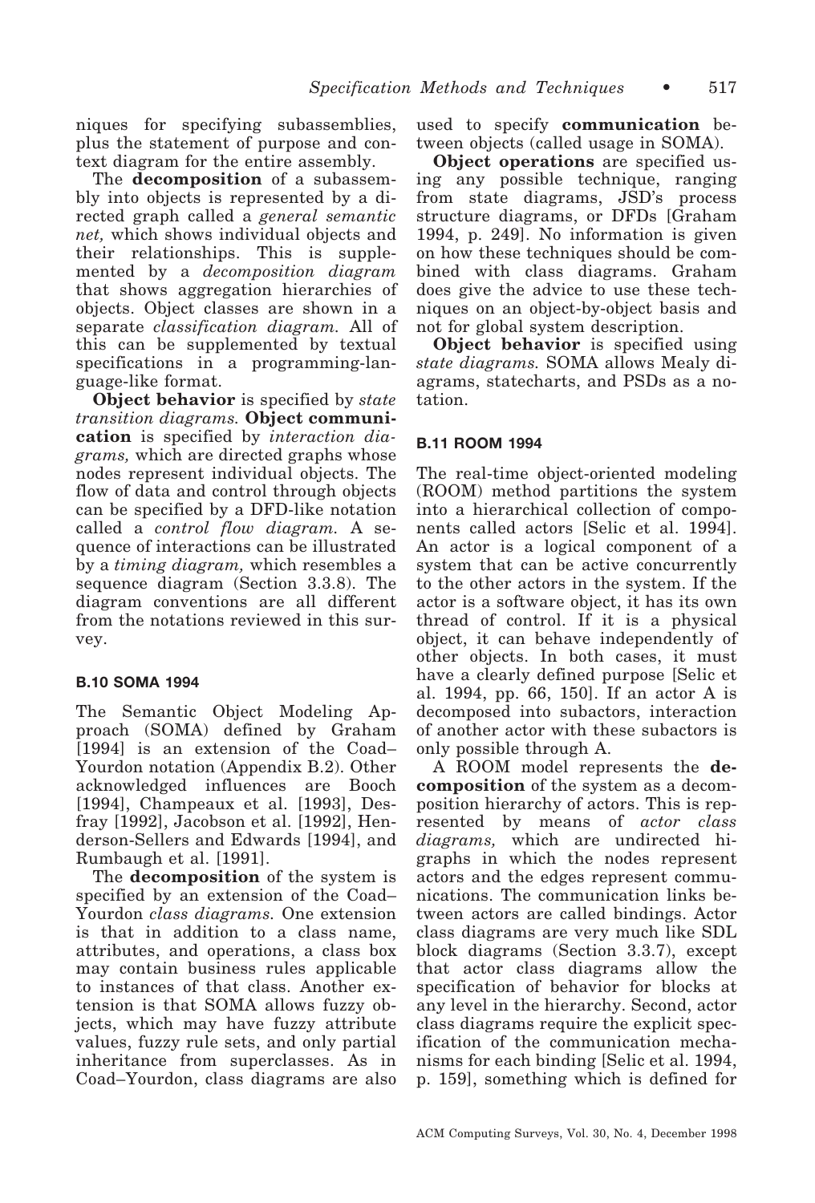niques for specifying subassemblies, plus the statement of purpose and context diagram for the entire assembly.

The **decomposition** of a subassembly into objects is represented by a directed graph called a *general semantic net,* which shows individual objects and their relationships. This is supplemented by a *decomposition diagram* that shows aggregation hierarchies of objects. Object classes are shown in a separate *classification diagram.* All of this can be supplemented by textual specifications in a programming-language-like format.

**Object behavior** is specified by *state transition diagrams.* **Object communication** is specified by *interaction diagrams,* which are directed graphs whose nodes represent individual objects. The flow of data and control through objects can be specified by a DFD-like notation called a *control flow diagram.* A sequence of interactions can be illustrated by a *timing diagram,* which resembles a sequence diagram (Section 3.3.8). The diagram conventions are all different from the notations reviewed in this survey.

#### B.10 SOMA 1994

The Semantic Object Modeling Approach (SOMA) defined by Graham [1994] is an extension of the Coad–Yourdon notation (Appendix B.2). Other acknowledged influences are Booch [1994], Champeaux et al. [1993], Desfray [1992], Jacobson et al. [1992], Henderson-Sellers and Edwards [1994], and Rumbaugh et al. [1991].

The **decomposition** of the system is specified by an extension of the Coad–Yourdon *class diagrams.* One extension is that in addition to a class name, attributes, and operations, a class box may contain business rules applicable to instances of that class. Another extension is that SOMA allows fuzzy objects, which may have fuzzy attribute values, fuzzy rule sets, and only partial inheritance from superclasses. As in Coad–Yourdon, class diagrams are also used to specify **communication** between objects (called usage in SOMA).

**Object operations** are specified using any possible technique, ranging from state diagrams, JSD's process structure diagrams, or DFDs [Graham 1994, p. 249]. No information is given on how these techniques should be combined with class diagrams. Graham does give the advice to use these techniques on an object-by-object basis and not for global system description.

**Object behavior** is specified using *state diagrams.* SOMA allows Mealy diagrams, statecharts, and PSDs as a notation.

#### B.11 ROOM 1994

The real-time object-oriented modeling (ROOM) method partitions the system into a hierarchical collection of components called actors [Selic et al. 1994]. An actor is a logical component of a system that can be active concurrently to the other actors in the system. If the actor is a software object, it has its own thread of control. If it is a physical object, it can behave independently of other objects. In both cases, it must have a clearly defined purpose [Selic et al. 1994, pp. 66, 150]. If an actor A is decomposed into subactors, interaction of another actor with these subactors is only possible through A.

A ROOM model represents the **decomposition** of the system as a decomposition hierarchy of actors. This is represented by means of *actor class diagrams,* which are undirected higraphs in which the nodes represent actors and the edges represent communications. The communication links between actors are called bindings. Actor class diagrams are very much like SDL block diagrams (Section 3.3.7), except that actor class diagrams allow the specification of behavior for blocks at any level in the hierarchy. Second, actor class diagrams require the explicit specification of the communication mechanisms for each binding [Selic et al. 1994, p. 159], something which is defined for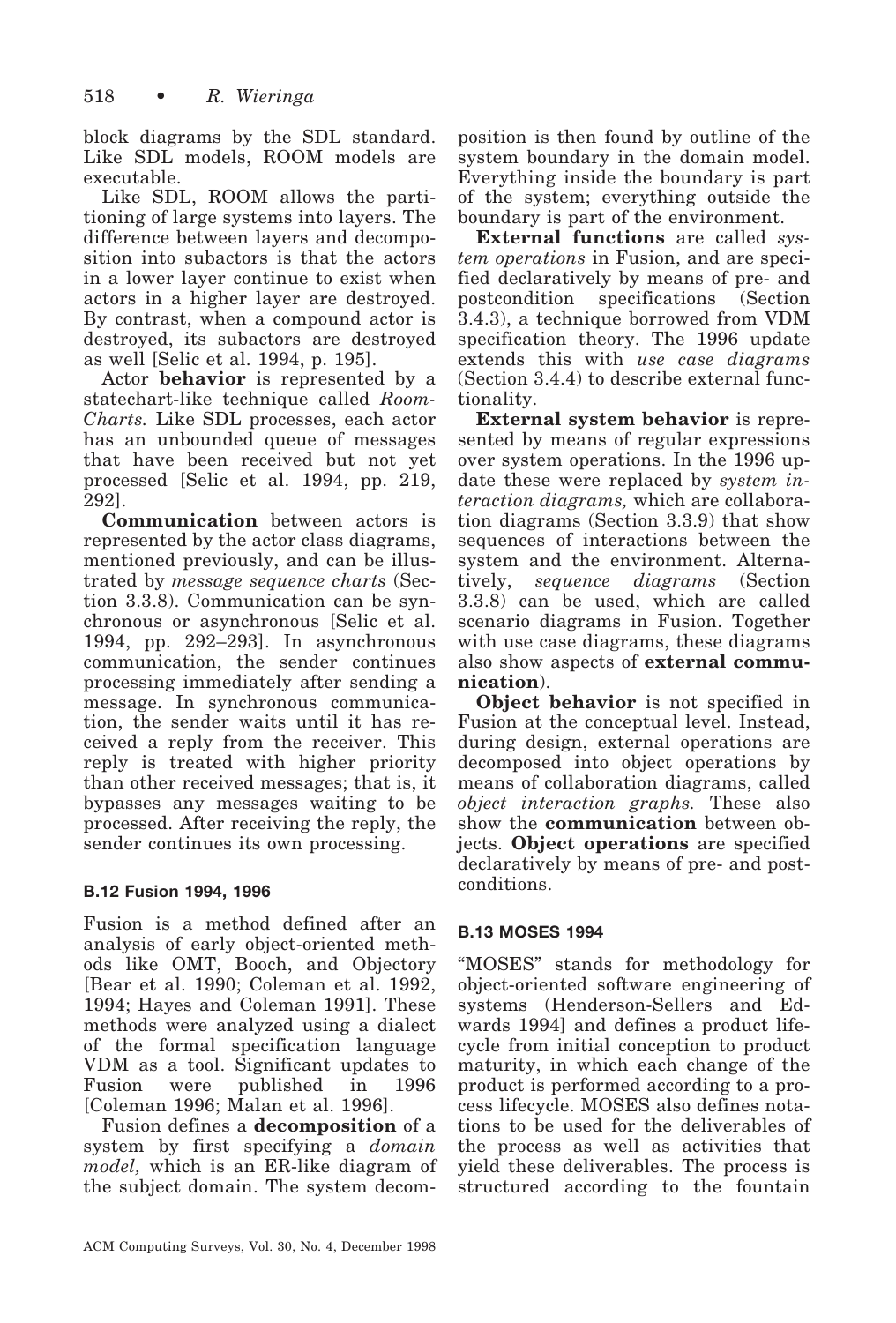block diagrams by the SDL standard. Like SDL models, ROOM models are executable.

Like SDL, ROOM allows the partitioning of large systems into layers. The difference between layers and decomposition into subactors is that the actors in a lower layer continue to exist when actors in a higher layer are destroyed. By contrast, when a compound actor is destroyed, its subactors are destroyed as well [Selic et al. 1994, p. 195].

Actor **behavior** is represented by a statechart-like technique called *Room-Charts.* Like SDL processes, each actor has an unbounded queue of messages that have been received but not yet processed [Selic et al. 1994, pp. 219, 292].

**Communication** between actors is represented by the actor class diagrams, mentioned previously, and can be illustrated by *message sequence charts* (Section 3.3.8). Communication can be synchronous or asynchronous [Selic et al. 1994, pp. 292–293]. In asynchronous communication, the sender continues processing immediately after sending a message. In synchronous communication, the sender waits until it has received a reply from the receiver. This reply is treated with higher priority than other received messages; that is, it bypasses any messages waiting to be processed. After receiving the reply, the sender continues its own processing.

#### B.12 Fusion 1994, 1996

Fusion is a method defined after an analysis of early object-oriented methods like OMT, Booch, and Objectory [Bear et al. 1990; Coleman et al. 1992, 1994; Hayes and Coleman 1991]. These methods were analyzed using a dialect of the formal specification language VDM as a tool. Significant updates to Fusion were published in 1996 [Coleman 1996; Malan et al. 1996].

Fusion defines a **decomposition** of a system by first specifying a *domain model,* which is an ER-like diagram of the subject domain. The system decomposition is then found by outline of the system boundary in the domain model. Everything inside the boundary is part of the system; everything outside the boundary is part of the environment.

**External functions** are called *system operations* in Fusion, and are specified declaratively by means of pre- and postcondition specifications (Section 3.4.3), a technique borrowed from VDM specification theory. The 1996 update extends this with *use case diagrams* (Section 3.4.4) to describe external functionality.

**External system behavior** is represented by means of regular expressions over system operations. In the 1996 update these were replaced by *system interaction diagrams,* which are collaboration diagrams (Section 3.3.9) that show sequences of interactions between the system and the environment. Alternatively, *sequence diagrams* (Section 3.3.8) can be used, which are called scenario diagrams in Fusion. Together with use case diagrams, these diagrams also show aspects of **external communication**).

**Object behavior** is not specified in Fusion at the conceptual level. Instead, during design, external operations are decomposed into object operations by means of collaboration diagrams, called *object interaction graphs.* These also show the **communication** between objects. **Object operations** are specified declaratively by means of pre- and postconditions.

#### B.13 MOSES 1994

"MOSES" stands for methodology for object-oriented software engineering of systems (Henderson-Sellers and Edwards 1994] and defines a product lifecycle from initial conception to product maturity, in which each change of the product is performed according to a process lifecycle. MOSES also defines notations to be used for the deliverables of the process as well as activities that yield these deliverables. The process is structured according to the fountain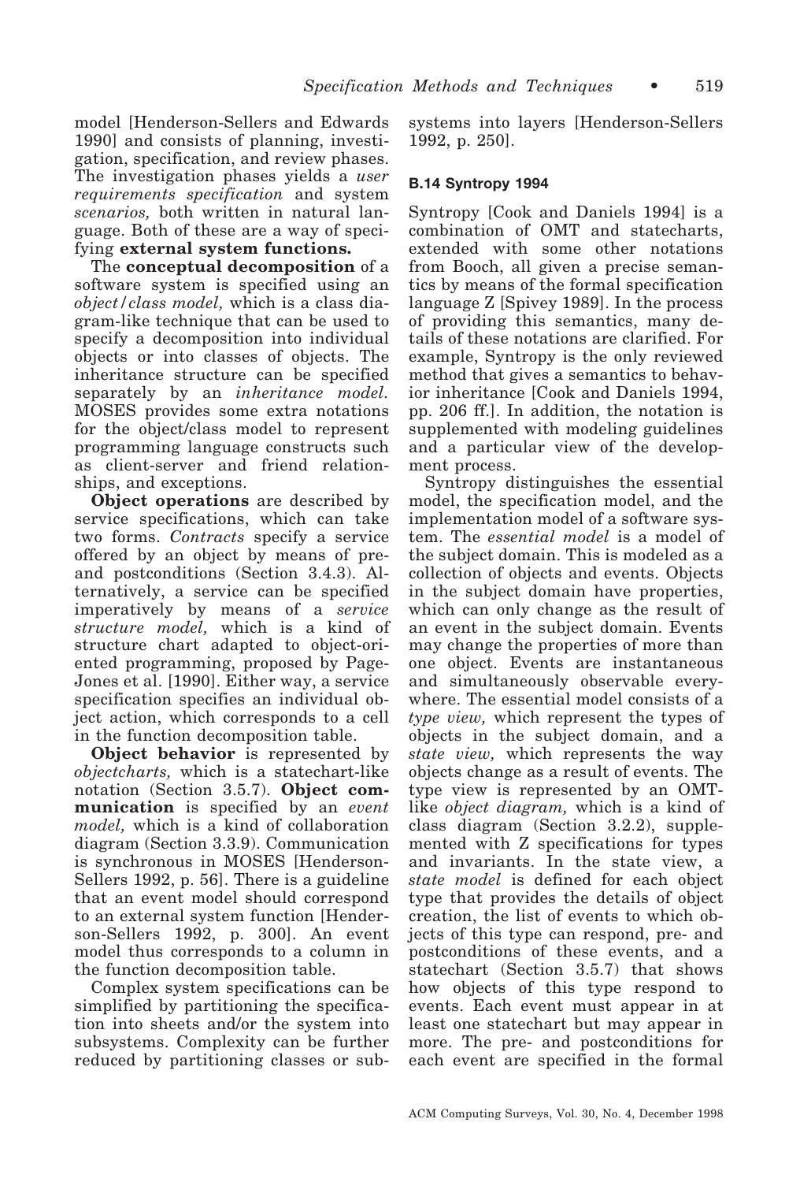model [Henderson-Sellers and Edwards 1990] and consists of planning, investigation, specification, and review phases. The investigation phases yields a *user requirements specification* and system *scenarios,* both written in natural language. Both of these are a way of specifying **external system functions.**

The **conceptual decomposition** of a software system is specified using an *object/class model,* which is a class diagram-like technique that can be used to specify a decomposition into individual objects or into classes of objects. The inheritance structure can be specified separately by an *inheritance model.* MOSES provides some extra notations for the object/class model to represent programming language constructs such as client-server and friend relationships, and exceptions.

**Object operations** are described by service specifications, which can take two forms. *Contracts* specify a service offered by an object by means of pre- and postconditions (Section 3.4.3). Alternatively, a service can be specified imperatively by means of a *service structure model,* which is a kind of structure chart adapted to object-oriented programming, proposed by Page-Jones et al. [1990]. Either way, a service specification specifies an individual object action, which corresponds to a cell in the function decomposition table.

**Object behavior** is represented by *objectcharts,* which is a statechart-like notation (Section 3.5.7). **Object communication** is specified by an *event model,* which is a kind of collaboration diagram (Section 3.3.9). Communication is synchronous in MOSES [Henderson-Sellers 1992, p. 56]. There is a guideline that an event model should correspond to an external system function [Henderson-Sellers 1992, p. 300]. An event model thus corresponds to a column in the function decomposition table.

Complex system specifications can be simplified by partitioning the specification into sheets and/or the system into subsystems. Complexity can be further reduced by partitioning classes or subsystems into layers [Henderson-Sellers 1992, p. 250].

### B.14 Syntropy 1994

Syntropy [Cook and Daniels 1994] is a combination of OMT and statecharts, extended with some other notations from Booch, all given a precise semantics by means of the formal specification language Z [Spivey 1989]. In the process of providing this semantics, many details of these notations are clarified. For example, Syntropy is the only reviewed method that gives a semantics to behavior inheritance [Cook and Daniels 1994, pp. 206 ff.]. In addition, the notation is supplemented with modeling guidelines and a particular view of the development process.

Syntropy distinguishes the essential model, the specification model, and the implementation model of a software system. The *essential model* is a model of the subject domain. This is modeled as a collection of objects and events. Objects in the subject domain have properties, which can only change as the result of an event in the subject domain. Events may change the properties of more than one object. Events are instantaneous and simultaneously observable everywhere. The essential model consists of a *type view,* which represent the types of objects in the subject domain, and a *state view,* which represents the way objects change as a result of events. The type view is represented by an OMT-like *object diagram,* which is a kind of class diagram (Section 3.2.2), supplemented with Z specifications for types and invariants. In the state view, a *state model* is defined for each object type that provides the details of object creation, the list of events to which objects of this type can respond, pre- and postconditions of these events, and a statechart (Section 3.5.7) that shows how objects of this type respond to events. Each event must appear in at least one statechart but may appear in more. The pre- and postconditions for each event are specified in the formal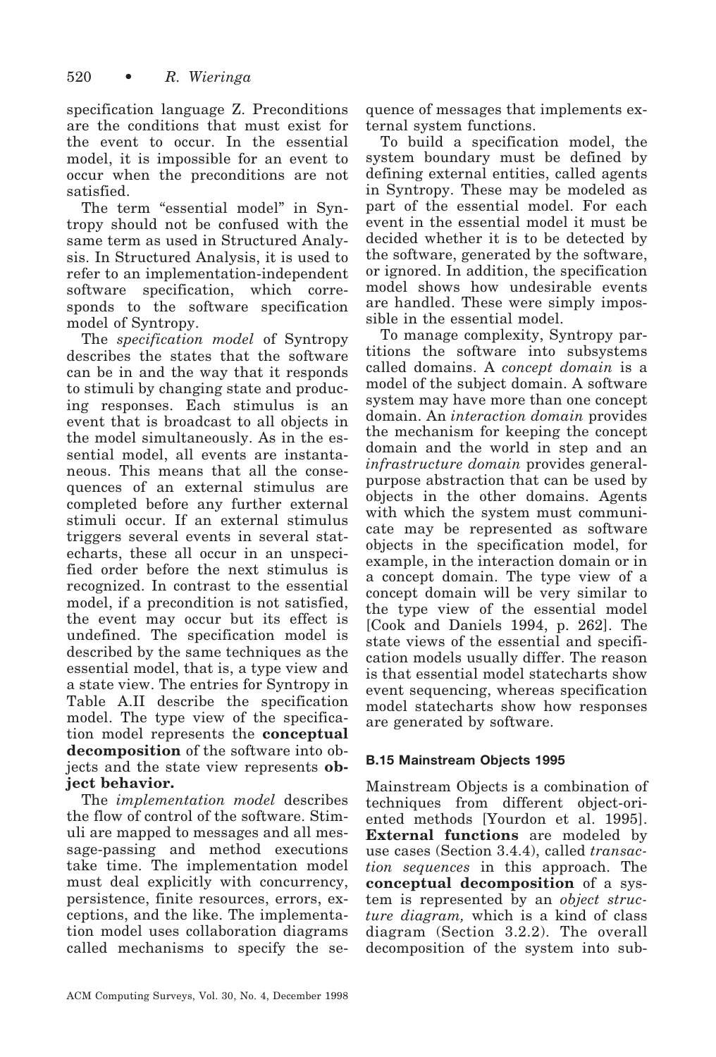specification language Z. Preconditions are the conditions that must exist for the event to occur. In the essential model, it is impossible for an event to occur when the preconditions are not satisfied.

The term "essential model" in Syntropy should not be confused with the same term as used in Structured Analysis. In Structured Analysis, it is used to refer to an implementation-independent software specification, which corresponds to the software specification model of Syntropy.

The *specification model* of Syntropy describes the states that the software can be in and the way that it responds to stimuli by changing state and producing responses. Each stimulus is an event that is broadcast to all objects in the model simultaneously. As in the essential model, all events are instantaneous. This means that all the consequences of an external stimulus are completed before any further external stimuli occur. If an external stimulus triggers several events in several statecharts, these all occur in an unspecified order before the next stimulus is recognized. In contrast to the essential model, if a precondition is not satisfied, the event may occur but its effect is undefined. The specification model is described by the same techniques as the essential model, that is, a type view and a state view. The entries for Syntropy in Table A.II describe the specification model. The type view of the specification model represents the **conceptual decomposition** of the software into objects and the state view represents **object behavior.**

The *implementation model* describes the flow of control of the software. Stimuli are mapped to messages and all message-passing and method executions take time. The implementation model must deal explicitly with concurrency, persistence, finite resources, errors, exceptions, and the like. The implementation model uses collaboration diagrams called mechanisms to specify the sequence of messages that implements external system functions.

To build a specification model, the system boundary must be defined by defining external entities, called agents in Syntropy. These may be modeled as part of the essential model. For each event in the essential model it must be decided whether it is to be detected by the software, generated by the software, or ignored. In addition, the specification model shows how undesirable events are handled. These were simply impossible in the essential model.

To manage complexity, Syntropy partitions the software into subsystems called domains. A *concept domain* is a model of the subject domain. A software system may have more than one concept domain. An *interaction domain* provides the mechanism for keeping the concept domain and the world in step and an *infrastructure domain* provides general-purpose abstraction that can be used by objects in the other domains. Agents with which the system must communicate may be represented as software objects in the specification model, for example, in the interaction domain or in a concept domain. The type view of a concept domain will be very similar to the type view of the essential model [Cook and Daniels 1994, p. 262]. The state views of the essential and specification models usually differ. The reason is that essential model statecharts show event sequencing, whereas specification model statecharts show how responses are generated by software.

### B.15 Mainstream Objects 1995

Mainstream Objects is a combination of techniques from different object-oriented methods [Yourdon et al. 1995]. **External functions** are modeled by use cases (Section 3.4.4), called *transaction sequences* in this approach. The **conceptual decomposition** of a system is represented by an *object structure diagram,* which is a kind of class diagram (Section 3.2.2). The overall decomposition of the system into sub-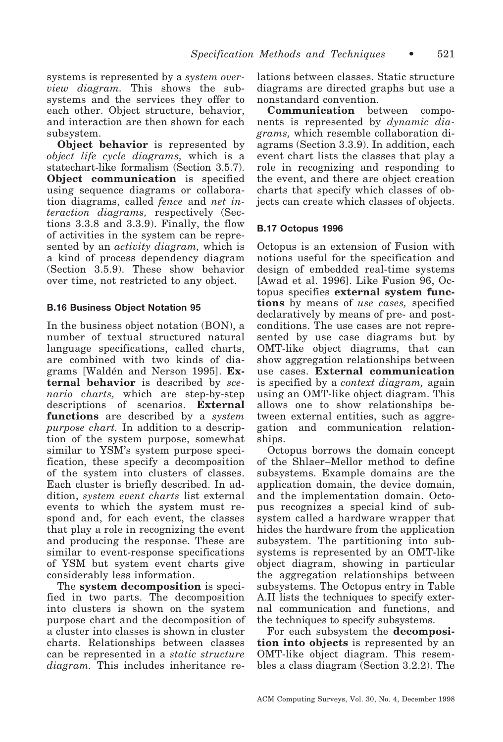systems is represented by a *system overview diagram.* This shows the subsystems and the services they offer to each other. Object structure, behavior, and interaction are then shown for each subsystem.

**Object behavior** is represented by *object life cycle diagrams,* which is a statechart-like formalism (Section 3.5.7). **Object communication** is specified using sequence diagrams or collaboration diagrams, called *fence* and *net interaction diagrams,* respectively (Sections 3.3.8 and 3.3.9). Finally, the flow of activities in the system can be represented by an *activity diagram,* which is a kind of process dependency diagram (Section 3.5.9). These show behavior over time, not restricted to any object.

### B.16 Business Object Notation 95

In the business object notation (BON), a number of textual structured natural language specifications, called charts, are combined with two kinds of diagrams [Waldén and Nerson 1995]. **External behavior** is described by *scenario charts,* which are step-by-step descriptions of scenarios. **External functions** are described by a *system purpose chart.* In addition to a description of the system purpose, somewhat similar to YSM's system purpose specification, these specify a decomposition of the system into clusters of classes. Each cluster is briefly described. In addition, *system event charts* list external events to which the system must respond and, for each event, the classes that play a role in recognizing the event and producing the response. These are similar to event-response specifications of YSM but system event charts give considerably less information.

The **system decomposition** is specified in two parts. The decomposition into clusters is shown on the system purpose chart and the decomposition of a cluster into classes is shown in cluster charts. Relationships between classes can be represented in a *static structure diagram.* This includes inheritance relations between classes. Static structure diagrams are directed graphs but use a nonstandard convention.

**Communication** between components is represented by *dynamic diagrams,* which resemble collaboration diagrams (Section 3.3.9). In addition, each event chart lists the classes that play a role in recognizing and responding to the event, and there are object creation charts that specify which classes of objects can create which classes of objects.

### B.17 Octopus 1996

Octopus is an extension of Fusion with notions useful for the specification and design of embedded real-time systems [Awad et al. 1996]. Like Fusion 96, Octopus specifies **external system functions** by means of *use cases,* specified declaratively by means of pre- and postconditions. The use cases are not represented by use case diagrams but by OMT-like object diagrams, that can show aggregation relationships between use cases. **External communication** is specified by a *context diagram,* again using an OMT-like object diagram. This allows one to show relationships between external entities, such as aggregation and communication relationships.

Octopus borrows the domain concept of the Shlaer–Mellor method to define subsystems. Example domains are the application domain, the device domain, and the implementation domain. Octopus recognizes a special kind of subsystem called a hardware wrapper that hides the hardware from the application subsystem. The partitioning into subsystems is represented by an OMT-like object diagram, showing in particular the aggregation relationships between subsystems. The Octopus entry in Table A.II lists the techniques to specify external communication and functions, and the techniques to specify subsystems.

For each subsystem the **decomposition into objects** is represented by an OMT-like object diagram. This resembles a class diagram (Section 3.2.2). The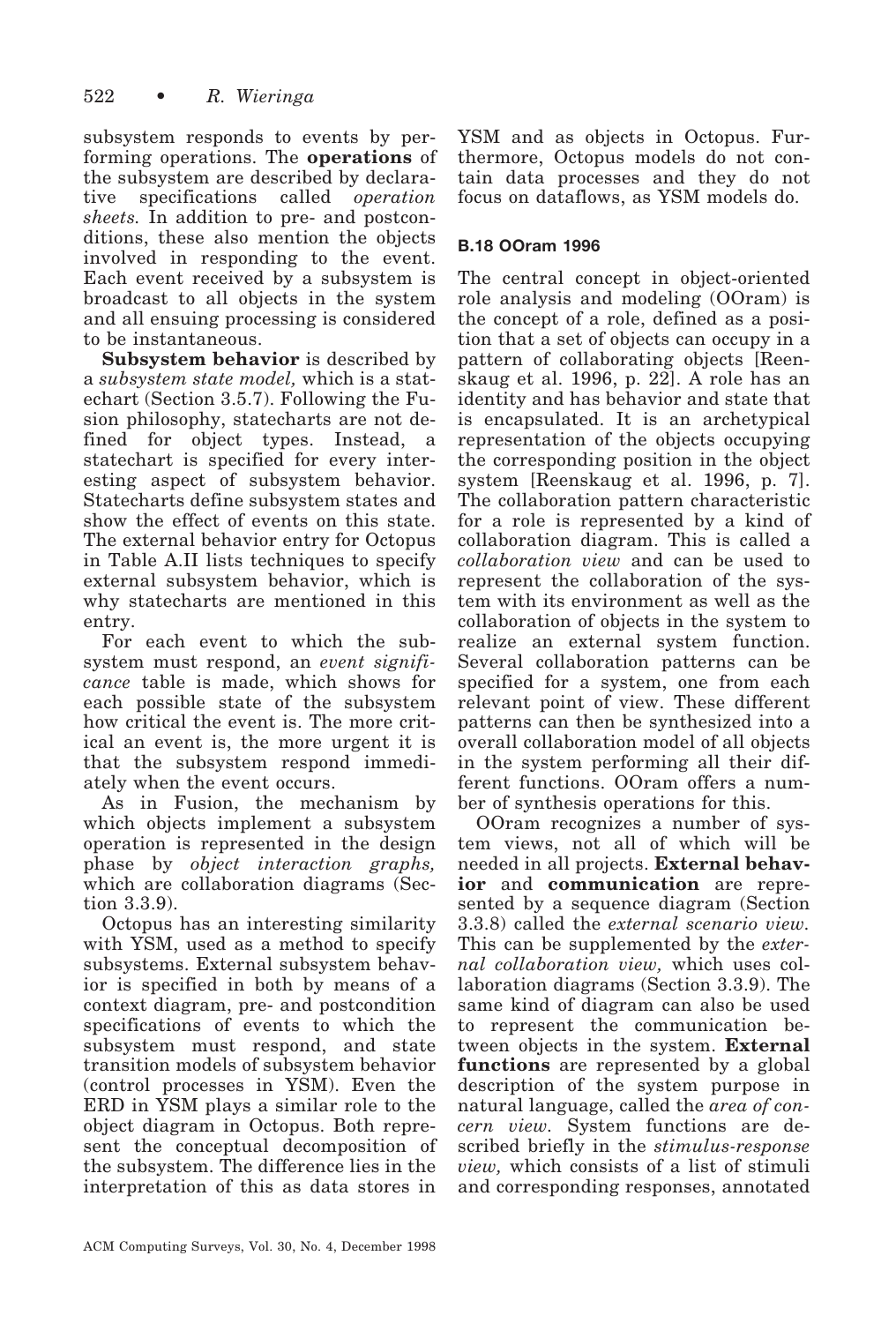subsystem responds to events by performing operations. The **operations** of the subsystem are described by declarative specifications called *operation sheets.* In addition to pre- and postconditions, these also mention the objects involved in responding to the event. Each event received by a subsystem is broadcast to all objects in the system and all ensuing processing is considered to be instantaneous.

**Subsystem behavior** is described by a *subsystem state model,* which is a statechart (Section 3.5.7). Following the Fusion philosophy, statecharts are not defined for object types. Instead, a statechart is specified for every interesting aspect of subsystem behavior. Statecharts define subsystem states and show the effect of events on this state. The external behavior entry for Octopus in Table A.II lists techniques to specify external subsystem behavior, which is why statecharts are mentioned in this entry.

For each event to which the subsystem must respond, an *event significance* table is made, which shows for each possible state of the subsystem how critical the event is. The more critical an event is, the more urgent it is that the subsystem respond immediately when the event occurs.

As in Fusion, the mechanism by which objects implement a subsystem operation is represented in the design phase by *object interaction graphs,* which are collaboration diagrams (Section 3.3.9).

Octopus has an interesting similarity with YSM, used as a method to specify subsystems. External subsystem behavior is specified in both by means of a context diagram, pre- and postcondition specifications of events to which the subsystem must respond, and state transition models of subsystem behavior (control processes in YSM). Even the ERD in YSM plays a similar role to the object diagram in Octopus. Both represent the conceptual decomposition of the subsystem. The difference lies in the interpretation of this as data stores in YSM and as objects in Octopus. Furthermore, Octopus models do not contain data processes and they do not focus on dataflows, as YSM models do.

### B.18 OOram 1996

The central concept in object-oriented role analysis and modeling (OOram) is the concept of a role, defined as a position that a set of objects can occupy in a pattern of collaborating objects [Reenskaug et al. 1996, p. 22]. A role has an identity and has behavior and state that is encapsulated. It is an archetypical representation of the objects occupying the corresponding position in the object system [Reenskaug et al. 1996, p. 7]. The collaboration pattern characteristic for a role is represented by a kind of collaboration diagram. This is called a *collaboration view* and can be used to represent the collaboration of the system with its environment as well as the collaboration of objects in the system to realize an external system function. Several collaboration patterns can be specified for a system, one from each relevant point of view. These different patterns can then be synthesized into a overall collaboration model of all objects in the system performing all their different functions. OOram offers a number of synthesis operations for this.

OOram recognizes a number of system views, not all of which will be needed in all projects. **External behavior** and **communication** are represented by a sequence diagram (Section 3.3.8) called the *external scenario view.* This can be supplemented by the *external collaboration view,* which uses collaboration diagrams (Section 3.3.9). The same kind of diagram can also be used to represent the communication between objects in the system. **External functions** are represented by a global description of the system purpose in natural language, called the *area of concern view.* System functions are described briefly in the *stimulus-response view,* which consists of a list of stimuli and corresponding responses, annotated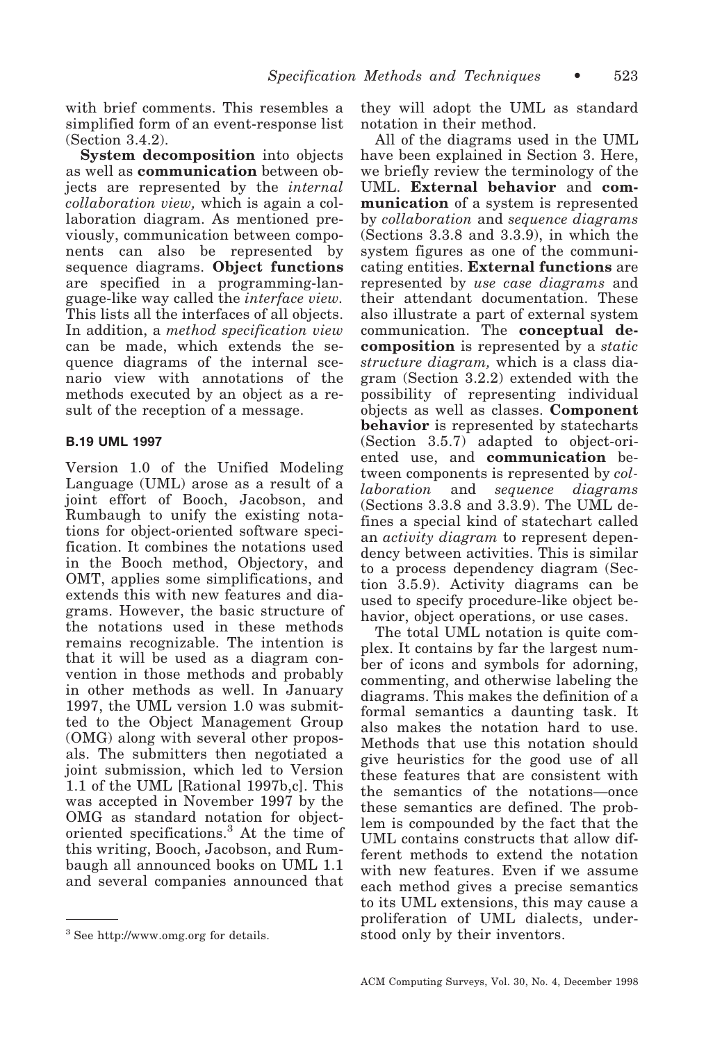with brief comments. This resembles a simplified form of an event-response list (Section 3.4.2).

**System decomposition** into objects as well as **communication** between objects are represented by the *internal collaboration view,* which is again a collaboration diagram. As mentioned previously, communication between components can also be represented by sequence diagrams. **Object functions** are specified in a programming-language-like way called the *interface view.* This lists all the interfaces of all objects. In addition, a *method specification view* can be made, which extends the sequence diagrams of the internal scenario view with annotations of the methods executed by an object as a result of the reception of a message.

### B.19 UML 1997

Version 1.0 of the Unified Modeling Language (UML) arose as a result of a joint effort of Booch, Jacobson, and Rumbaugh to unify the existing notations for object-oriented software specification. It combines the notations used in the Booch method, Objectory, and OMT, applies some simplifications, and extends this with new features and diagrams. However, the basic structure of the notations used in these methods remains recognizable. The intention is that it will be used as a diagram convention in those methods and probably in other methods as well. In January 1997, the UML version 1.0 was submitted to the Object Management Group (OMG) along with several other proposals. The submitters then negotiated a joint submission, which led to Version 1.1 of the UML [Rational 1997b,c]. This was accepted in November 1997 by the OMG as standard notation for object-oriented specifications.[3] At the time of this writing, Booch, Jacobson, and Rumbaugh all announced books on UML 1.1 and several companies announced that they will adopt the UML as standard notation in their method.

All of the diagrams used in the UML have been explained in Section 3. Here, we briefly review the terminology of the UML. **External behavior** and **communication** of a system is represented by *collaboration* and *sequence diagrams* (Sections 3.3.8 and 3.3.9), in which the system figures as one of the communicating entities. **External functions** are represented by *use case diagrams* and their attendant documentation. These also illustrate a part of external system communication. The **conceptual decomposition** is represented by a *static structure diagram,* which is a class diagram (Section 3.2.2) extended with the possibility of representing individual objects as well as classes. **Component behavior** is represented by statecharts (Section 3.5.7) adapted to object-oriented use, and **communication** between components is represented by *collaboration* and *sequence diagrams* (Sections 3.3.8 and 3.3.9). The UML defines a special kind of statechart called an *activity diagram* to represent dependency between activities. This is similar to a process dependency diagram (Section 3.5.9). Activity diagrams can be used to specify procedure-like object behavior, object operations, or use cases.

The total UML notation is quite complex. It contains by far the largest number of icons and symbols for adorning, commenting, and otherwise labeling the diagrams. This makes the definition of a formal semantics a daunting task. It also makes the notation hard to use. Methods that use this notation should give heuristics for the good use of all these features that are consistent with the semantics of the notations—once these semantics are defined. The problem is compounded by the fact that the UML contains constructs that allow different methods to extend the notation with new features. Even if we assume each method gives a precise semantics to its UML extensions, this may cause a proliferation of UML dialects, understood only by their inventors.

---

[3] See http://www.omg.org for details.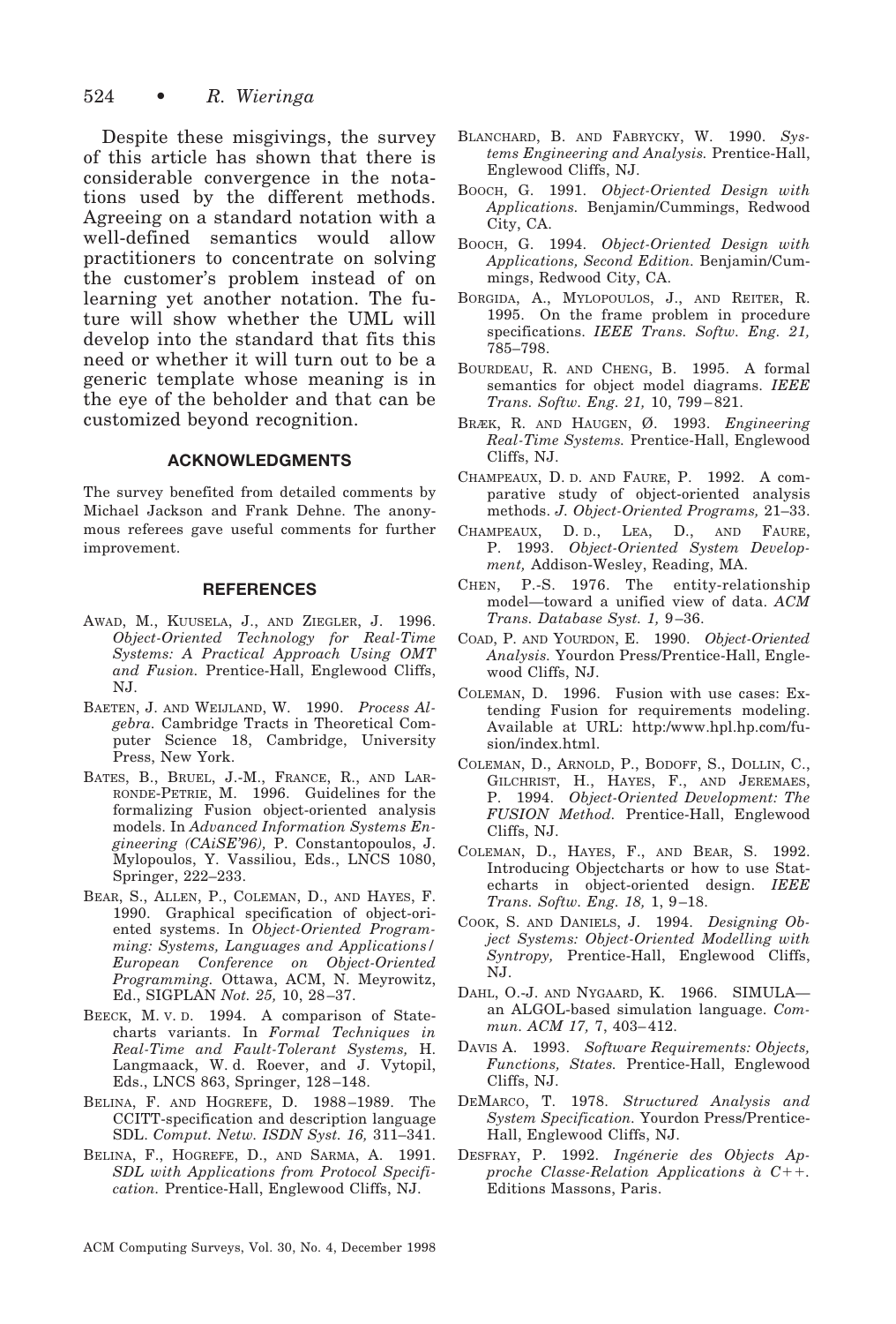Despite these misgivings, the survey of this article has shown that there is considerable convergence in the notations used by the different methods. Agreeing on a standard notation with a well-defined semantics would allow practitioners to concentrate on solving the customer's problem instead of on learning yet another notation. The future will show whether the UML will develop into the standard that fits this need or whether it will turn out to be a generic template whose meaning is in the eye of the beholder and that can be customized beyond recognition.

## ACKNOWLEDGMENTS

The survey benefited from detailed comments by Michael Jackson and Frank Dehne. The anonymous referees gave useful comments for further improvement.

## REFERENCES

AWAD, M., KUUSELA, J., AND ZIEGLER, J. 1996. *Object-Oriented Technology for Real-Time Systems: A Practical Approach Using OMT and Fusion.* Prentice-Hall, Englewood Cliffs, NJ.

BAETEN, J. AND WEIJLAND, W. 1990. *Process Algebra.* Cambridge Tracts in Theoretical Computer Science 18, Cambridge, University Press, New York.

BATES, B., BRUEL, J.-M., FRANCE, R., AND LARRONDE-PETRIE, M. 1996. Guidelines for the formalizing Fusion object-oriented analysis models. In *Advanced Information Systems Engineering (CAiSE'96),* P. Constantopoulos, J. Mylopoulos, Y. Vassiliou, Eds., LNCS 1080, Springer, 222–233.

BEAR, S., ALLEN, P., COLEMAN, D., AND HAYES, F. 1990. Graphical specification of object-oriented systems. In *Object-Oriented Programming: Systems, Languages and Applications/ European Conference on Object-Oriented Programming.* Ottawa, ACM, N. Meyrowitz, Ed., SIGPLAN *Not. 25,* 10, 28–37.

BEECK, M. V. D. 1994. A comparison of Statecharts variants. In *Formal Techniques in Real-Time and Fault-Tolerant Systems,* H. Langmaack, W. d. Roever, and J. Vytopil, Eds., LNCS 863, Springer, 128–148.

BELINA, F. AND HOGREFE, D. 1988–1989. The CCITT-specification and description language SDL. *Comput. Netw. ISDN Syst. 16,* 311–341.

BELINA, F., HOGREFE, D., AND SARMA, A. 1991. *SDL with Applications from Protocol Specification.* Prentice-Hall, Englewood Cliffs, NJ.

BLANCHARD, B. AND FABRYCKY, W. 1990. *Systems Engineering and Analysis.* Prentice-Hall, Englewood Cliffs, NJ.

BOOCH, G. 1991. *Object-Oriented Design with Applications.* Benjamin/Cummings, Redwood City, CA.

BOOCH, G. 1994. *Object-Oriented Design with Applications, Second Edition.* Benjamin/Cummings, Redwood City, CA.

BORGIDA, A., MYLOPOULOS, J., AND REITER, R. 1995. On the frame problem in procedure specifications. *IEEE Trans. Softw. Eng. 21,* 785–798.

BOURDEAU, R. AND CHENG, B. 1995. A formal semantics for object model diagrams. *IEEE Trans. Softw. Eng. 21,* 10, 799–821.

BRÆK, R. AND HAUGEN, Ø. 1993. *Engineering Real-Time Systems.* Prentice-Hall, Englewood Cliffs, NJ.

CHAMPEAUX, D. D. AND FAURE, P. 1992. A comparative study of object-oriented analysis methods. *J. Object-Oriented Programs,* 21–33.

CHAMPEAUX, D. D., LEA, D., AND FAURE, P. 1993. *Object-Oriented System Development,* Addison-Wesley, Reading, MA.

CHEN, P.-S. 1976. The entity-relationship model—toward a unified view of data. *ACM Trans. Database Syst. 1,* 9–36.

COAD, P. AND YOURDON, E. 1990. *Object-Oriented Analysis.* Yourdon Press/Prentice-Hall, Englewood Cliffs, NJ.

COLEMAN, D. 1996. Fusion with use cases: Extending Fusion for requirements modeling. Available at URL: http:/www.hpl.hp.com/fusion/index.html.

COLEMAN, D., ARNOLD, P., BODOFF, S., DOLLIN, C., GILCHRIST, H., HAYES, F., AND JEREMAES, P. 1994. *Object-Oriented Development: The FUSION Method.* Prentice-Hall, Englewood Cliffs, NJ.

COLEMAN, D., HAYES, F., AND BEAR, S. 1992. Introducing Objectcharts or how to use Statecharts in object-oriented design. *IEEE Trans. Softw. Eng. 18,* 1, 9–18.

COOK, S. AND DANIELS, J. 1994. *Designing Object Systems: Object-Oriented Modelling with Syntropy,* Prentice-Hall, Englewood Cliffs, NJ.

DAHL, O.-J. AND NYGAARD, K. 1966. SIMULA—an ALGOL-based simulation language. *Commun. ACM 17,* 7, 403–412.

DAVIS A. 1993. *Software Requirements: Objects, Functions, States.* Prentice-Hall, Englewood Cliffs, NJ.

DEMARCO, T. 1978. *Structured Analysis and System Specification.* Yourdon Press/Prentice-Hall, Englewood Cliffs, NJ.

DESFRAY, P. 1992. *Ingénerie des Objects Approche Classe-Relation Applications à C++.* Editions Massons, Paris.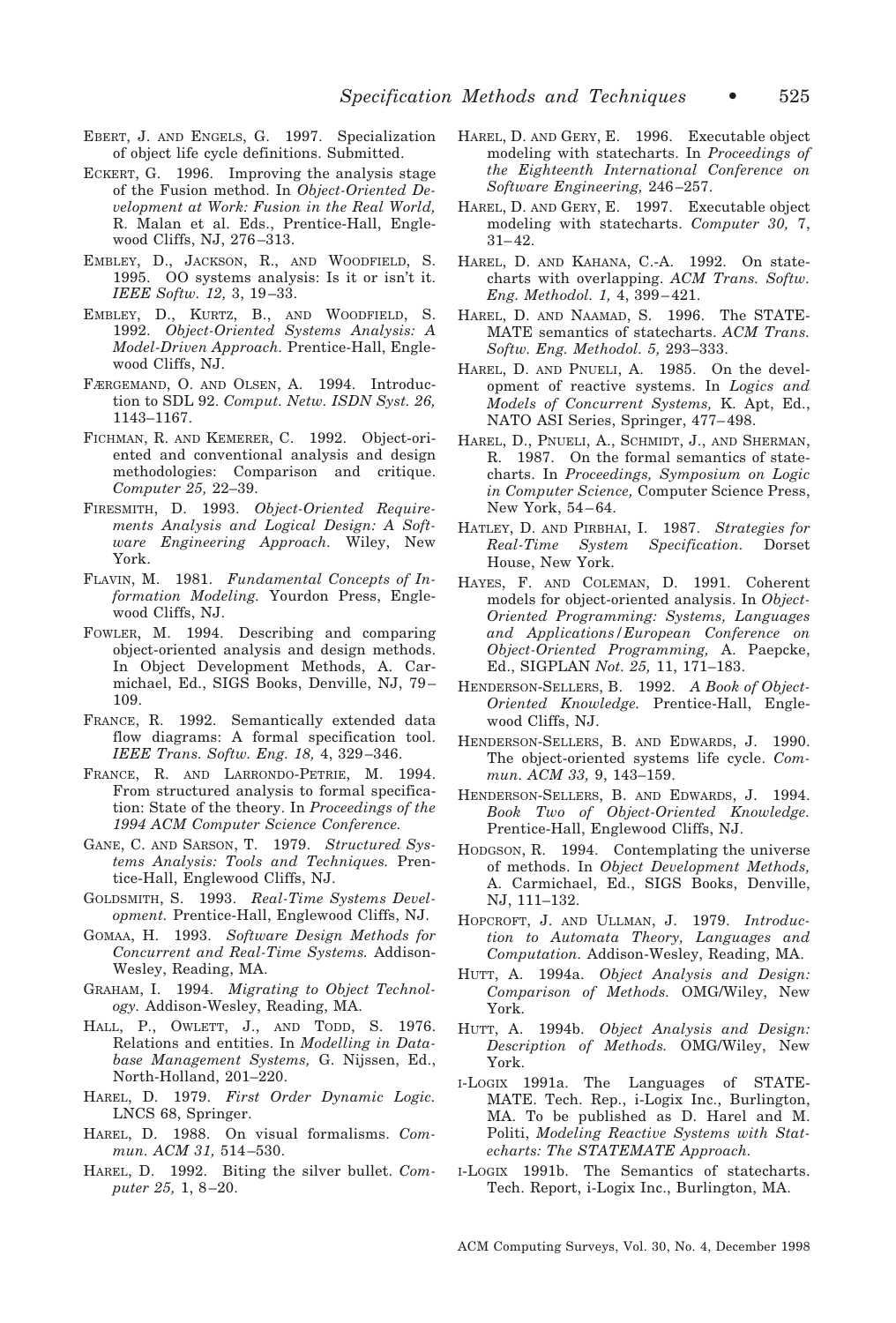EBERT, J. AND ENGELS, G. 1997. Specialization of object life cycle definitions. Submitted.

ECKERT, G. 1996. Improving the analysis stage of the Fusion method. In *Object-Oriented Development at Work: Fusion in the Real World,* R. Malan et al. Eds., Prentice-Hall, Englewood Cliffs, NJ, 276–313.

EMBLEY, D., JACKSON, R., AND WOODFIELD, S. 1995. OO systems analysis: Is it or isn't it. *IEEE Softw. 12,* 3, 19–33.

EMBLEY, D., KURTZ, B., AND WOODFIELD, S. 1992. *Object-Oriented Systems Analysis: A Model-Driven Approach.* Prentice-Hall, Englewood Cliffs, NJ.

FÆRGEMAND, O. AND OLSEN, A. 1994. Introduction to SDL 92. *Comput. Netw. ISDN Syst. 26,* 1143–1167.

FICHMAN, R. AND KEMERER, C. 1992. Object-oriented and conventional analysis and design methodologies: Comparison and critique. *Computer 25,* 22–39.

FIRESMITH, D. 1993. *Object-Oriented Requirements Analysis and Logical Design: A Software Engineering Approach.* Wiley, New York.

FLAVIN, M. 1981. *Fundamental Concepts of Information Modeling.* Yourdon Press, Englewood Cliffs, NJ.

FOWLER, M. 1994. Describing and comparing object-oriented analysis and design methods. In Object Development Methods, A. Carmichael, Ed., SIGS Books, Denville, NJ, 79–109.

FRANCE, R. 1992. Semantically extended data flow diagrams: A formal specification tool. *IEEE Trans. Softw. Eng. 18,* 4, 329–346.

FRANCE, R. AND LARRONDO-PETRIE, M. 1994. From structured analysis to formal specification: State of the theory. In *Proceedings of the 1994 ACM Computer Science Conference.*

GANE, C. AND SARSON, T. 1979. *Structured Systems Analysis: Tools and Techniques.* Prentice-Hall, Englewood Cliffs, NJ.

GOLDSMITH, S. 1993. *Real-Time Systems Development.* Prentice-Hall, Englewood Cliffs, NJ.

GOMAA, H. 1993. *Software Design Methods for Concurrent and Real-Time Systems.* Addison-Wesley, Reading, MA.

GRAHAM, I. 1994. *Migrating to Object Technology.* Addison-Wesley, Reading, MA.

HALL, P., OWLETT, J., AND TODD, S. 1976. Relations and entities. In *Modelling in Database Management Systems,* G. Nijssen, Ed., North-Holland, 201–220.

HAREL, D. 1979. *First Order Dynamic Logic.* LNCS 68, Springer.

HAREL, D. 1988. On visual formalisms. *Commun. ACM 31,* 514–530.

HAREL, D. 1992. Biting the silver bullet. *Computer 25,* 1, 8–20.

HAREL, D. AND GERY, E. 1996. Executable object modeling with statecharts. In *Proceedings of the Eighteenth International Conference on Software Engineering,* 246–257.

HAREL, D. AND GERY, E. 1997. Executable object modeling with statecharts. *Computer 30,* 7, 31–42.

HAREL, D. AND KAHANA, C.-A. 1992. On statecharts with overlapping. *ACM Trans. Softw. Eng. Methodol. 1,* 4, 399–421.

HAREL, D. AND NAAMAD, S. 1996. The STATEMATE semantics of statecharts. *ACM Trans. Softw. Eng. Methodol. 5,* 293–333.

HAREL, D. AND PNUELI, A. 1985. On the development of reactive systems. In *Logics and Models of Concurrent Systems,* K. Apt, Ed., NATO ASI Series, Springer, 477–498.

HAREL, D., PNUELI, A., SCHMIDT, J., AND SHERMAN, R. 1987. On the formal semantics of statecharts. In *Proceedings, Symposium on Logic in Computer Science,* Computer Science Press, New York, 54–64.

HATLEY, D. AND PIRBHAI, I. 1987. *Strategies for Real-Time System Specification.* Dorset House, New York.

HAYES, F. AND COLEMAN, D. 1991. Coherent models for object-oriented analysis. In *Object-Oriented Programming: Systems, Languages and Applications/European Conference on Object-Oriented Programming,* A. Paepcke, Ed., SIGPLAN *Not. 25,* 11, 171–183.

HENDERSON-SELLERS, B. 1992. *A Book of Object-Oriented Knowledge.* Prentice-Hall, Englewood Cliffs, NJ.

HENDERSON-SELLERS, B. AND EDWARDS, J. 1990. The object-oriented systems life cycle. *Commun. ACM 33,* 9, 143–159.

HENDERSON-SELLERS, B. AND EDWARDS, J. 1994. *Book Two of Object-Oriented Knowledge.* Prentice-Hall, Englewood Cliffs, NJ.

HODGSON, R. 1994. Contemplating the universe of methods. In *Object Development Methods,* A. Carmichael, Ed., SIGS Books, Denville, NJ, 111–132.

HOPCROFT, J. AND ULLMAN, J. 1979. *Introduction to Automata Theory, Languages and Computation.* Addison-Wesley, Reading, MA.

HUTT, A. 1994a. *Object Analysis and Design: Comparison of Methods.* OMG/Wiley, New York.

HUTT, A. 1994b. *Object Analysis and Design: Description of Methods.* OMG/Wiley, New York.

I-LOGIX 1991a. The Languages of STATEMATE. Tech. Rep., i-Logix Inc., Burlington, MA. To be published as D. Harel and M. Politi, *Modeling Reactive Systems with Statecharts: The STATEMATE Approach.*

I-LOGIX 1991b. The Semantics of statecharts. Tech. Report, i-Logix Inc., Burlington, MA.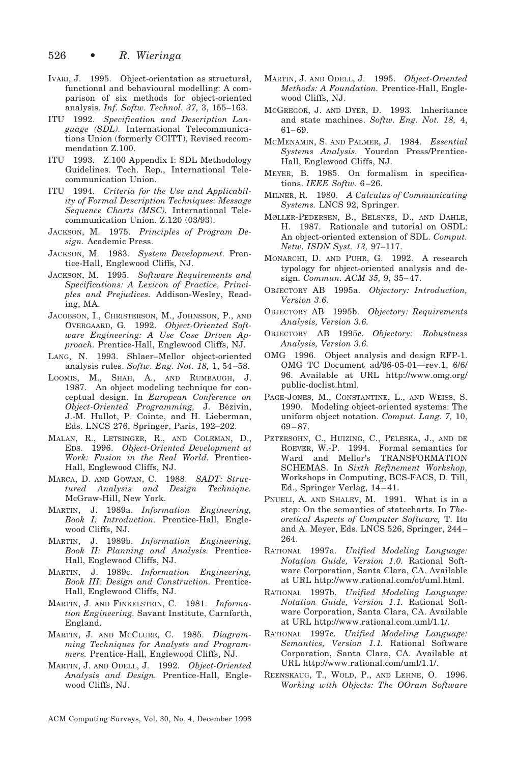IVARI, J. 1995. Object-orientation as structural, functional and behavioural modelling: A comparison of six methods for object-oriented analysis. *Inf. Softw. Technol. 37,* 3, 155–163.

ITU 1992. *Specification and Description Language (SDL).* International Telecommunications Union (formerly CCITT), Revised recommendation Z.100.

ITU 1993. Z.100 Appendix I: SDL Methodology Guidelines. Tech. Rep., International Telecommunication Union.

ITU 1994. *Criteria for the Use and Applicability of Formal Description Techniques: Message Sequence Charts (MSC).* International Telecommunication Union. Z.120 (03/93).

JACKSON, M. 1975. *Principles of Program Design.* Academic Press.

JACKSON, M. 1983. *System Development.* Prentice-Hall, Englewood Cliffs, NJ.

JACKSON, M. 1995. *Software Requirements and Specifications: A Lexicon of Practice, Principles and Prejudices.* Addison-Wesley, Reading, MA.

JACOBSON, I., CHRISTERSON, M., JOHNSSON, P., AND OVERGAARD, G. 1992. *Object-Oriented Software Engineering: A Use Case Driven Approach.* Prentice-Hall, Englewood Cliffs, NJ.

LANG, N. 1993. Shlaer–Mellor object-oriented analysis rules. *Softw. Eng. Not. 18,* 1, 54–58.

LOOMIS, M., SHAH, A., AND RUMBAUGH, J. 1987. An object modeling technique for conceptual design. In *European Conference on Object-Oriented Programming,* J. Bézivin, J.-M. Hullot, P. Cointe, and H. Lieberman, Eds. LNCS 276, Springer, Paris, 192–202.

MALAN, R., LETSINGER, R., AND COLEMAN, D., EDS. 1996. *Object-Oriented Development at Work: Fusion in the Real World.* Prentice-Hall, Englewood Cliffs, NJ.

MARCA, D. AND GOWAN, C. 1988. *SADT: Structured Analysis and Design Technique.* McGraw-Hill, New York.

MARTIN, J. 1989a. *Information Engineering, Book I: Introduction.* Prentice-Hall, Englewood Cliffs, NJ.

MARTIN, J. 1989b. *Information Engineering, Book II: Planning and Analysis.* Prentice-Hall, Englewood Cliffs, NJ.

MARTIN, J. 1989c. *Information Engineering, Book III: Design and Construction.* Prentice-Hall, Englewood Cliffs, NJ.

MARTIN, J. AND FINKELSTEIN, C. 1981. *Information Engineering.* Savant Institute, Carnforth, England.

MARTIN, J. AND MCCLURE, C. 1985. *Diagramming Techniques for Analysts and Programmers.* Prentice-Hall, Englewood Cliffs, NJ.

MARTIN, J. AND ODELL, J. 1992. *Object-Oriented Analysis and Design.* Prentice-Hall, Englewood Cliffs, NJ.

MARTIN, J. AND ODELL, J. 1995. *Object-Oriented Methods: A Foundation.* Prentice-Hall, Englewood Cliffs, NJ.

MCGREGOR, J. AND DYER, D. 1993. Inheritance and state machines. *Softw. Eng. Not. 18,* 4, 61–69.

MCMENAMIN, S. AND PALMER, J. 1984. *Essential Systems Analysis.* Yourdon Press/Prentice-Hall, Englewood Cliffs, NJ.

MEYER, B. 1985. On formalism in specifications. *IEEE Softw.* 6–26.

MILNER, R. 1980. *A Calculus of Communicating Systems.* LNCS 92, Springer.

MØLLER-PEDERSEN, B., BELSNES, D., AND DAHLE, H. 1987. Rationale and tutorial on OSDL: An object-oriented extension of SDL. *Comput. Netw. ISDN Syst. 13,* 97–117.

MONARCHI, D. AND PUHR, G. 1992. A research typology for object-oriented analysis and design. *Commun. ACM 35,* 9, 35–47.

OBJECTORY AB 1995a. *Objectory: Introduction, Version 3.6.*

OBJECTORY AB 1995b. *Objectory: Requirements Analysis, Version 3.6.*

OBJECTORY AB 1995c. *Objectory: Robustness Analysis, Version 3.6.*

OMG 1996. Object analysis and design RFP-1. OMG TC Document ad/96-05-01—rev.1, 6/6/96. Available at URL http://www.omg.org/public-doclist.html.

PAGE-JONES, M., CONSTANTINE, L., AND WEISS, S. 1990. Modeling object-oriented systems: The uniform object notation. *Comput. Lang. 7,* 10, 69–87.

PETERSOHN, C., HUIZING, C., PELESKA, J., AND DE ROEVER, W.-P. 1994. Formal semantics for Ward and Mellor's TRANSFORMATION SCHEMAS. In *Sixth Refinement Workshop,* Workshops in Computing, BCS-FACS, D. Till, Ed., Springer Verlag, 14–41.

PNUELI, A. AND SHALEV, M. 1991. What is in a step: On the semantics of statecharts. In *Theoretical Aspects of Computer Software,* T. Ito and A. Meyer, Eds. LNCS 526, Springer, 244–264.

RATIONAL 1997a. *Unified Modeling Language: Notation Guide, Version 1.0.* Rational Software Corporation, Santa Clara, CA. Available at URL http://www.rational.com/ot/uml.html.

RATIONAL 1997b. *Unified Modeling Language: Notation Guide, Version 1.1.* Rational Software Corporation, Santa Clara, CA. Available at URL http://www.rational.com.uml/1.1/.

RATIONAL 1997c. *Unified Modeling Language: Semantics, Version 1.1.* Rational Software Corporation, Santa Clara, CA. Available at URL http://www.rational.com/uml/1.1/.

REENSKAUG, T., WOLD, P., AND LEHNE, O. 1996. *Working with Objects: The OOram Software*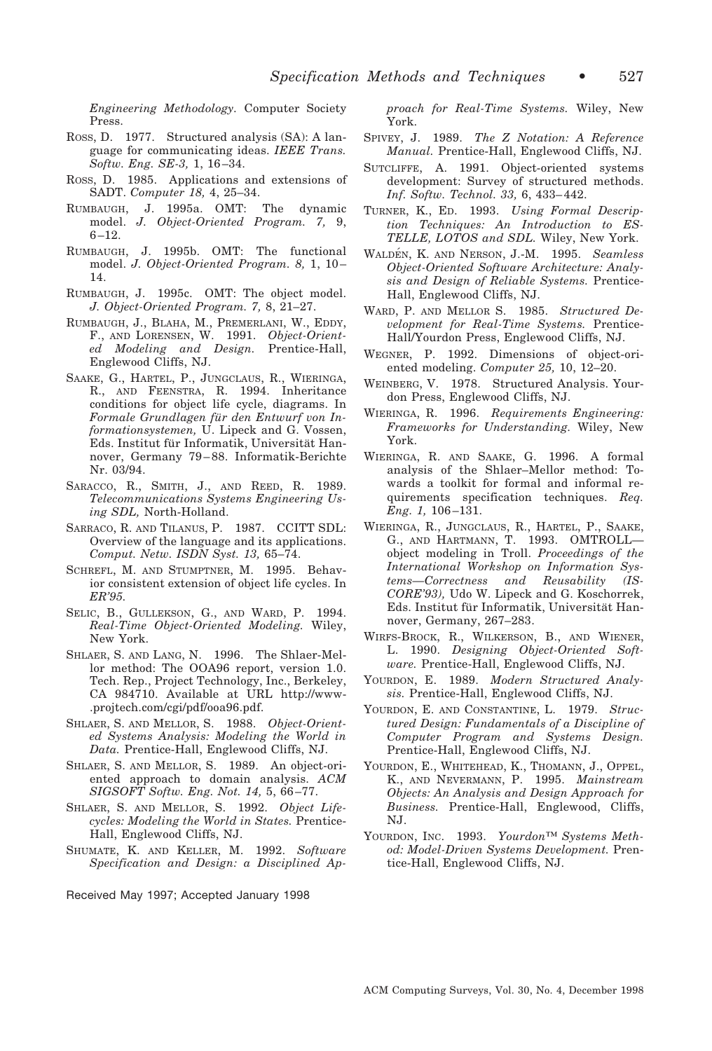*Engineering Methodology.* Computer Society Press.

ROSS, D. 1977. Structured analysis (SA): A language for communicating ideas. *IEEE Trans. Softw. Eng. SE-3,* 1, 16–34.

ROSS, D. 1985. Applications and extensions of SADT. *Computer 18,* 4, 25–34.

RUMBAUGH, J. 1995a. OMT: The dynamic model. *J. Object-Oriented Program. 7,* 9, 6–12.

RUMBAUGH, J. 1995b. OMT: The functional model. *J. Object-Oriented Program. 8,* 1, 10–14.

RUMBAUGH, J. 1995c. OMT: The object model. *J. Object-Oriented Program. 7,* 8, 21–27.

RUMBAUGH, J., BLAHA, M., PREMERLANI, W., EDDY, F., AND LORENSEN, W. 1991. *Object-Oriented Modeling and Design.* Prentice-Hall, Englewood Cliffs, NJ.

SAAKE, G., HARTEL, P., JUNGCLAUS, R., WIERINGA, R., AND FEENSTRA, R. 1994. Inheritance conditions for object life cycle, diagrams. In *Formale Grundlagen für den Entwurf von Informationsystemen,* U. Lipeck and G. Vossen, Eds. Institut für Informatik, Universität Hannover, Germany 79–88. Informatik-Berichte Nr. 03/94.

SARACCO, R., SMITH, J., AND REED, R. 1989. *Telecommunications Systems Engineering Using SDL,* North-Holland.

SARRACO, R. AND TILANUS, P. 1987. CCITT SDL: Overview of the language and its applications. *Comput. Netw. ISDN Syst. 13,* 65–74.

SCHREFL, M. AND STUMPTNER, M. 1995. Behavior consistent extension of object life cycles. In *ER'95.*

SELIC, B., GULLEKSON, G., AND WARD, P. 1994. *Real-Time Object-Oriented Modeling.* Wiley, New York.

SHLAER, S. AND LANG, N. 1996. The Shlaer-Mellor method: The OOA96 report, version 1.0. Tech. Rep., Project Technology, Inc., Berkeley, CA 984710. Available at URL http://www-.projtech.com/cgi/pdf/ooa96.pdf.

SHLAER, S. AND MELLOR, S. 1988. *Object-Oriented Systems Analysis: Modeling the World in Data.* Prentice-Hall, Englewood Cliffs, NJ.

SHLAER, S. AND MELLOR, S. 1989. An object-oriented approach to domain analysis. *ACM SIGSOFT Softw. Eng. Not. 14,* 5, 66–77.

SHLAER, S. AND MELLOR, S. 1992. *Object Lifecycles: Modeling the World in States.* Prentice-Hall, Englewood Cliffs, NJ.

SHUMATE, K. AND KELLER, M. 1992. *Software Specification and Design: a Disciplined Approach for Real-Time Systems.* Wiley, New York.

SPIVEY, J. 1989. *The Z Notation: A Reference Manual.* Prentice-Hall, Englewood Cliffs, NJ.

SUTCLIFFE, A. 1991. Object-oriented systems development: Survey of structured methods. *Inf. Softw. Technol. 33,* 6, 433–442.

TURNER, K., ED. 1993. *Using Formal Description Techniques: An Introduction to ESTELLE, LOTOS and SDL.* Wiley, New York.

WALDÉN, K. AND NERSON, J.-M. 1995. *Seamless Object-Oriented Software Architecture: Analysis and Design of Reliable Systems.* Prentice-Hall, Englewood Cliffs, NJ.

WARD, P. AND MELLOR S. 1985. *Structured Development for Real-Time Systems.* Prentice-Hall/Yourdon Press, Englewood Cliffs, NJ.

WEGNER, P. 1992. Dimensions of object-oriented modeling. *Computer 25,* 10, 12–20.

WEINBERG, V. 1978. Structured Analysis. Yourdon Press, Englewood Cliffs, NJ.

WIERINGA, R. 1996. *Requirements Engineering: Frameworks for Understanding.* Wiley, New York.

WIERINGA, R. AND SAAKE, G. 1996. A formal analysis of the Shlaer–Mellor method: Towards a toolkit for formal and informal requirements specification techniques. *Req. Eng. 1,* 106–131.

WIERINGA, R., JUNGCLAUS, R., HARTEL, P., SAAKE, G., AND HARTMANN, T. 1993. OMTROLL—object modeling in Troll. *Proceedings of the International Workshop on Information Systems—Correctness and Reusability (ISCORE'93),* Udo W. Lipeck and G. Koschorrek, Eds. Institut für Informatik, Universität Hannover, Germany, 267–283.

WIRFS-BROCK, R., WILKERSON, B., AND WIENER, L. 1990. *Designing Object-Oriented Software.* Prentice-Hall, Englewood Cliffs, NJ.

YOURDON, E. 1989. *Modern Structured Analysis.* Prentice-Hall, Englewood Cliffs, NJ.

YOURDON, E. AND CONSTANTINE, L. 1979. *Structured Design: Fundamentals of a Discipline of Computer Program and Systems Design.* Prentice-Hall, Englewood Cliffs, NJ.

YOURDON, E., WHITEHEAD, K., THOMANN, J., OPPEL, K., AND NEVERMANN, P. 1995. *Mainstream Objects: An Analysis and Design Approach for Business.* Prentice-Hall, Englewood, Cliffs, NJ.

YOURDON, INC. 1993. *Yourdon™ Systems Method: Model-Driven Systems Development.* Prentice-Hall, Englewood Cliffs, NJ.

Received May 1997; Accepted January 1998